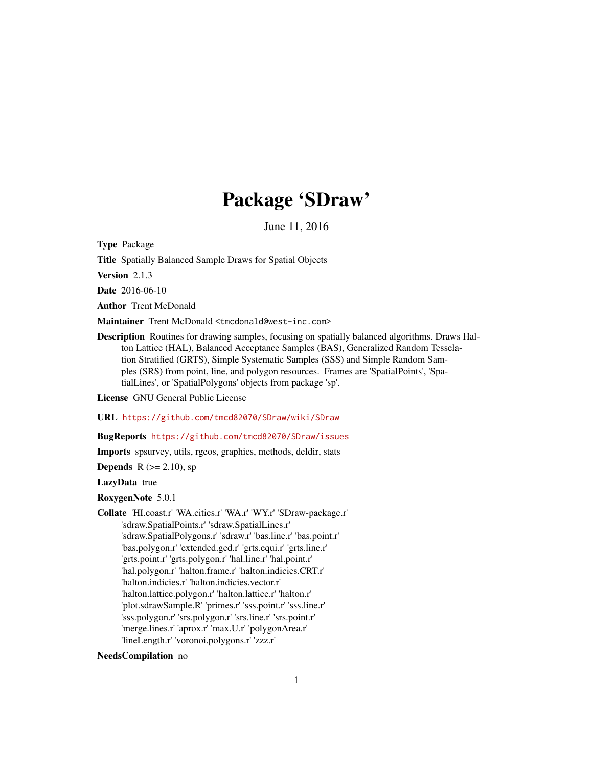# Package 'SDraw'

June 11, 2016

**Type** Package

**Title** Spatially Balanced Sample Draws for Spatial Objects

**Version** 2.1.3

**Date** 2016-06-10

**Author** Trent McDonald

**Maintainer** Trent McDonald <tmcdonald@west-inc.com>

**Description** Routines for drawing samples, focusing on spatially balanced algorithms. Draws Halton Lattice (HAL), Balanced Acceptance Samples (BAS), Generalized Random Tessellation Stratified (GRTS), Simple Systematic Samples (SSS) and Simple Random Samples (SRS) from point, line, and polygon resources. Frames are 'SpatialPoints', 'SpatialLines', or 'SpatialPolygons' objects from package 'sp'.

**License** GNU General Public License

**URL** https://github.com/tmcd82070/SDraw/wiki/SDraw

**BugReports** https://github.com/tmcd82070/SDraw/issues

**Imports** spsurvey, utils, rgeos, graphics, methods, deldir, stats

**Depends** R (>= 2.10), sp

**LazyData** true

**RoxygenNote** 5.0.1

**Collate** 'HI.coast.r' 'WA.cities.r' 'WA.r' 'WY.r' 'SDraw-package.r' 'sdraw.SpatialPoints.r' 'sdraw.SpatialLines.r' 'sdraw.SpatialPolygons.r' 'sdraw.r' 'bas.line.r' 'bas.point.r' 'bas.polygon.r' 'extended.gcd.r' 'grts.equi.r' 'grts.line.r' 'grts.point.r' 'grts.polygon.r' 'hal.line.r' 'hal.point.r' 'hal.polygon.r' 'halton.frame.r' 'halton.indicies.CRT.r' 'halton.indicies.r' 'halton.indicies.vector.r' 'halton.lattice.polygon.r' 'halton.lattice.r' 'halton.r' 'plot.sdrawSample.R' 'primes.r' 'sss.point.r' 'sss.line.r' 'sss.polygon.r' 'srs.polygon.r' 'srs.line.r' 'srs.point.r' 'merge.lines.r' 'aprox.r' 'max.U.r' 'polygonArea.r' 'lineLength.r' 'voronoi.polygons.r' 'zzz.r'

**NeedsCompilation** no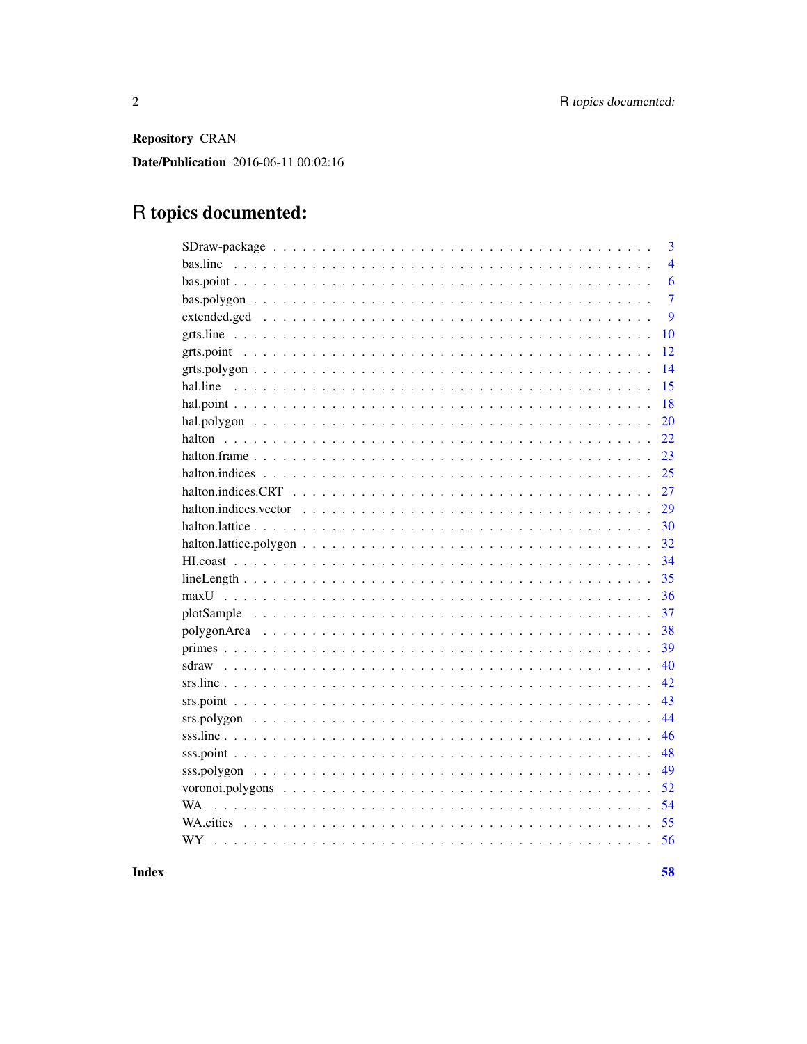**Repository** CRAN

**Date/Publication** 2016-06-11 00:02:16

# R topics documented:

| Topic | Page |
|---|---|
| SDraw-package | 3 |
| bas.line | 4 |
| bas.point | 6 |
| bas.polygon | 7 |
| extended.gcd | 9 |
| grts.line | 10 |
| grts.point | 12 |
| grts.polygon | 14 |
| hal.line | 15 |
| hal.point | 18 |
| hal.polygon | 20 |
| halton | 22 |
| halton.frame | 23 |
| halton.indices | 25 |
| halton.indices.CRT | 27 |
| halton.indices.vector | 29 |
| halton.lattice | 30 |
| halton.lattice.polygon | 32 |
| HI.coast | 34 |
| lineLength | 35 |
| maxU | 36 |
| plotSample | 37 |
| polygonArea | 38 |
| primes | 39 |
| sdraw | 40 |
| srs.line | 42 |
| srs.point | 43 |
| srs.polygon | 44 |
| sss.line | 46 |
| sss.point | 48 |
| sss.polygon | 49 |
| voronoi.polygons | 52 |
| WA | 54 |
| WA.cities | 55 |
| WY | 56 |

**Index** **58**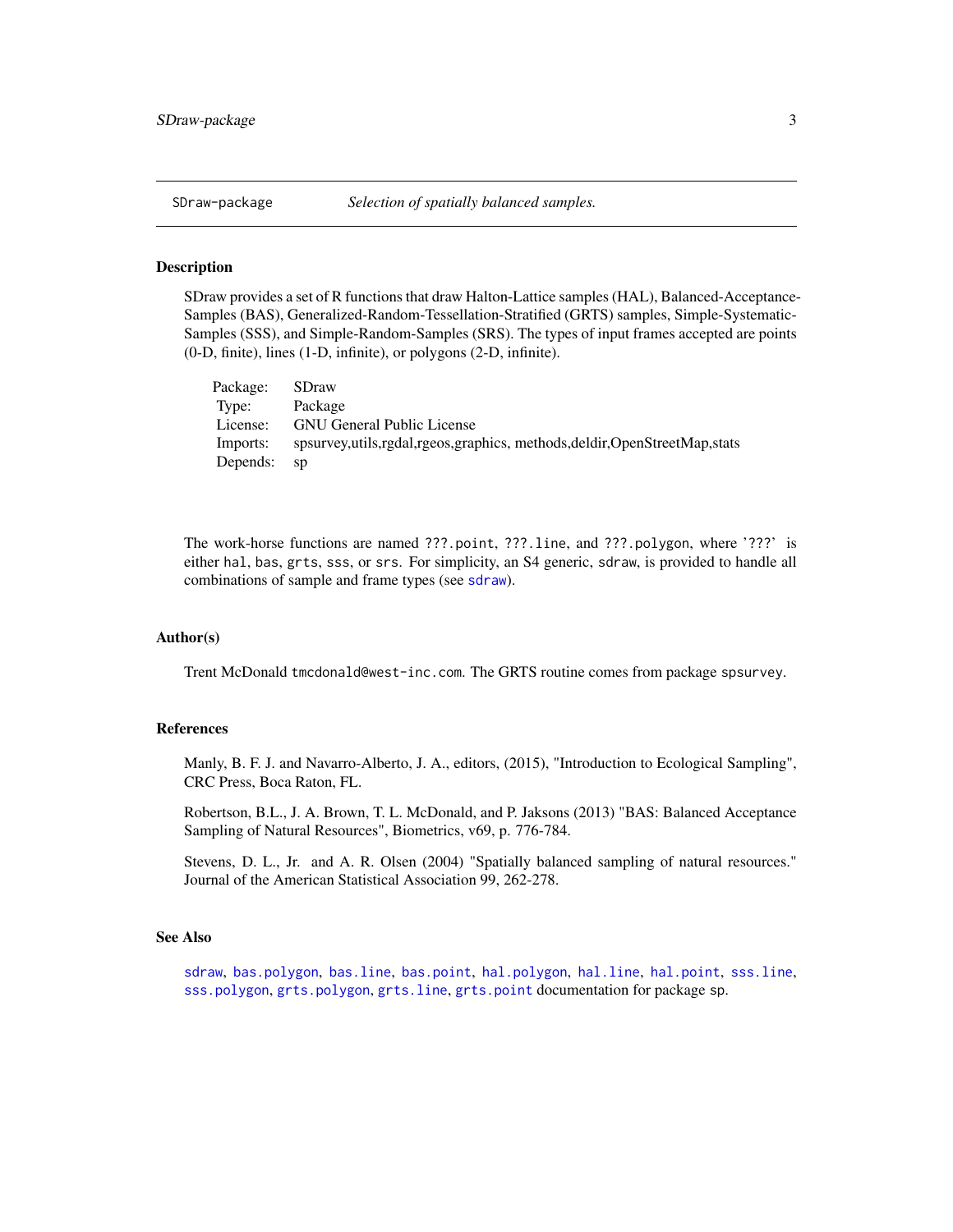# SDraw-package — *Selection of spatially balanced samples.*

## Description

SDraw provides a set of R functions that draw Halton-Lattice samples (HAL), Balanced-Acceptance-Samples (BAS), Generalized-Random-Tessellation-Stratified (GRTS) samples, Simple-Systematic-Samples (SSS), and Simple-Random-Samples (SRS). The types of input frames accepted are points (0-D, finite), lines (1-D, infinite), or polygons (2-D, infinite).

| | |
|---|---|
| Package: | SDraw |
| Type: | Package |
| License: | GNU General Public License |
| Imports: | spsurvey,utils,rgdal,rgeos,graphics, methods,deldir,OpenStreetMap,stats |
| Depends: | sp |

The work-horse functions are named `???.point`, `???.line`, and `???.polygon`, where '???' is either `hal`, `bas`, `grts`, `sss`, or `srs`. For simplicity, an S4 generic, `sdraw`, is provided to handle all combinations of sample and frame types (see `sdraw`).

## Author(s)

Trent McDonald `tmcdonald@west-inc.com`. The GRTS routine comes from package `spsurvey`.

## References

Manly, B. F. J. and Navarro-Alberto, J. A., editors, (2015), "Introduction to Ecological Sampling", CRC Press, Boca Raton, FL.

Robertson, B.L., J. A. Brown, T. L. McDonald, and P. Jaksons (2013) "BAS: Balanced Acceptance Sampling of Natural Resources", Biometrics, v69, p. 776-784.

Stevens, D. L., Jr. and A. R. Olsen (2004) "Spatially balanced sampling of natural resources." Journal of the American Statistical Association 99, 262-278.

## See Also

`sdraw`, `bas.polygon`, `bas.line`, `bas.point`, `hal.polygon`, `hal.line`, `hal.point`, `sss.line`, `sss.polygon`, `grts.polygon`, `grts.line`, `grts.point` documentation for package sp.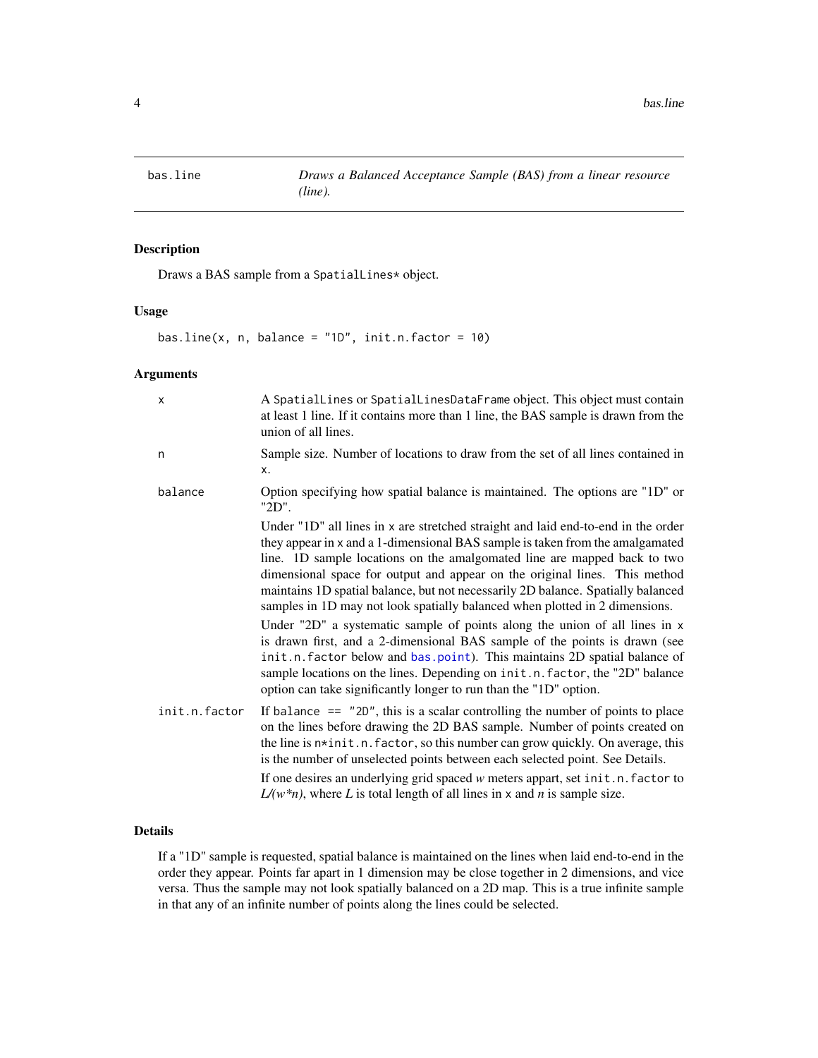## bas.line — Draws a Balanced Acceptance Sample (BAS) from a linear resource (line).

### Description

Draws a BAS sample from a `SpatialLines*` object.

### Usage

```
bas.line(x, n, balance = "1D", init.n.factor = 10)
```

### Arguments

| Argument | Description |
|---|---|
| `x` | A `SpatialLines` or `SpatialLinesDataFrame` object. This object must contain at least 1 line. If it contains more than 1 line, the BAS sample is drawn from the union of all lines. |
| `n` | Sample size. Number of locations to draw from the set of all lines contained in `x`. |
| `balance` | Option specifying how spatial balance is maintained. The options are "1D" or "2D".<br><br>Under "1D" all lines in `x` are stretched straight and laid end-to-end in the order they appear in `x` and a 1-dimensional BAS sample is taken from the amalgamated line. 1D sample locations on the amalgomated line are mapped back to two dimensional space for output and appear on the original lines. This method maintains 1D spatial balance, but not necessarily 2D balance. Spatially balanced samples in 1D may not look spatially balanced when plotted in 2 dimensions.<br><br>Under "2D" a systematic sample of points along the union of all lines in `x` is drawn first, and a 2-dimensional BAS sample of the points is drawn (see `init.n.factor` below and `bas.point`). This maintains 2D spatial balance of sample locations on the lines. Depending on `init.n.factor`, the "2D" balance option can take significantly longer to run than the "1D" option. |
| `init.n.factor` | If `balance == "2D"`, this is a scalar controlling the number of points to place on the lines before drawing the 2D BAS sample. Number of points created on the line is `n*init.n.factor`, so this number can grow quickly. On average, this is the number of unselected points between each selected point. See Details.<br><br>If one desires an underlying grid spaced *w* meters appart, set `init.n.factor` to *L/(w\*n)*, where *L* is total length of all lines in `x` and *n* is sample size. |

### Details

If a "1D" sample is requested, spatial balance is maintained on the lines when laid end-to-end in the order they appear. Points far apart in 1 dimension may be close together in 2 dimensions, and vice versa. Thus the sample may not look spatially balanced on a 2D map. This is a true infinite sample in that any of an infinite number of points along the lines could be selected.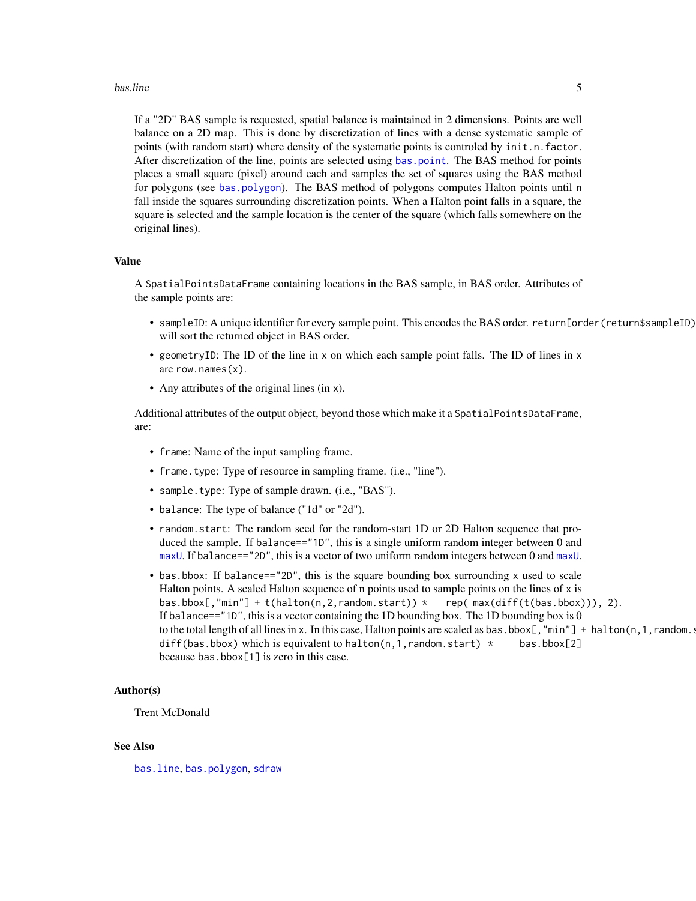If a "2D" BAS sample is requested, spatial balance is maintained in 2 dimensions. Points are well balance on a 2D map. This is done by discretization of lines with a dense systematic sample of points (with random start) where density of the systematic points is controled by `init.n.factor`. After discretization of the line, points are selected using `bas.point`. The BAS method for points places a small square (pixel) around each and samples the set of squares using the BAS method for polygons (see `bas.polygon`). The BAS method of polygons computes Halton points until `n` fall inside the squares surrounding discretization points. When a Halton point falls in a square, the square is selected and the sample location is the center of the square (which falls somewhere on the original lines).

## Value

A `SpatialPointsDataFrame` containing locations in the BAS sample, in BAS order. Attributes of the sample points are:

- `sampleID`: A unique identifier for every sample point. This encodes the BAS order. `return[order(return$sampleID),]` will sort the returned object in BAS order.
- `geometryID`: The ID of the line in `x` on which each sample point falls. The ID of lines in `x` are `row.names(x)`.
- Any attributes of the original lines (in `x`).

Additional attributes of the output object, beyond those which make it a `SpatialPointsDataFrame`, are:

- `frame`: Name of the input sampling frame.
- `frame.type`: Type of resource in sampling frame. (i.e., "line").
- `sample.type`: Type of sample drawn. (i.e., "BAS").
- `balance`: The type of balance ("1d" or "2d").
- `random.start`: The random seed for the random-start 1D or 2D Halton sequence that produced the sample. If `balance=="1D"`, this is a single uniform random integer between 0 and `maxU`. If `balance=="2D"`, this is a vector of two uniform random integers between 0 and `maxU`.
- `bas.bbox`: If `balance=="2D"`, this is the square bounding box surrounding `x` used to scale Halton points. A scaled Halton sequence of n points used to sample points on the lines of `x` is `bas.bbox[,"min"] + t(halton(n,2,random.start)) * rep( max(diff(t(bas.bbox))), 2)`. If `balance=="1D"`, this is a vector containing the 1D bounding box. The 1D bounding box is 0 to the total length of all lines in `x`. In this case, Halton points are scaled as `bas.bbox[,"min"] + halton(n,1,random.start) * diff(bas.bbox)` which is equivalent to `halton(n,1,random.start) * bas.bbox[2]` because `bas.bbox[1]` is zero in this case.

## Author(s)

Trent McDonald

## See Also

`bas.line`, `bas.polygon`, `sdraw`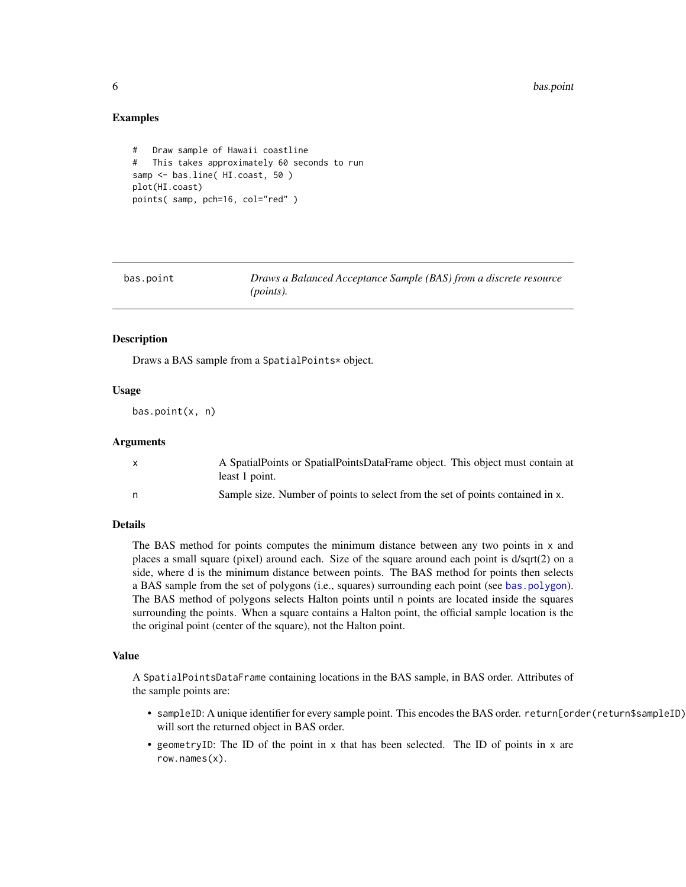## Examples

```
#   Draw sample of Hawaii coastline
#   This takes approximately 60 seconds to run
samp <- bas.line( HI.coast, 50 )
plot(HI.coast)
points( samp, pch=16, col="red" )
```

---

## bas.point — *Draws a Balanced Acceptance Sample (BAS) from a discrete resource (points).*

---

### Description

Draws a BAS sample from a `SpatialPoints*` object.

### Usage

```
bas.point(x, n)
```

### Arguments

| | |
|---|---|
| x | A SpatialPoints or SpatialPointsDataFrame object. This object must contain at least 1 point. |
| n | Sample size. Number of points to select from the set of points contained in x. |

### Details

The BAS method for points computes the minimum distance between any two points in x and places a small square (pixel) around each. Size of the square around each point is d/sqrt(2) on a side, where d is the minimum distance between points. The BAS method for points then selects a BAS sample from the set of polygons (i.e., squares) surrounding each point (see `bas.polygon`). The BAS method of polygons selects Halton points until n points are located inside the squares surrounding the points. When a square contains a Halton point, the official sample location is the the original point (center of the square), not the Halton point.

### Value

A `SpatialPointsDataFrame` containing locations in the BAS sample, in BAS order. Attributes of the sample points are:

- `sampleID`: A unique identifier for every sample point. This encodes the BAS order. `return[order(return$sampleID)` will sort the returned object in BAS order.
- `geometryID`: The ID of the point in x that has been selected. The ID of points in x are `row.names(x)`.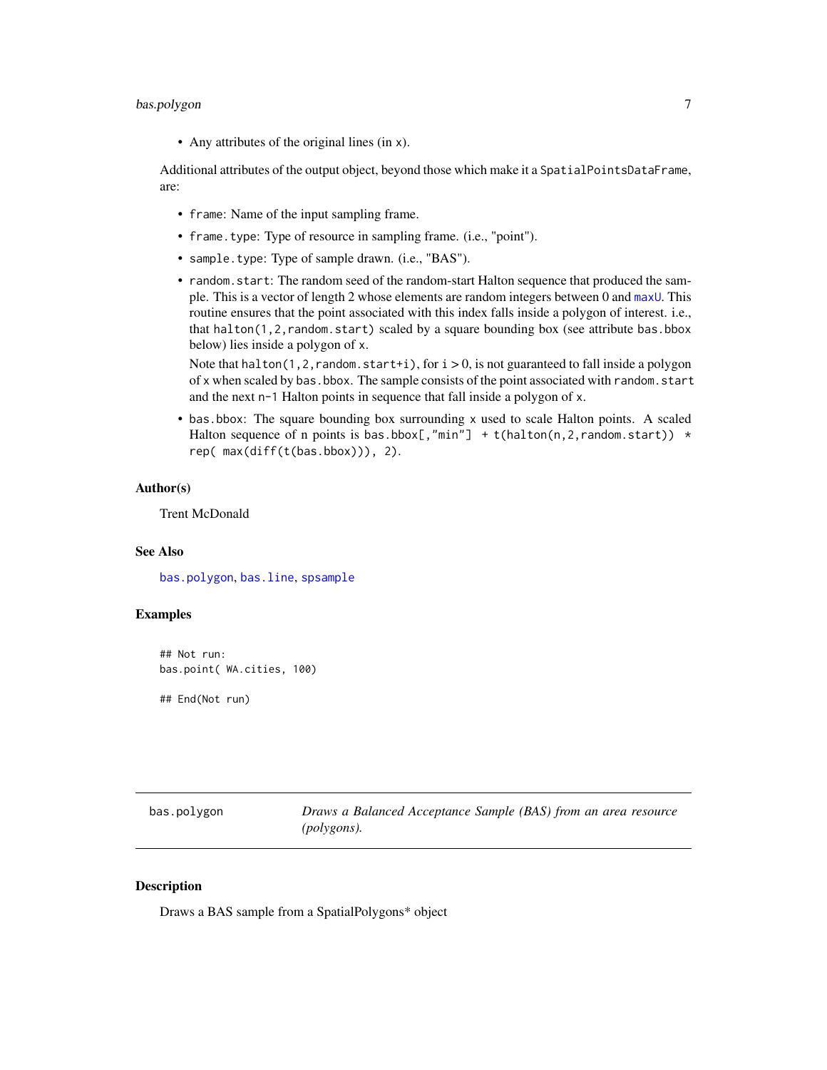- Any attributes of the original lines (in x).

Additional attributes of the output object, beyond those which make it a SpatialPointsDataFrame, are:

- frame: Name of the input sampling frame.
- frame.type: Type of resource in sampling frame. (i.e., "point").
- sample.type: Type of sample drawn. (i.e., "BAS").
- random.start: The random seed of the random-start Halton sequence that produced the sample. This is a vector of length 2 whose elements are random integers between 0 and maxU. This routine ensures that the point associated with this index falls inside a polygon of interest. i.e., that halton(1,2,random.start) scaled by a square bounding box (see attribute bas.bbox below) lies inside a polygon of x.

  Note that halton(1,2,random.start+i), for $i > 0$, is not guaranteed to fall inside a polygon of x when scaled by bas.bbox. The sample consists of the point associated with random.start and the next n-1 Halton points in sequence that fall inside a polygon of x.
- bas.bbox: The square bounding box surrounding x used to scale Halton points. A scaled Halton sequence of n points is bas.bbox[,"min"] + t(halton(n,2,random.start)) * rep( max(diff(t(bas.bbox))), 2).

### Author(s)

Trent McDonald

### See Also

bas.polygon, bas.line, spsample

### Examples

```
## Not run:
bas.point( WA.cities, 100)

## End(Not run)
```

---

## bas.polygon — *Draws a Balanced Acceptance Sample (BAS) from an area resource (polygons).*

### Description

Draws a BAS sample from a SpatialPolygons* object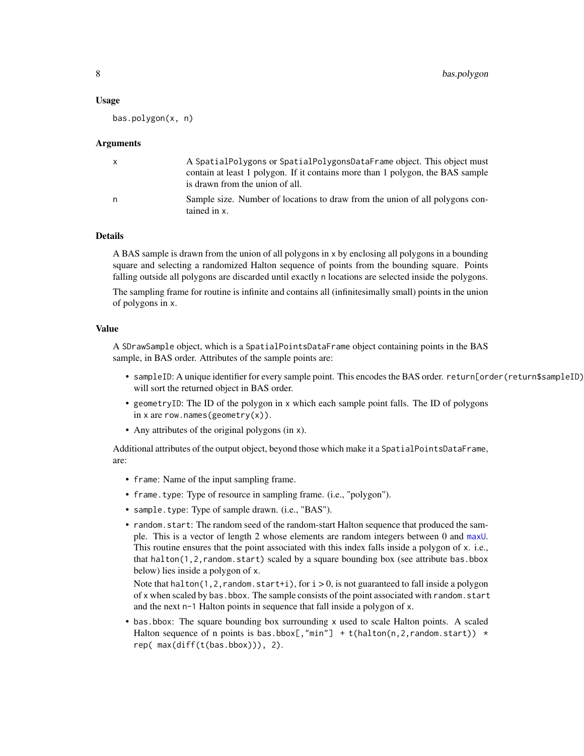## Usage

```
bas.polygon(x, n)
```

## Arguments

| | |
|---|---|
| x | A SpatialPolygons or SpatialPolygonsDataFrame object. This object must contain at least 1 polygon. If it contains more than 1 polygon, the BAS sample is drawn from the union of all. |
| n | Sample size. Number of locations to draw from the union of all polygons contained in x. |

## Details

A BAS sample is drawn from the union of all polygons in x by enclosing all polygons in a bounding square and selecting a randomized Halton sequence of points from the bounding square. Points falling outside all polygons are discarded until exactly n locations are selected inside the polygons.

The sampling frame for routine is infinite and contains all (infinitesimally small) points in the union of polygons in x.

## Value

A SDrawSample object, which is a SpatialPointsDataFrame object containing points in the BAS sample, in BAS order. Attributes of the sample points are:

- sampleID: A unique identifier for every sample point. This encodes the BAS order. return[order(return$sampleID)] will sort the returned object in BAS order.
- geometryID: The ID of the polygon in x which each sample point falls. The ID of polygons in x are row.names(geometry(x)).
- Any attributes of the original polygons (in x).

Additional attributes of the output object, beyond those which make it a SpatialPointsDataFrame, are:

- frame: Name of the input sampling frame.
- frame.type: Type of resource in sampling frame. (i.e., "polygon").
- sample.type: Type of sample drawn. (i.e., "BAS").
- random.start: The random seed of the random-start Halton sequence that produced the sample. This is a vector of length 2 whose elements are random integers between 0 and maxU. This routine ensures that the point associated with this index falls inside a polygon of x. i.e., that halton(1,2,random.start) scaled by a square bounding box (see attribute bas.bbox below) lies inside a polygon of x.

  Note that halton(1,2,random.start+i), for i > 0, is not guaranteed to fall inside a polygon of x when scaled by bas.bbox. The sample consists of the point associated with random.start and the next n-1 Halton points in sequence that fall inside a polygon of x.
- bas.bbox: The square bounding box surrounding x used to scale Halton points. A scaled Halton sequence of n points is bas.bbox[,"min"] + t(halton(n,2,random.start)) * rep( max(diff(t(bas.bbox))), 2).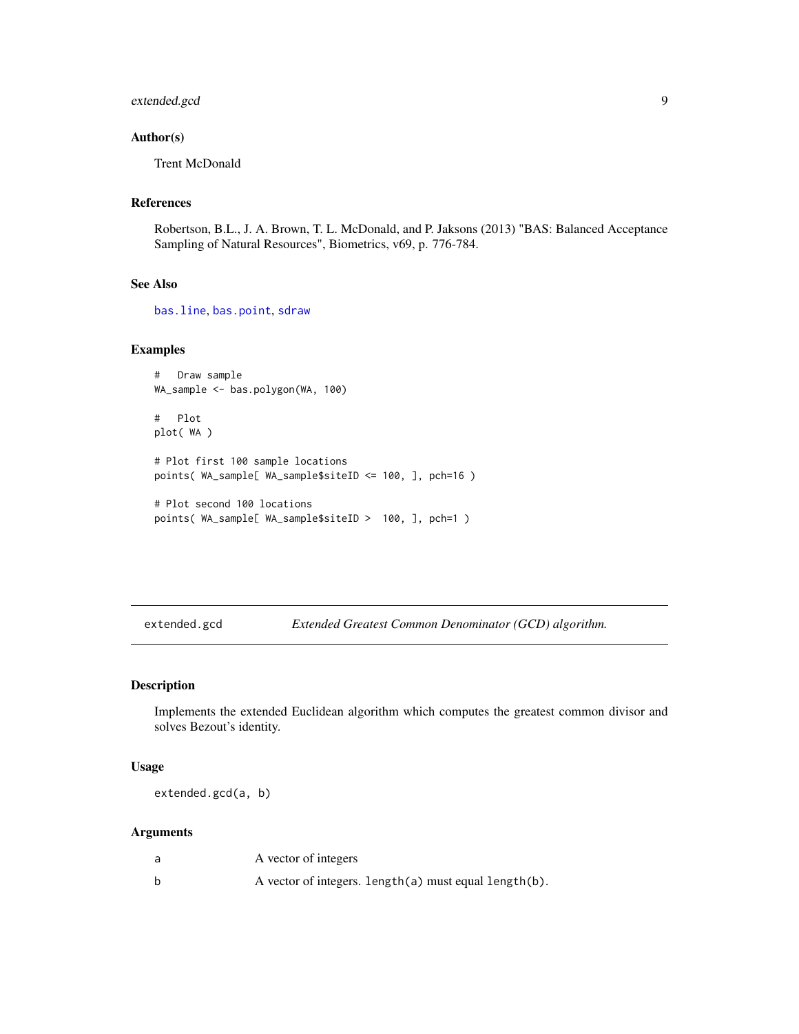### Author(s)

Trent McDonald

### References

Robertson, B.L., J. A. Brown, T. L. McDonald, and P. Jaksons (2013) "BAS: Balanced Acceptance Sampling of Natural Resources", Biometrics, v69, p. 776-784.

### See Also

bas.line, bas.point, sdraw

### Examples

```
#   Draw sample
WA_sample <- bas.polygon(WA, 100)

#   Plot
plot( WA )

# Plot first 100 sample locations
points( WA_sample[ WA_sample$siteID <= 100, ], pch=16 )

# Plot second 100 locations
points( WA_sample[ WA_sample$siteID >  100, ], pch=1 )
```

---

## extended.gcd — *Extended Greatest Common Denominator (GCD) algorithm.*

### Description

Implements the extended Euclidean algorithm which computes the greatest common divisor and solves Bezout's identity.

### Usage

```
extended.gcd(a, b)
```

### Arguments

| | |
|---|---|
| a | A vector of integers |
| b | A vector of integers. `length(a)` must equal `length(b)`. |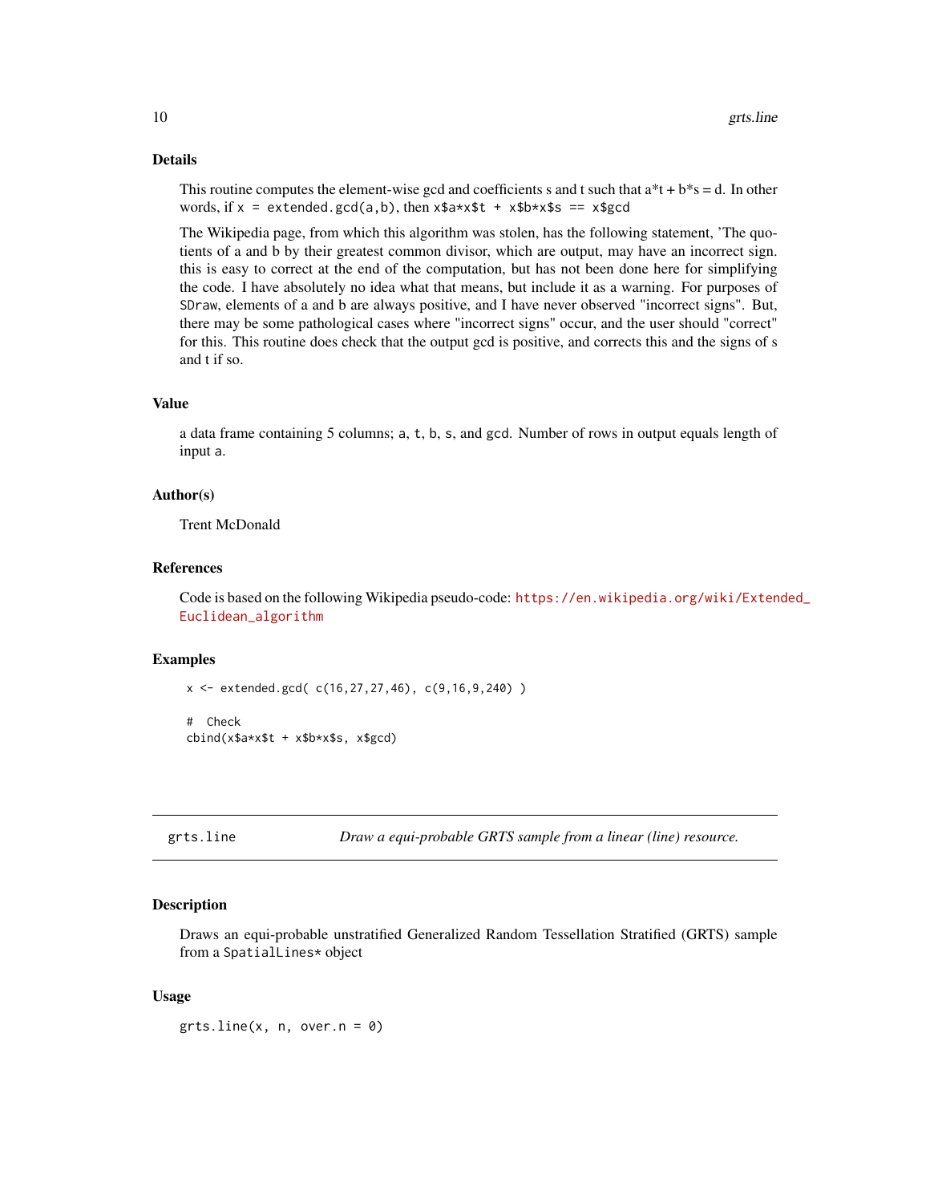## Details

This routine computes the element-wise gcd and coefficients s and t such that a*t + b*s = d. In other words, if `x = extended.gcd(a,b)`, then `x$a*x$t + x$b*x$s == x$gcd`

The Wikipedia page, from which this algorithm was stolen, has the following statement, 'The quotients of a and b by their greatest common divisor, which are output, may have an incorrect sign. this is easy to correct at the end of the computation, but has not been done here for simplifying the code. I have absolutely no idea what that means, but include it as a warning. For purposes of `SDraw`, elements of a and b are always positive, and I have never observed "incorrect signs". But, there may be some pathological cases where "incorrect signs" occur, and the user should "correct" for this. This routine does check that the output gcd is positive, and corrects this and the signs of s and t if so.

## Value

a data frame containing 5 columns; `a`, `t`, `b`, `s`, and `gcd`. Number of rows in output equals length of input `a`.

## Author(s)

Trent McDonald

## References

Code is based on the following Wikipedia pseudo-code: https://en.wikipedia.org/wiki/Extended_Euclidean_algorithm

## Examples

```
x <- extended.gcd( c(16,27,27,46), c(9,16,9,240) )

#  Check
cbind(x$a*x$t + x$b*x$s, x$gcd)
```

---

# grts.line — *Draw a equi-probable GRTS sample from a linear (line) resource.*

## Description

Draws an equi-probable unstratified Generalized Random Tessellation Stratified (GRTS) sample from a `SpatialLines*` object

## Usage

```
grts.line(x, n, over.n = 0)
```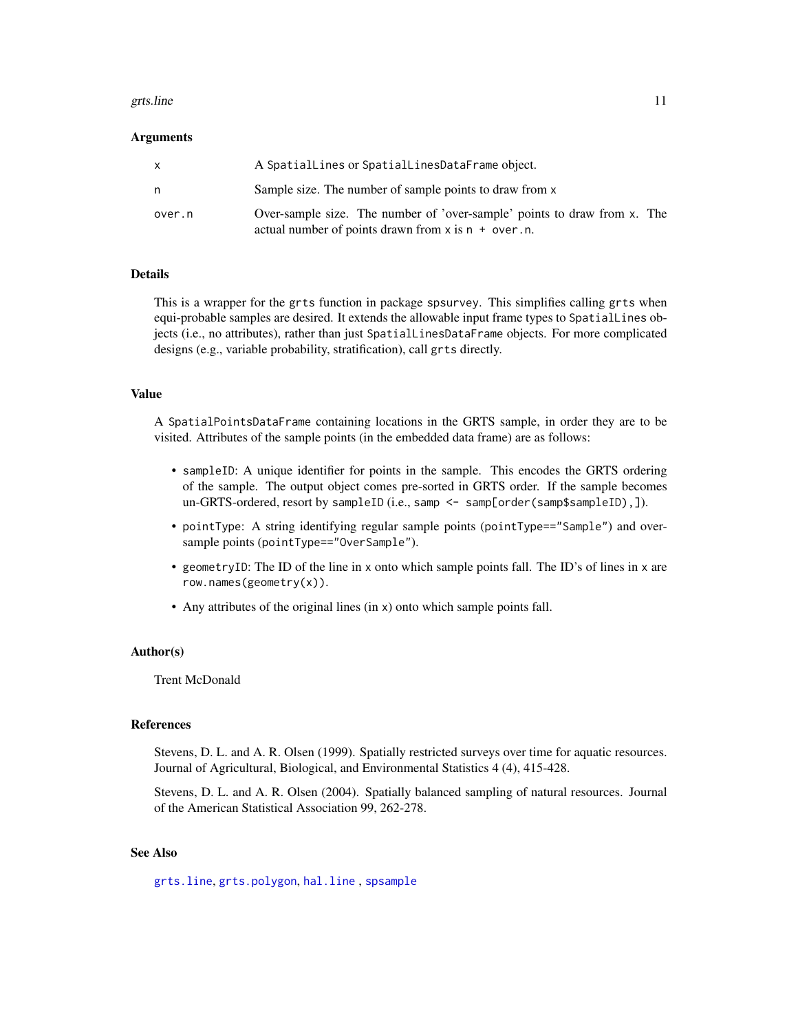## Arguments

| | |
|---|---|
| x | A `SpatialLines` or `SpatialLinesDataFrame` object. |
| n | Sample size. The number of sample points to draw from `x` |
| over.n | Over-sample size. The number of 'over-sample' points to draw from `x`. The actual number of points drawn from `x` is `n + over.n`. |

## Details

This is a wrapper for the `grts` function in package `spsurvey`. This simplifies calling `grts` when equi-probable samples are desired. It extends the allowable input frame types to `SpatialLines` objects (i.e., no attributes), rather than just `SpatialLinesDataFrame` objects. For more complicated designs (e.g., variable probability, stratification), call `grts` directly.

## Value

A `SpatialPointsDataFrame` containing locations in the GRTS sample, in order they are to be visited. Attributes of the sample points (in the embedded data frame) are as follows:

- `sampleID`: A unique identifier for points in the sample. This encodes the GRTS ordering of the sample. The output object comes pre-sorted in GRTS order. If the sample becomes un-GRTS-ordered, resort by `sampleID` (i.e., `samp <- samp[order(samp$sampleID),]`).
- `pointType`: A string identifying regular sample points (`pointType=="Sample"`) and over-sample points (`pointType=="OverSample"`).
- `geometryID`: The ID of the line in `x` onto which sample points fall. The ID's of lines in `x` are `row.names(geometry(x))`.
- Any attributes of the original lines (in `x`) onto which sample points fall.

## Author(s)

Trent McDonald

## References

Stevens, D. L. and A. R. Olsen (1999). Spatially restricted surveys over time for aquatic resources. Journal of Agricultural, Biological, and Environmental Statistics 4 (4), 415-428.

Stevens, D. L. and A. R. Olsen (2004). Spatially balanced sampling of natural resources. Journal of the American Statistical Association 99, 262-278.

## See Also

`grts.line`, `grts.polygon`, `hal.line` , `spsample`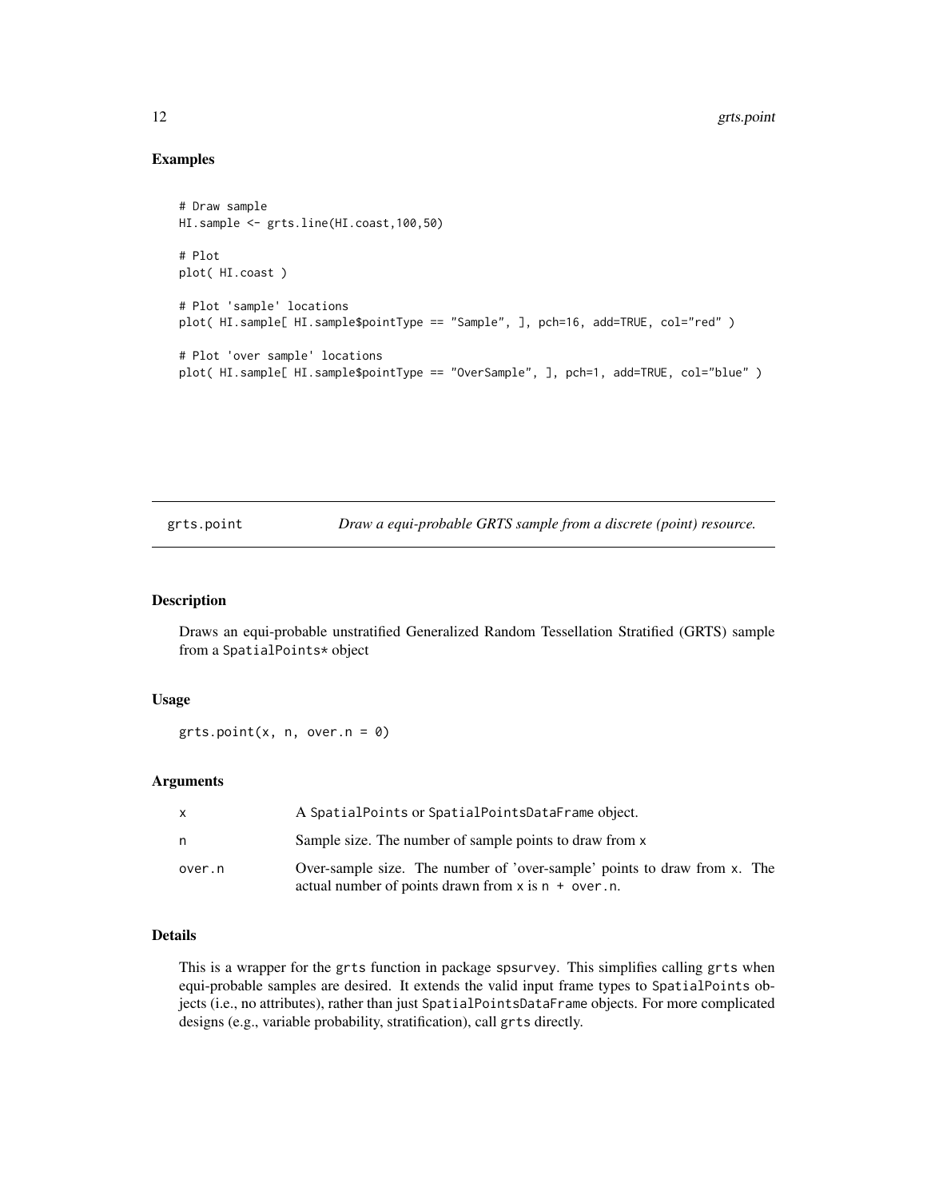## Examples

```
# Draw sample
HI.sample <- grts.line(HI.coast,100,50)

# Plot
plot( HI.coast )

# Plot 'sample' locations
plot( HI.sample[ HI.sample$pointType == "Sample", ], pch=16, add=TRUE, col="red" )

# Plot 'over sample' locations
plot( HI.sample[ HI.sample$pointType == "OverSample", ], pch=1, add=TRUE, col="blue" )
```

---

# grts.point — *Draw a equi-probable GRTS sample from a discrete (point) resource.*

---

## Description

Draws an equi-probable unstratified Generalized Random Tessellation Stratified (GRTS) sample from a `SpatialPoints*` object

## Usage

```
grts.point(x, n, over.n = 0)
```

## Arguments

| | |
|---|---|
| x | A `SpatialPoints` or `SpatialPointsDataFrame` object. |
| n | Sample size. The number of sample points to draw from `x` |
| over.n | Over-sample size. The number of 'over-sample' points to draw from `x`. The actual number of points drawn from `x` is `n + over.n`. |

## Details

This is a wrapper for the `grts` function in package `spsurvey`. This simplifies calling `grts` when equi-probable samples are desired. It extends the valid input frame types to `SpatialPoints` objects (i.e., no attributes), rather than just `SpatialPointsDataFrame` objects. For more complicated designs (e.g., variable probability, stratification), call `grts` directly.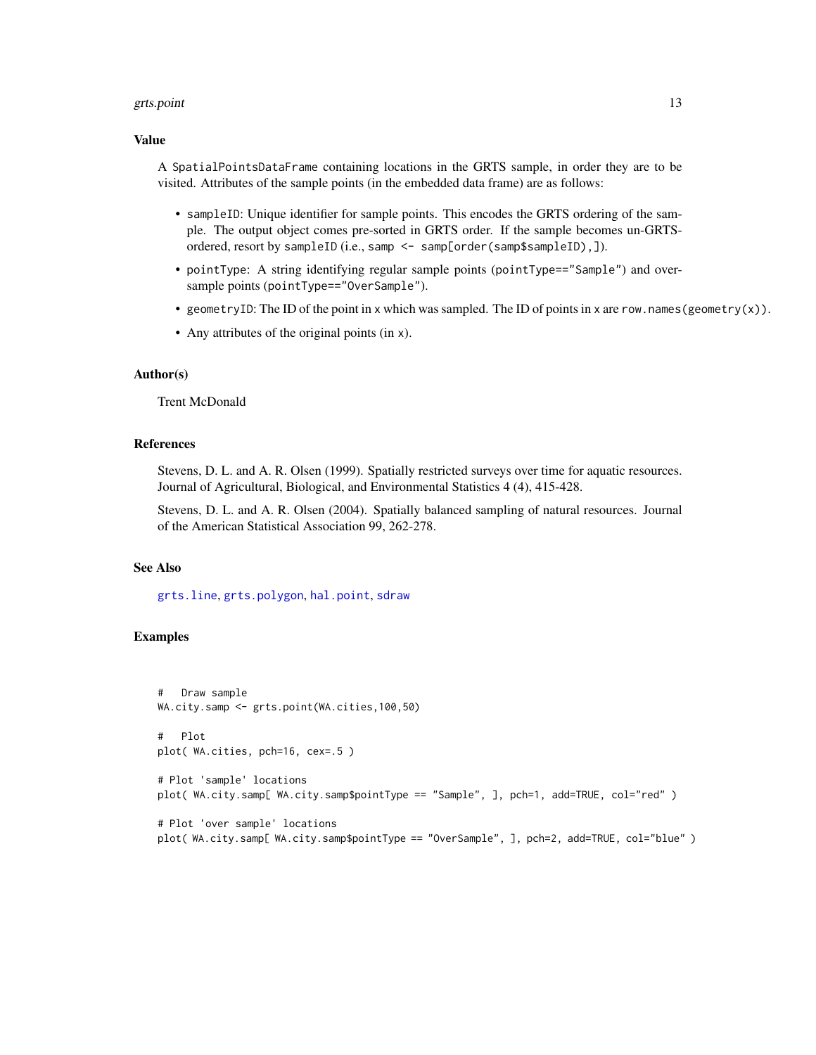### Value

A `SpatialPointsDataFrame` containing locations in the GRTS sample, in order they are to be visited. Attributes of the sample points (in the embedded data frame) are as follows:

- `sampleID`: Unique identifier for sample points. This encodes the GRTS ordering of the sample. The output object comes pre-sorted in GRTS order. If the sample becomes un-GRTS-ordered, resort by `sampleID` (i.e., `samp <- samp[order(samp$sampleID),]`).
- `pointType`: A string identifying regular sample points (`pointType=="Sample"`) and over-sample points (`pointType=="OverSample"`).
- `geometryID`: The ID of the point in `x` which was sampled. The ID of points in `x` are `row.names(geometry(x))`.
- Any attributes of the original points (in `x`).

### Author(s)

Trent McDonald

### References

Stevens, D. L. and A. R. Olsen (1999). Spatially restricted surveys over time for aquatic resources. Journal of Agricultural, Biological, and Environmental Statistics 4 (4), 415-428.

Stevens, D. L. and A. R. Olsen (2004). Spatially balanced sampling of natural resources. Journal of the American Statistical Association 99, 262-278.

### See Also

`grts.line`, `grts.polygon`, `hal.point`, `sdraw`

### Examples

```
#   Draw sample
WA.city.samp <- grts.point(WA.cities,100,50)

#   Plot
plot( WA.cities, pch=16, cex=.5 )

# Plot 'sample' locations
plot( WA.city.samp[ WA.city.samp$pointType == "Sample", ], pch=1, add=TRUE, col="red" )

# Plot 'over sample' locations
plot( WA.city.samp[ WA.city.samp$pointType == "OverSample", ], pch=2, add=TRUE, col="blue" )
```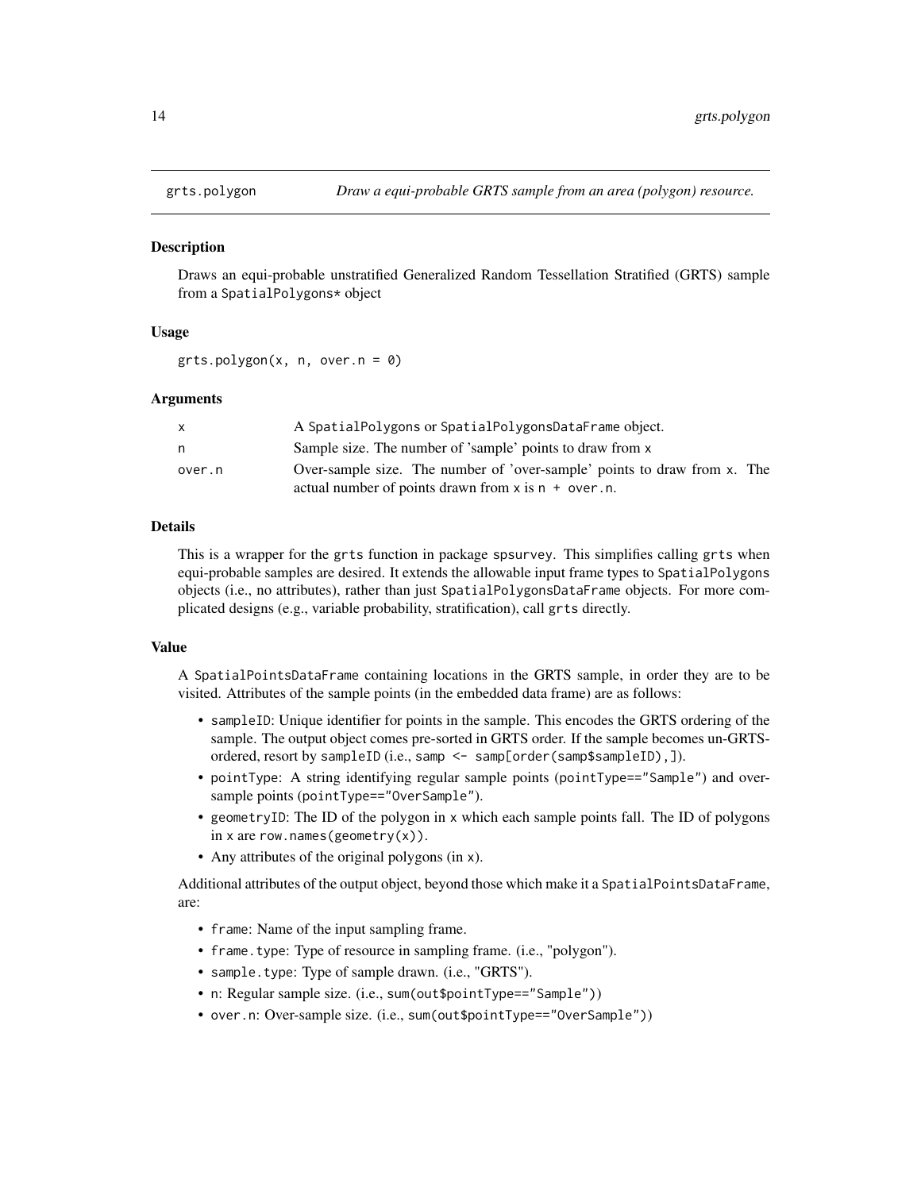## grts.polygon — *Draw a equi-probable GRTS sample from an area (polygon) resource.*

### Description

Draws an equi-probable unstratified Generalized Random Tessellation Stratified (GRTS) sample from a `SpatialPolygons*` object

### Usage

```
grts.polygon(x, n, over.n = 0)
```

### Arguments

| | |
|---|---|
| `x` | A `SpatialPolygons` or `SpatialPolygonsDataFrame` object. |
| `n` | Sample size. The number of 'sample' points to draw from `x` |
| `over.n` | Over-sample size. The number of 'over-sample' points to draw from `x`. The actual number of points drawn from `x` is `n + over.n`. |

### Details

This is a wrapper for the `grts` function in package `spsurvey`. This simplifies calling `grts` when equi-probable samples are desired. It extends the allowable input frame types to `SpatialPolygons` objects (i.e., no attributes), rather than just `SpatialPolygonsDataFrame` objects. For more complicated designs (e.g., variable probability, stratification), call `grts` directly.

### Value

A `SpatialPointsDataFrame` containing locations in the GRTS sample, in order they are to be visited. Attributes of the sample points (in the embedded data frame) are as follows:

- `sampleID`: Unique identifier for points in the sample. This encodes the GRTS ordering of the sample. The output object comes pre-sorted in GRTS order. If the sample becomes un-GRTS-ordered, resort by `sampleID` (i.e., `samp <- samp[order(samp$sampleID),]`).
- `pointType`: A string identifying regular sample points (`pointType=="Sample"`) and over-sample points (`pointType=="OverSample"`).
- `geometryID`: The ID of the polygon in `x` which each sample points fall. The ID of polygons in `x` are `row.names(geometry(x))`.
- Any attributes of the original polygons (in `x`).

Additional attributes of the output object, beyond those which make it a `SpatialPointsDataFrame`, are:

- `frame`: Name of the input sampling frame.
- `frame.type`: Type of resource in sampling frame. (i.e., "polygon").
- `sample.type`: Type of sample drawn. (i.e., "GRTS").
- `n`: Regular sample size. (i.e., `sum(out$pointType=="Sample")`)
- `over.n`: Over-sample size. (i.e., `sum(out$pointType=="OverSample")`)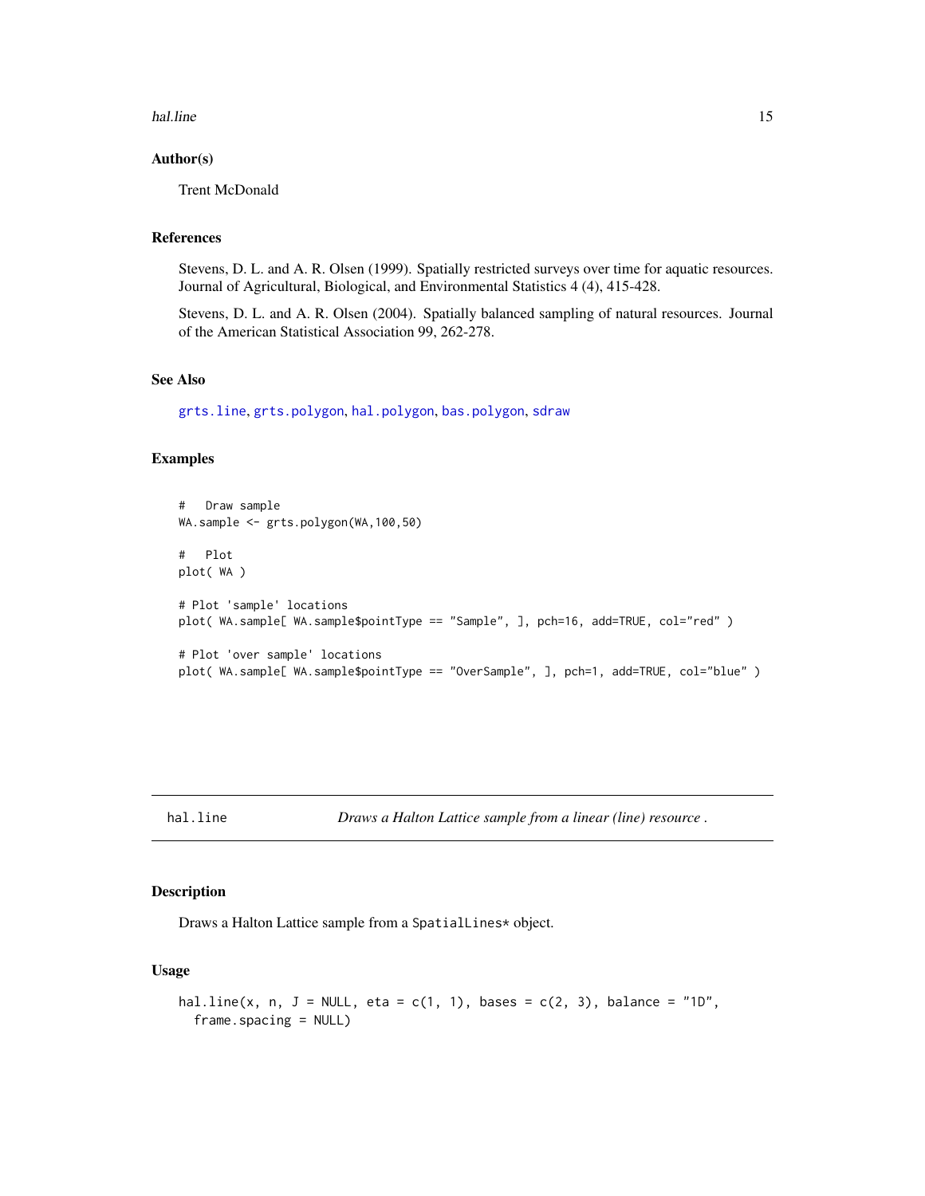### Author(s)

Trent McDonald

### References

Stevens, D. L. and A. R. Olsen (1999). Spatially restricted surveys over time for aquatic resources. Journal of Agricultural, Biological, and Environmental Statistics 4 (4), 415-428.

Stevens, D. L. and A. R. Olsen (2004). Spatially balanced sampling of natural resources. Journal of the American Statistical Association 99, 262-278.

### See Also

grts.line, grts.polygon, hal.polygon, bas.polygon, sdraw

### Examples

```
#   Draw sample
WA.sample <- grts.polygon(WA,100,50)

#   Plot
plot( WA )

# Plot 'sample' locations
plot( WA.sample[ WA.sample$pointType == "Sample", ], pch=16, add=TRUE, col="red" )

# Plot 'over sample' locations
plot( WA.sample[ WA.sample$pointType == "OverSample", ], pch=1, add=TRUE, col="blue" )
```

---

## hal.line *Draws a Halton Lattice sample from a linear (line) resource .*

### Description

Draws a Halton Lattice sample from a `SpatialLines*` object.

### Usage

```
hal.line(x, n, J = NULL, eta = c(1, 1), bases = c(2, 3), balance = "1D",
  frame.spacing = NULL)
```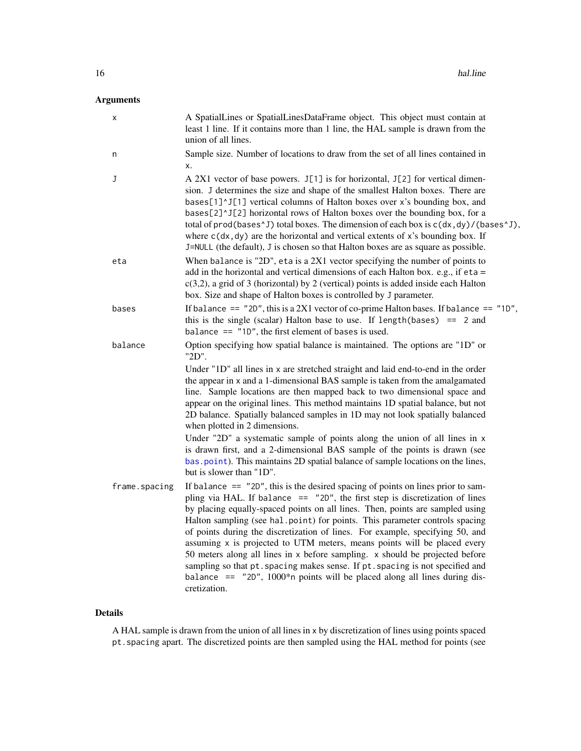## Arguments

| | |
|---|---|
| `x` | A SpatialLines or SpatialLinesDataFrame object. This object must contain at least 1 line. If it contains more than 1 line, the HAL sample is drawn from the union of all lines. |
| `n` | Sample size. Number of locations to draw from the set of all lines contained in `x`. |
| `J` | A 2X1 vector of base powers. `J[1]` is for horizontal, `J[2]` for vertical dimension. `J` determines the size and shape of the smallest Halton boxes. There are `bases[1]^J[1]` vertical columns of Halton boxes over `x`'s bounding box, and `bases[2]^J[2]` horizontal rows of Halton boxes over the bounding box, for a total of `prod(bases^J)` total boxes. The dimension of each box is `c(dx,dy)/(bases^J)`, where `c(dx,dy)` are the horizontal and vertical extents of `x`'s bounding box. If `J=NULL` (the default), `J` is chosen so that Halton boxes are as square as possible. |
| `eta` | When `balance` is "2D", `eta` is a 2X1 vector specifying the number of points to add in the horizontal and vertical dimensions of each Halton box. e.g., if `eta` = c(3,2), a grid of 3 (horizontal) by 2 (vertical) points is added inside each Halton box. Size and shape of Halton boxes is controlled by `J` parameter. |
| `bases` | If `balance == "2D"`, this is a 2X1 vector of co-prime Halton bases. If `balance == "1D"`, this is the single (scalar) Halton base to use. If `length(bases) == 2` and `balance == "1D"`, the first element of `bases` is used. |
| `balance` | Option specifying how spatial balance is maintained. The options are "1D" or "2D".<br>Under "1D" all lines in `x` are stretched straight and laid end-to-end in the order the appear in `x` and a 1-dimensional BAS sample is taken from the amalgamated line. Sample locations are then mapped back to two dimensional space and appear on the original lines. This method maintains 1D spatial balance, but not 2D balance. Spatially balanced samples in 1D may not look spatially balanced when plotted in 2 dimensions.<br>Under "2D" a systematic sample of points along the union of all lines in `x` is drawn first, and a 2-dimensional BAS sample of the points is drawn (see `bas.point`). This maintains 2D spatial balance of sample locations on the lines, but is slower than "1D". |
| `frame.spacing` | If `balance == "2D"`, this is the desired spacing of points on lines prior to sampling via HAL. If `balance == "2D"`, the first step is discretization of lines by placing equally-spaced points on all lines. Then, points are sampled using Halton sampling (see `hal.point`) for points. This parameter controls spacing of points during the discretization of lines. For example, specifying 50, and assuming `x` is projected to UTM meters, means points will be placed every 50 meters along all lines in `x` before sampling. `x` should be projected before sampling so that `pt.spacing` makes sense. If `pt.spacing` is not specified and `balance == "2D"`, 1000*n points will be placed along all lines during discretization. |

## Details

A HAL sample is drawn from the union of all lines in `x` by discretization of lines using points spaced `pt.spacing` apart. The discretized points are then sampled using the HAL method for points (see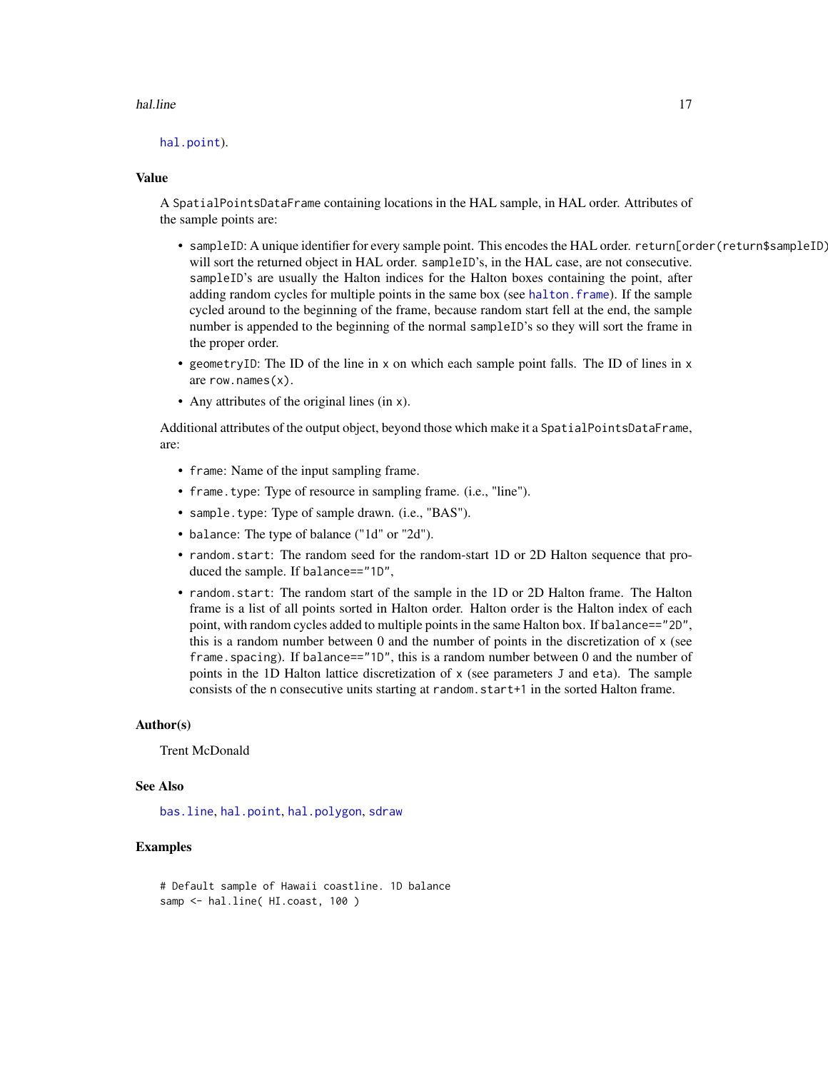hal.point).

## Value

A SpatialPointsDataFrame containing locations in the HAL sample, in HAL order. Attributes of the sample points are:

- sampleID: A unique identifier for every sample point. This encodes the HAL order. return[order(return$sampleID) will sort the returned object in HAL order. sampleID's, in the HAL case, are not consecutive. sampleID's are usually the Halton indices for the Halton boxes containing the point, after adding random cycles for multiple points in the same box (see halton.frame). If the sample cycled around to the beginning of the frame, because random start fell at the end, the sample number is appended to the beginning of the normal sampleID's so they will sort the frame in the proper order.
- geometryID: The ID of the line in x on which each sample point falls. The ID of lines in x are row.names(x).
- Any attributes of the original lines (in x).

Additional attributes of the output object, beyond those which make it a SpatialPointsDataFrame, are:

- frame: Name of the input sampling frame.
- frame.type: Type of resource in sampling frame. (i.e., "line").
- sample.type: Type of sample drawn. (i.e., "BAS").
- balance: The type of balance ("1d" or "2d").
- random.start: The random seed for the random-start 1D or 2D Halton sequence that produced the sample. If balance=="1D",
- random.start: The random start of the sample in the 1D or 2D Halton frame. The Halton frame is a list of all points sorted in Halton order. Halton order is the Halton index of each point, with random cycles added to multiple points in the same Halton box. If balance=="2D", this is a random number between 0 and the number of points in the discretization of x (see frame.spacing). If balance=="1D", this is a random number between 0 and the number of points in the 1D Halton lattice discretization of x (see parameters J and eta). The sample consists of the n consecutive units starting at random.start+1 in the sorted Halton frame.

## Author(s)

Trent McDonald

## See Also

bas.line, hal.point, hal.polygon, sdraw

## Examples

```
# Default sample of Hawaii coastline. 1D balance
samp <- hal.line( HI.coast, 100 )
```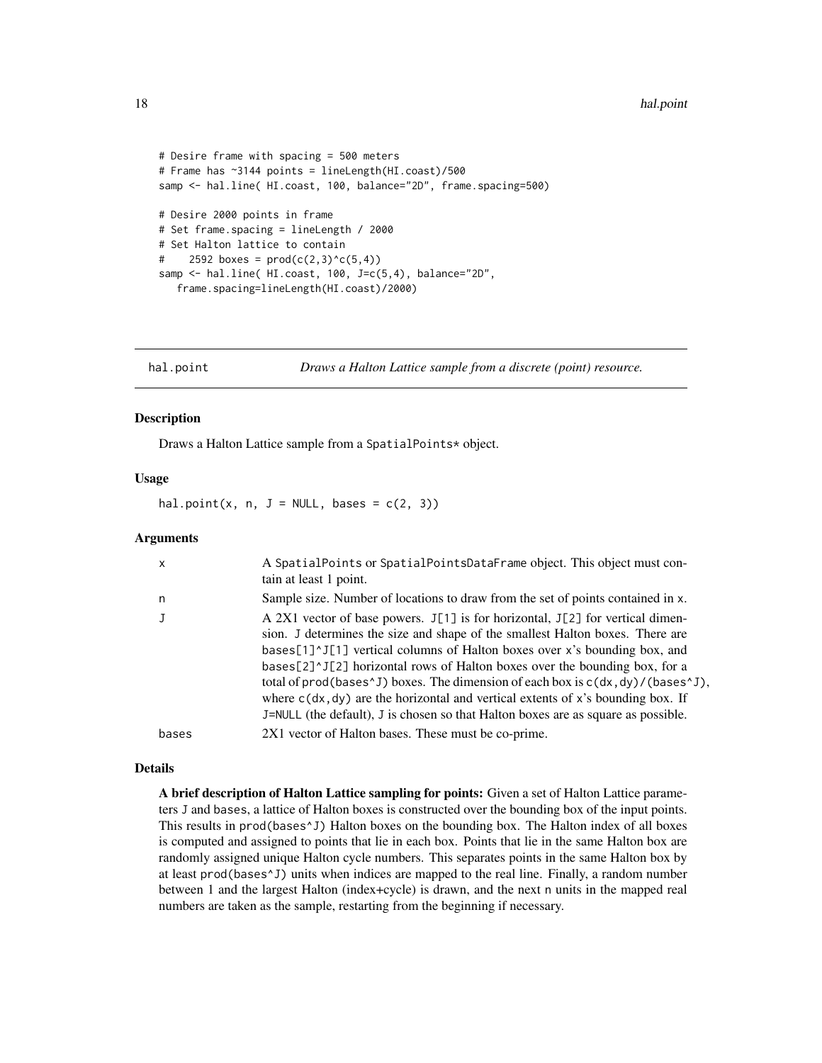```
# Desire frame with spacing = 500 meters
# Frame has ~3144 points = lineLength(HI.coast)/500
samp <- hal.line( HI.coast, 100, balance="2D", frame.spacing=500)

# Desire 2000 points in frame
# Set frame.spacing = lineLength / 2000
# Set Halton lattice to contain
#    2592 boxes = prod(c(2,3)^c(5,4))
samp <- hal.line( HI.coast, 100, J=c(5,4), balance="2D",
   frame.spacing=lineLength(HI.coast)/2000)
```

## hal.point — *Draws a Halton Lattice sample from a discrete (point) resource.*

### Description

Draws a Halton Lattice sample from a SpatialPoints* object.

### Usage

```
hal.point(x, n, J = NULL, bases = c(2, 3))
```

### Arguments

| | |
|---|---|
| x | A SpatialPoints or SpatialPointsDataFrame object. This object must contain at least 1 point. |
| n | Sample size. Number of locations to draw from the set of points contained in x. |
| J | A 2X1 vector of base powers. J[1] is for horizontal, J[2] for vertical dimension. J determines the size and shape of the smallest Halton boxes. There are bases[1]^J[1] vertical columns of Halton boxes over x's bounding box, and bases[2]^J[2] horizontal rows of Halton boxes over the bounding box, for a total of prod(bases^J) boxes. The dimension of each box is c(dx,dy)/(bases^J), where c(dx,dy) are the horizontal and vertical extents of x's bounding box. If J=NULL (the default), J is chosen so that Halton boxes are as square as possible. |
| bases | 2X1 vector of Halton bases. These must be co-prime. |

### Details

**A brief description of Halton Lattice sampling for points:** Given a set of Halton Lattice parameters J and bases, a lattice of Halton boxes is constructed over the bounding box of the input points. This results in prod(bases^J) Halton boxes on the bounding box. The Halton index of all boxes is computed and assigned to points that lie in each box. Points that lie in the same Halton box are randomly assigned unique Halton cycle numbers. This separates points in the same Halton box by at least prod(bases^J) units when indices are mapped to the real line. Finally, a random number between 1 and the largest Halton (index+cycle) is drawn, and the next n units in the mapped real numbers are taken as the sample, restarting from the beginning if necessary.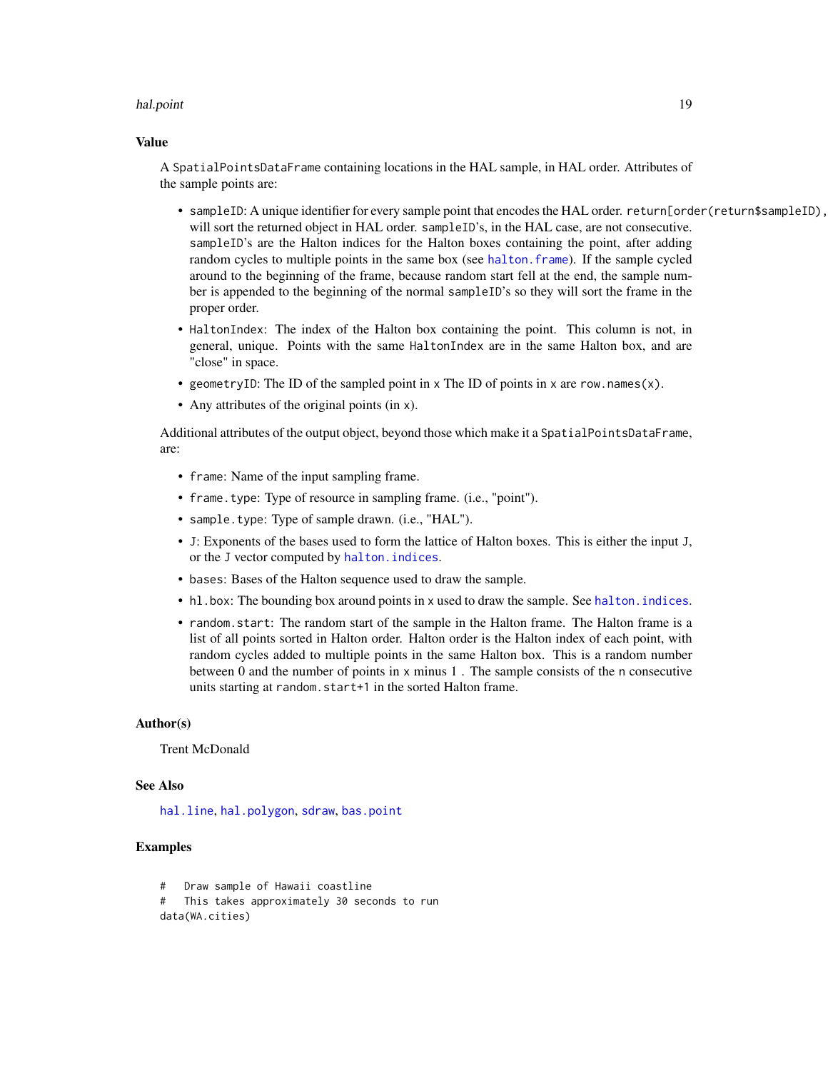## Value

A `SpatialPointsDataFrame` containing locations in the HAL sample, in HAL order. Attributes of the sample points are:

- `sampleID`: A unique identifier for every sample point that encodes the HAL order. `return[order(return$sampleID),]` will sort the returned object in HAL order. `sampleID`'s, in the HAL case, are not consecutive. `sampleID`'s are the Halton indices for the Halton boxes containing the point, after adding random cycles to multiple points in the same box (see `halton.frame`). If the sample cycled around to the beginning of the frame, because random start fell at the end, the sample number is appended to the beginning of the normal `sampleID`'s so they will sort the frame in the proper order.
- `HaltonIndex`: The index of the Halton box containing the point. This column is not, in general, unique. Points with the same `HaltonIndex` are in the same Halton box, and are "close" in space.
- `geometryID`: The ID of the sampled point in `x` The ID of points in `x` are `row.names(x)`.
- Any attributes of the original points (in `x`).

Additional attributes of the output object, beyond those which make it a `SpatialPointsDataFrame`, are:

- `frame`: Name of the input sampling frame.
- `frame.type`: Type of resource in sampling frame. (i.e., "point").
- `sample.type`: Type of sample drawn. (i.e., "HAL").
- `J`: Exponents of the bases used to form the lattice of Halton boxes. This is either the input `J`, or the `J` vector computed by `halton.indices`.
- `bases`: Bases of the Halton sequence used to draw the sample.
- `hl.box`: The bounding box around points in `x` used to draw the sample. See `halton.indices`.
- `random.start`: The random start of the sample in the Halton frame. The Halton frame is a list of all points sorted in Halton order. Halton order is the Halton index of each point, with random cycles added to multiple points in the same Halton box. This is a random number between 0 and the number of points in `x` minus 1 . The sample consists of the `n` consecutive units starting at `random.start+1` in the sorted Halton frame.

## Author(s)

Trent McDonald

## See Also

`hal.line`, `hal.polygon`, `sdraw`, `bas.point`

## Examples

```
#   Draw sample of Hawaii coastline
#   This takes approximately 30 seconds to run
data(WA.cities)
```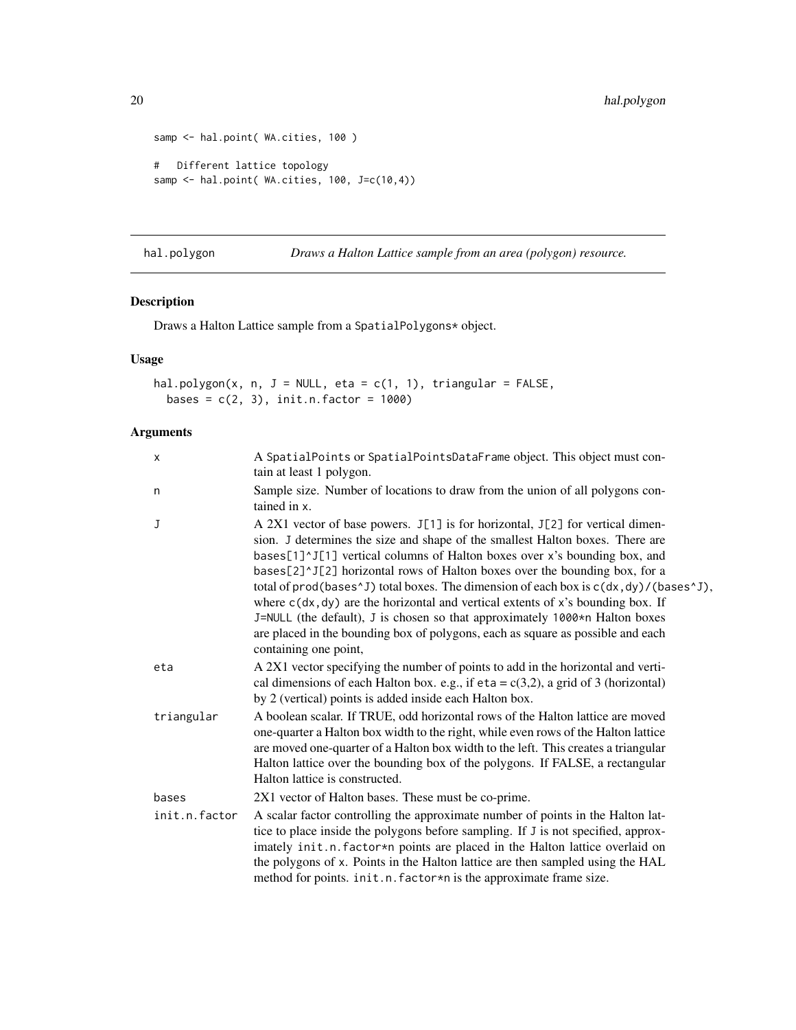```
samp <- hal.point( WA.cities, 100 )

#   Different lattice topology
samp <- hal.point( WA.cities, 100, J=c(10,4))
```

---

## hal.polygon — *Draws a Halton Lattice sample from an area (polygon) resource.*

### Description

Draws a Halton Lattice sample from a SpatialPolygons* object.

### Usage

```
hal.polygon(x, n, J = NULL, eta = c(1, 1), triangular = FALSE,
  bases = c(2, 3), init.n.factor = 1000)
```

### Arguments

| Argument | Description |
|---|---|
| x | A SpatialPoints or SpatialPointsDataFrame object. This object must contain at least 1 polygon. |
| n | Sample size. Number of locations to draw from the union of all polygons contained in x. |
| J | A 2X1 vector of base powers. J[1] is for horizontal, J[2] for vertical dimension. J determines the size and shape of the smallest Halton boxes. There are bases[1]^J[1] vertical columns of Halton boxes over x's bounding box, and bases[2]^J[2] horizontal rows of Halton boxes over the bounding box, for a total of prod(bases^J) total boxes. The dimension of each box is c(dx,dy)/(bases^J), where c(dx,dy) are the horizontal and vertical extents of x's bounding box. If J=NULL (the default), J is chosen so that approximately 1000*n Halton boxes are placed in the bounding box of polygons, each as square as possible and each containing one point, |
| eta | A 2X1 vector specifying the number of points to add in the horizontal and vertical dimensions of each Halton box. e.g., if eta = c(3,2), a grid of 3 (horizontal) by 2 (vertical) points is added inside each Halton box. |
| triangular | A boolean scalar. If TRUE, odd horizontal rows of the Halton lattice are moved one-quarter a Halton box width to the right, while even rows of the Halton lattice are moved one-quarter of a Halton box width to the left. This creates a triangular Halton lattice over the bounding box of the polygons. If FALSE, a rectangular Halton lattice is constructed. |
| bases | 2X1 vector of Halton bases. These must be co-prime. |
| init.n.factor | A scalar factor controlling the approximate number of points in the Halton lattice to place inside the polygons before sampling. If J is not specified, approximately init.n.factor*n points are placed in the Halton lattice overlaid on the polygons of x. Points in the Halton lattice are then sampled using the HAL method for points. init.n.factor*n is the approximate frame size. |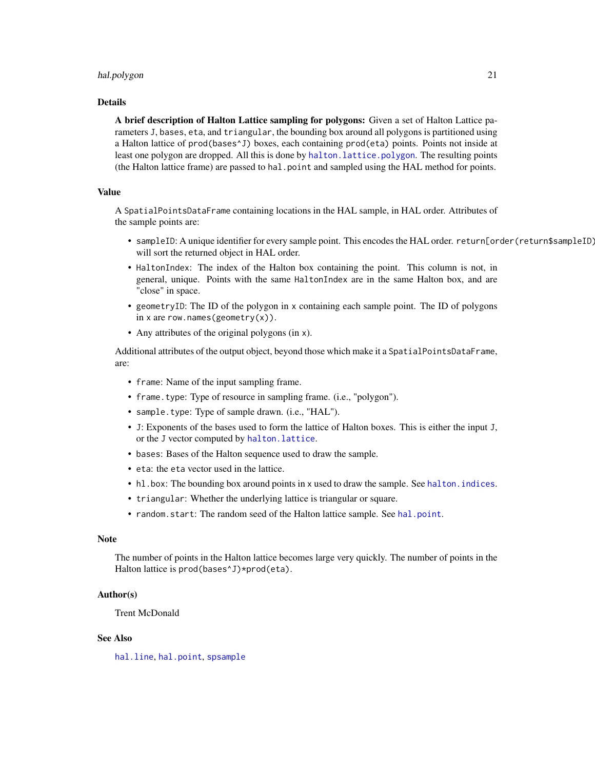## Details

**A brief description of Halton Lattice sampling for polygons:** Given a set of Halton Lattice parameters `J`, `bases`, `eta`, and `triangular`, the bounding box around all polygons is partitioned using a Halton lattice of `prod(bases^J)` boxes, each containing `prod(eta)` points. Points not inside at least one polygon are dropped. All this is done by `halton.lattice.polygon`. The resulting points (the Halton lattice frame) are passed to `hal.point` and sampled using the HAL method for points.

## Value

A `SpatialPointsDataFrame` containing locations in the HAL sample, in HAL order. Attributes of the sample points are:

- `sampleID`: A unique identifier for every sample point. This encodes the HAL order. `return[order(return$sampleID)` will sort the returned object in HAL order.
- `HaltonIndex`: The index of the Halton box containing the point. This column is not, in general, unique. Points with the same `HaltonIndex` are in the same Halton box, and are "close" in space.
- `geometryID`: The ID of the polygon in `x` containing each sample point. The ID of polygons in `x` are `row.names(geometry(x))`.
- Any attributes of the original polygons (in `x`).

Additional attributes of the output object, beyond those which make it a `SpatialPointsDataFrame`, are:

- `frame`: Name of the input sampling frame.
- `frame.type`: Type of resource in sampling frame. (i.e., "polygon").
- `sample.type`: Type of sample drawn. (i.e., "HAL").
- `J`: Exponents of the bases used to form the lattice of Halton boxes. This is either the input `J`, or the `J` vector computed by `halton.lattice`.
- `bases`: Bases of the Halton sequence used to draw the sample.
- `eta`: the `eta` vector used in the lattice.
- `hl.box`: The bounding box around points in `x` used to draw the sample. See `halton.indices`.
- `triangular`: Whether the underlying lattice is triangular or square.
- `random.start`: The random seed of the Halton lattice sample. See `hal.point`.

## Note

The number of points in the Halton lattice becomes large very quickly. The number of points in the Halton lattice is `prod(bases^J)*prod(eta)`.

## Author(s)

Trent McDonald

## See Also

`hal.line`, `hal.point`, `spsample`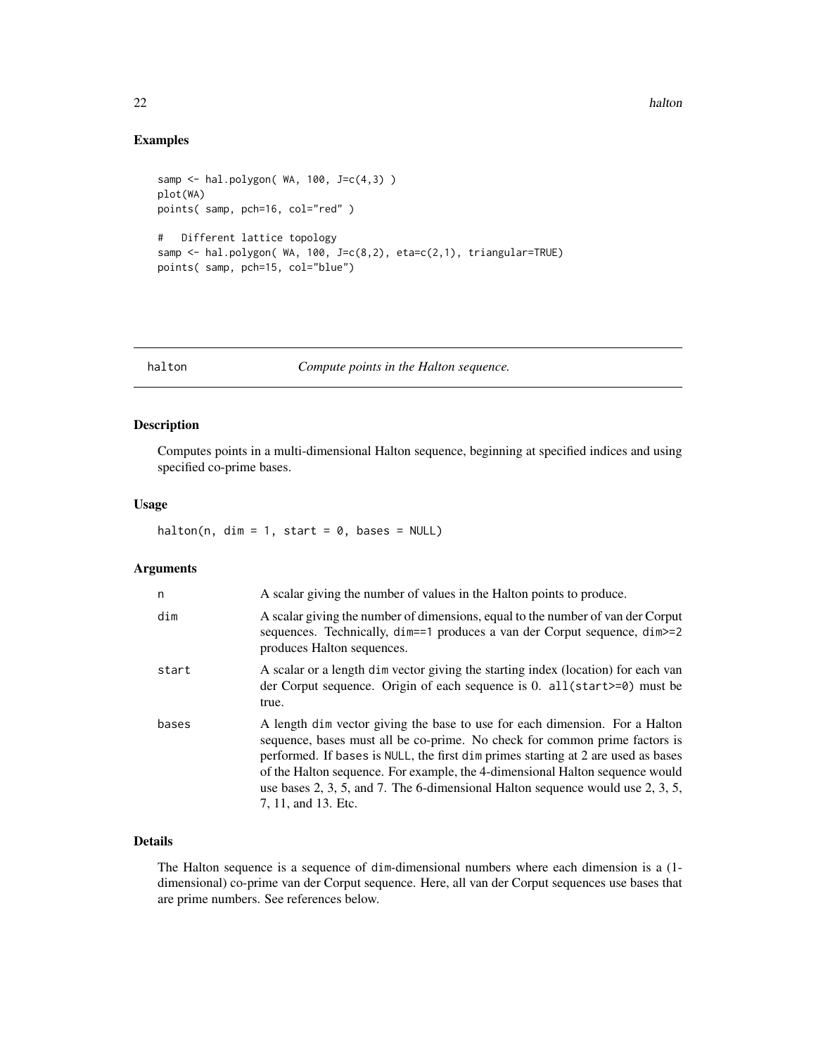## Examples

```
samp <- hal.polygon( WA, 100, J=c(4,3) )
plot(WA)
points( samp, pch=16, col="red" )

#   Different lattice topology
samp <- hal.polygon( WA, 100, J=c(8,2), eta=c(2,1), triangular=TRUE)
points( samp, pch=15, col="blue")
```

---

# halton — *Compute points in the Halton sequence.*

## Description

Computes points in a multi-dimensional Halton sequence, beginning at specified indices and using specified co-prime bases.

## Usage

```
halton(n, dim = 1, start = 0, bases = NULL)
```

## Arguments

| | |
|---|---|
| n | A scalar giving the number of values in the Halton points to produce. |
| dim | A scalar giving the number of dimensions, equal to the number of van der Corput sequences. Technically, `dim==1` produces a van der Corput sequence, `dim>=2` produces Halton sequences. |
| start | A scalar or a length `dim` vector giving the starting index (location) for each van der Corput sequence. Origin of each sequence is 0. `all(start>=0)` must be true. |
| bases | A length `dim` vector giving the base to use for each dimension. For a Halton sequence, bases must all be co-prime. No check for common prime factors is performed. If `bases` is `NULL`, the first `dim` primes starting at 2 are used as bases of the Halton sequence. For example, the 4-dimensional Halton sequence would use bases 2, 3, 5, and 7. The 6-dimensional Halton sequence would use 2, 3, 5, 7, 11, and 13. Etc. |

## Details

The Halton sequence is a sequence of `dim`-dimensional numbers where each dimension is a (1-dimensional) co-prime van der Corput sequence. Here, all van der Corput sequences use bases that are prime numbers. See references below.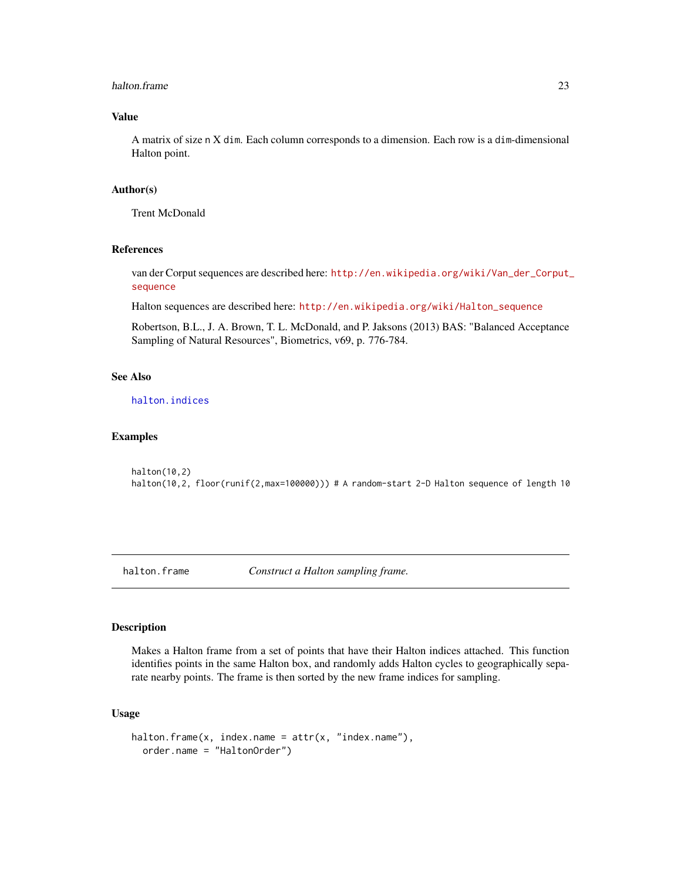### Value

A matrix of size `n` X `dim`. Each column corresponds to a dimension. Each row is a `dim`-dimensional Halton point.

### Author(s)

Trent McDonald

### References

van der Corput sequences are described here: http://en.wikipedia.org/wiki/Van_der_Corput_sequence

Halton sequences are described here: http://en.wikipedia.org/wiki/Halton_sequence

Robertson, B.L., J. A. Brown, T. L. McDonald, and P. Jaksons (2013) BAS: "Balanced Acceptance Sampling of Natural Resources", Biometrics, v69, p. 776-784.

### See Also

`halton.indices`

### Examples

```
halton(10,2)
halton(10,2, floor(runif(2,max=100000))) # A random-start 2-D Halton sequence of length 10
```

---

## halton.frame — *Construct a Halton sampling frame.*

### Description

Makes a Halton frame from a set of points that have their Halton indices attached. This function identifies points in the same Halton box, and randomly adds Halton cycles to geographically separate nearby points. The frame is then sorted by the new frame indices for sampling.

### Usage

```
halton.frame(x, index.name = attr(x, "index.name"),
  order.name = "HaltonOrder")
```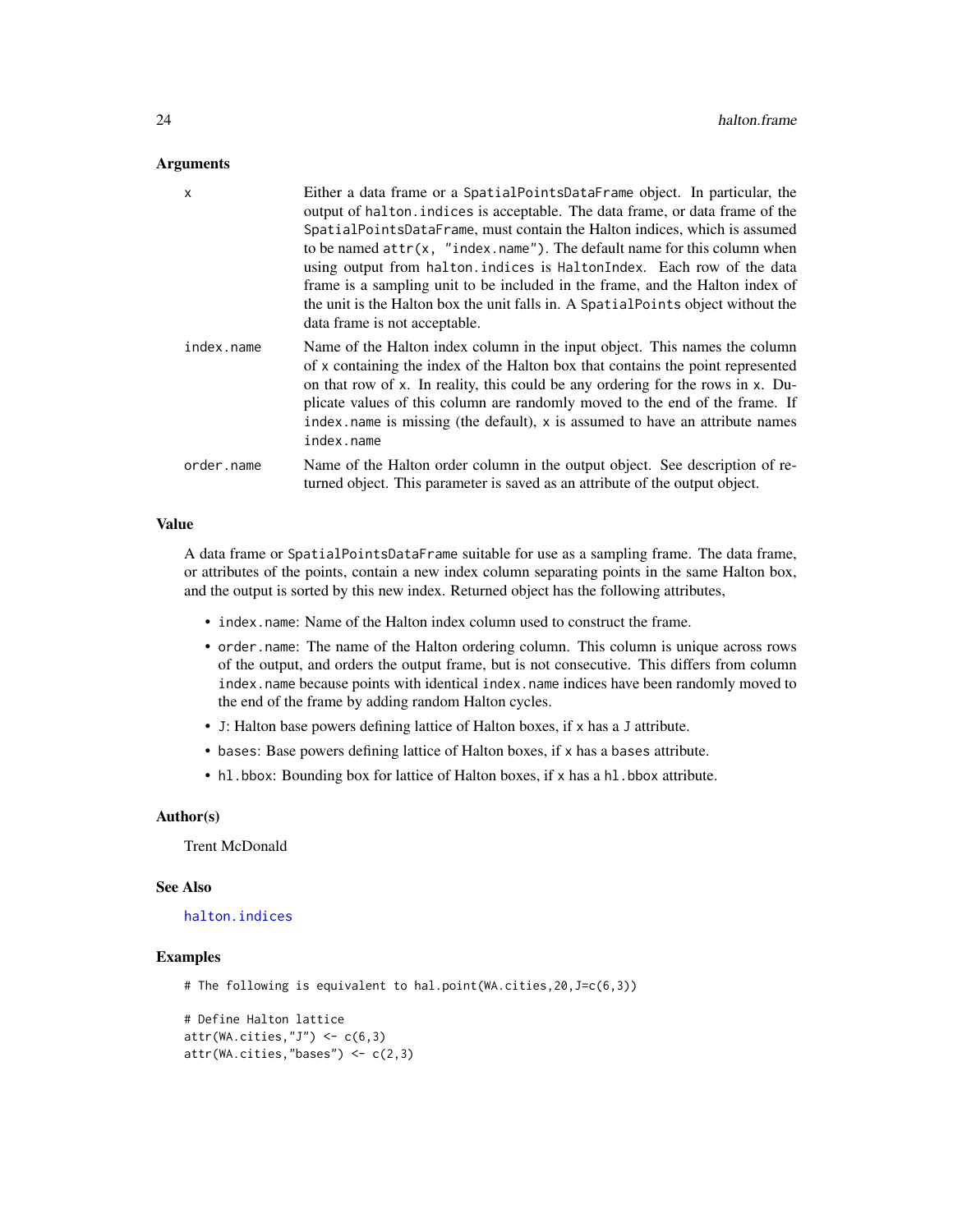## Arguments

**x** Either a data frame or a `SpatialPointsDataFrame` object. In particular, the output of `halton.indices` is acceptable. The data frame, or data frame of the `SpatialPointsDataFrame`, must contain the Halton indices, which is assumed to be named `attr(x, "index.name")`. The default name for this column when using output from `halton.indices` is `HaltonIndex`. Each row of the data frame is a sampling unit to be included in the frame, and the Halton index of the unit is the Halton box the unit falls in. A `SpatialPoints` object without the data frame is not acceptable.

**index.name** Name of the Halton index column in the input object. This names the column of `x` containing the index of the Halton box that contains the point represented on that row of `x`. In reality, this could be any ordering for the rows in `x`. Duplicate values of this column are randomly moved to the end of the frame. If `index.name` is missing (the default), `x` is assumed to have an attribute names `index.name`

**order.name** Name of the Halton order column in the output object. See description of returned object. This parameter is saved as an attribute of the output object.

## Value

A data frame or `SpatialPointsDataFrame` suitable for use as a sampling frame. The data frame, or attributes of the points, contain a new index column separating points in the same Halton box, and the output is sorted by this new index. Returned object has the following attributes,

- `index.name`: Name of the Halton index column used to construct the frame.
- `order.name`: The name of the Halton ordering column. This column is unique across rows of the output, and orders the output frame, but is not consecutive. This differs from column `index.name` because points with identical `index.name` indices have been randomly moved to the end of the frame by adding random Halton cycles.
- `J`: Halton base powers defining lattice of Halton boxes, if `x` has a `J` attribute.
- `bases`: Base powers defining lattice of Halton boxes, if `x` has a `bases` attribute.
- `hl.bbox`: Bounding box for lattice of Halton boxes, if `x` has a `hl.bbox` attribute.

## Author(s)

Trent McDonald

## See Also

`halton.indices`

## Examples

```
# The following is equivalent to hal.point(WA.cities,20,J=c(6,3))

# Define Halton lattice
attr(WA.cities,"J") <- c(6,3)
attr(WA.cities,"bases") <- c(2,3)
```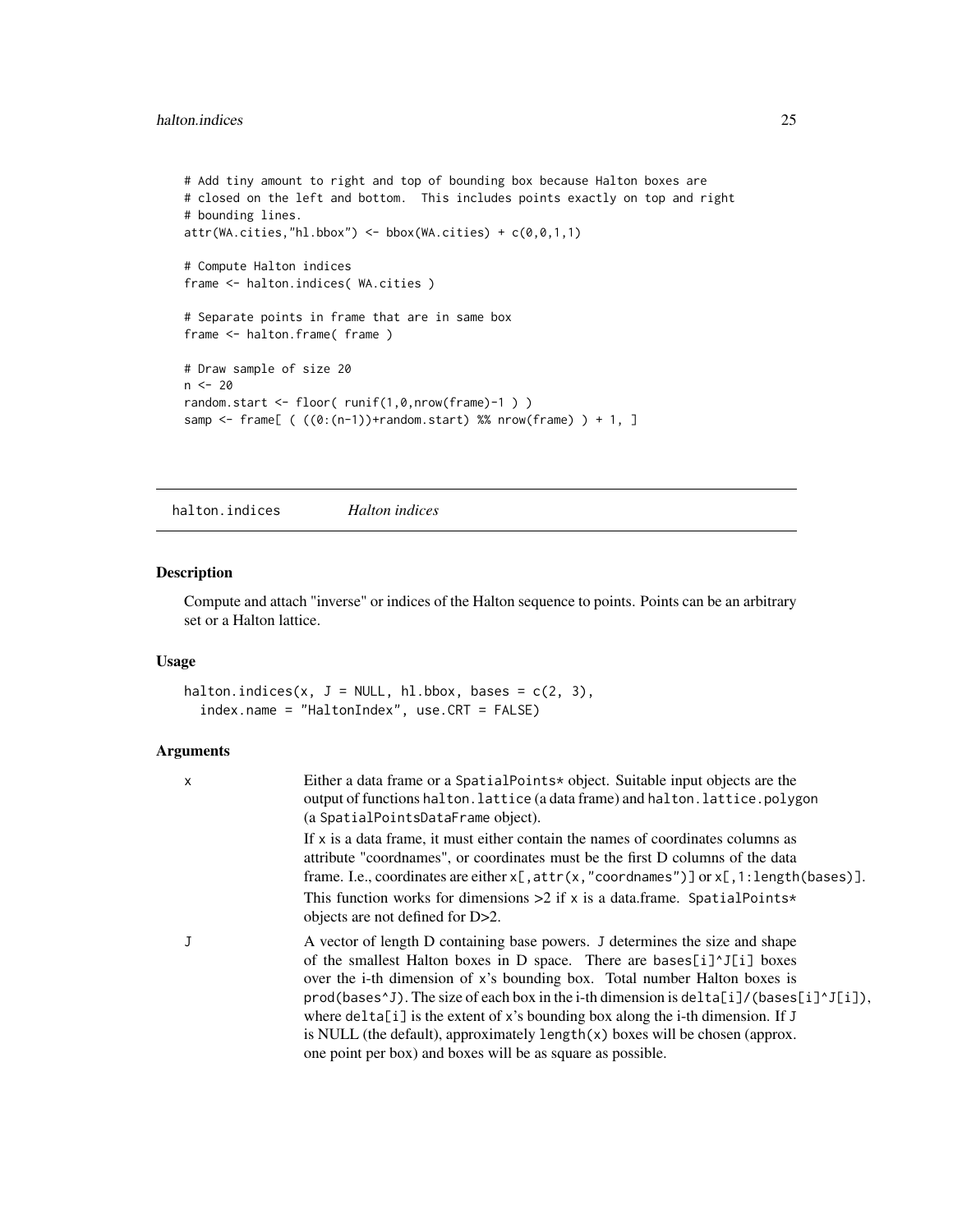```
# Add tiny amount to right and top of bounding box because Halton boxes are
# closed on the left and bottom.  This includes points exactly on top and right
# bounding lines.
attr(WA.cities,"hl.bbox") <- bbox(WA.cities) + c(0,0,1,1)

# Compute Halton indices
frame <- halton.indices( WA.cities )

# Separate points in frame that are in same box
frame <- halton.frame( frame )

# Draw sample of size 20
n <- 20
random.start <- floor( runif(1,0,nrow(frame)-1 ) )
samp <- frame[ ( ((0:(n-1))+random.start) %% nrow(frame) ) + 1, ]
```

## halton.indices *Halton indices*

### Description

Compute and attach "inverse" or indices of the Halton sequence to points. Points can be an arbitrary set or a Halton lattice.

### Usage

```
halton.indices(x, J = NULL, hl.bbox, bases = c(2, 3),
  index.name = "HaltonIndex", use.CRT = FALSE)
```

### Arguments

`x` Either a data frame or a `SpatialPoints*` object. Suitable input objects are the output of functions `halton.lattice` (a data frame) and `halton.lattice.polygon` (a `SpatialPointsDataFrame` object).

If x is a data frame, it must either contain the names of coordinates columns as attribute "coordnames", or coordinates must be the first D columns of the data frame. I.e., coordinates are either `x[,attr(x,"coordnames")]` or `x[,1:length(bases)]`.

This function works for dimensions >2 if x is a data.frame. `SpatialPoints*` objects are not defined for D>2.

`J` A vector of length D containing base powers. `J` determines the size and shape of the smallest Halton boxes in D space. There are `bases[i]^J[i]` boxes over the i-th dimension of x's bounding box. Total number Halton boxes is `prod(bases^J)`. The size of each box in the i-th dimension is `delta[i]/(bases[i]^J[i])`, where `delta[i]` is the extent of x's bounding box along the i-th dimension. If `J` is NULL (the default), approximately `length(x)` boxes will be chosen (approx. one point per box) and boxes will be as square as possible.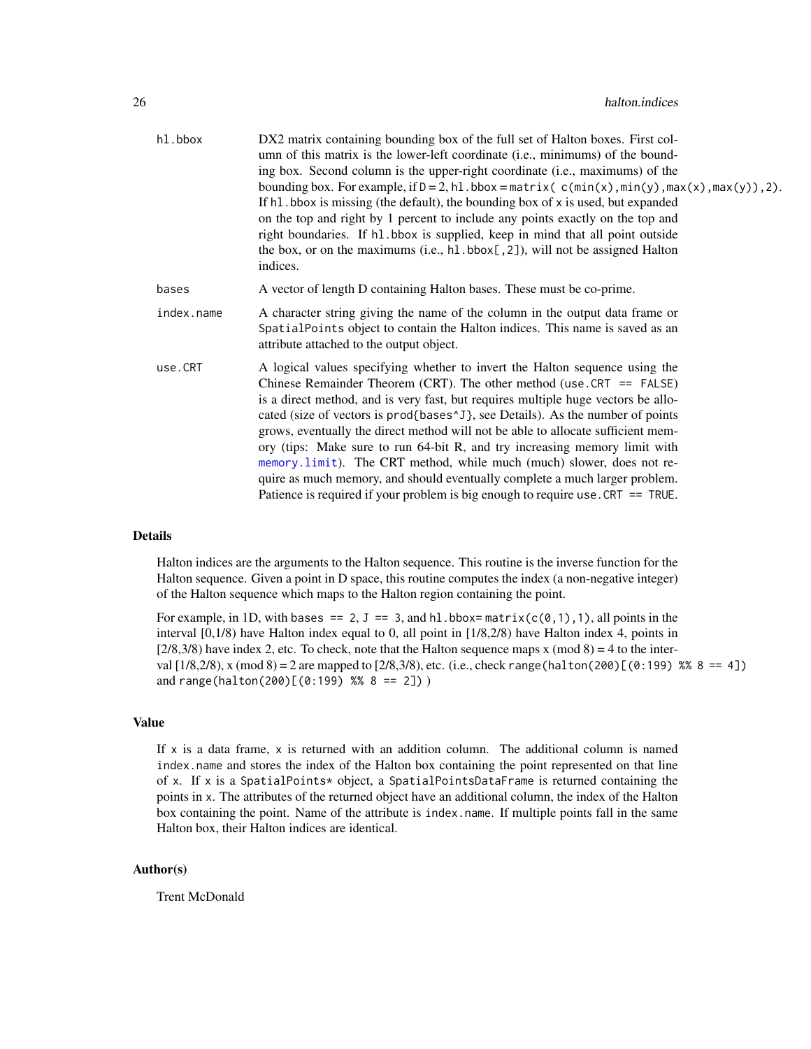hl.bbox
: DX2 matrix containing bounding box of the full set of Halton boxes. First column of this matrix is the lower-left coordinate (i.e., minimums) of the bounding box. Second column is the upper-right coordinate (i.e., maximums) of the bounding box. For example, if D = 2, `hl.bbox = matrix( c(min(x),min(y),max(x),max(y)),2)`. If `hl.bbox` is missing (the default), the bounding box of `x` is used, but expanded on the top and right by 1 percent to include any points exactly on the top and right boundaries. If `hl.bbox` is supplied, keep in mind that all point outside the box, or on the maximums (i.e., `hl.bbox[,2]`), will not be assigned Halton indices.

bases
: A vector of length D containing Halton bases. These must be co-prime.

index.name
: A character string giving the name of the column in the output data frame or `SpatialPoints` object to contain the Halton indices. This name is saved as an attribute attached to the output object.

use.CRT
: A logical values specifying whether to invert the Halton sequence using the Chinese Remainder Theorem (CRT). The other method (`use.CRT == FALSE`) is a direct method, and is very fast, but requires multiple huge vectors be allocated (size of vectors is `prod{bases^J}`, see Details). As the number of points grows, eventually the direct method will not be able to allocate sufficient memory (tips: Make sure to run 64-bit R, and try increasing memory limit with `memory.limit`). The CRT method, while much (much) slower, does not require as much memory, and should eventually complete a much larger problem. Patience is required if your problem is big enough to require `use.CRT == TRUE`.

## Details

Halton indices are the arguments to the Halton sequence. This routine is the inverse function for the Halton sequence. Given a point in D space, this routine computes the index (a non-negative integer) of the Halton sequence which maps to the Halton region containing the point.

For example, in 1D, with `bases == 2`, `J == 3`, and `hl.bbox= matrix(c(0,1),1)`, all points in the interval [0,1/8) have Halton index equal to 0, all point in [1/8,2/8) have Halton index 4, points in [2/8,3/8) have index 2, etc. To check, note that the Halton sequence maps x (mod 8) = 4 to the interval [1/8,2/8), x (mod 8) = 2 are mapped to [2/8,3/8), etc. (i.e., check `range(halton(200)[(0:199) %% 8 == 4])` and `range(halton(200)[(0:199) %% 8 == 2])` )

## Value

If `x` is a data frame, `x` is returned with an addition column. The additional column is named `index.name` and stores the index of the Halton box containing the point represented on that line of `x`. If `x` is a `SpatialPoints*` object, a `SpatialPointsDataFrame` is returned containing the points in `x`. The attributes of the returned object have an additional column, the index of the Halton box containing the point. Name of the attribute is `index.name`. If multiple points fall in the same Halton box, their Halton indices are identical.

## Author(s)

Trent McDonald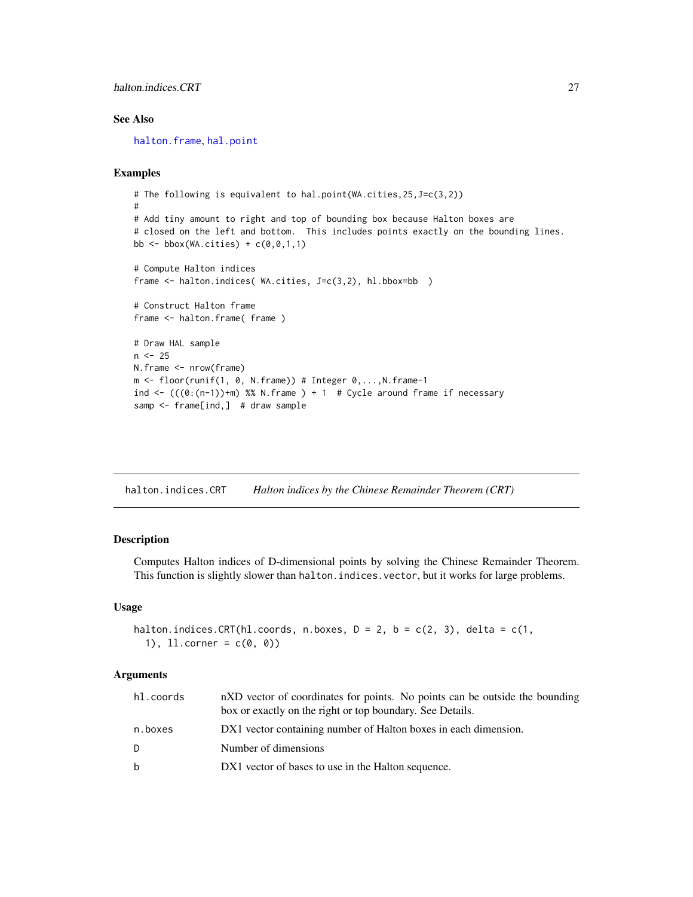### See Also

halton.frame, hal.point

### Examples

```
# The following is equivalent to hal.point(WA.cities,25,J=c(3,2))
#
# Add tiny amount to right and top of bounding box because Halton boxes are
# closed on the left and bottom.  This includes points exactly on the bounding lines.
bb <- bbox(WA.cities) + c(0,0,1,1)

# Compute Halton indices
frame <- halton.indices( WA.cities, J=c(3,2), hl.bbox=bb  )

# Construct Halton frame
frame <- halton.frame( frame )

# Draw HAL sample
n <- 25
N.frame <- nrow(frame)
m <- floor(runif(1, 0, N.frame)) # Integer 0,...,N.frame-1
ind <- (((0:(n-1))+m) %% N.frame ) + 1  # Cycle around frame if necessary
samp <- frame[ind,]  # draw sample
```

---

## halton.indices.CRT    *Halton indices by the Chinese Remainder Theorem (CRT)*

### Description

Computes Halton indices of D-dimensional points by solving the Chinese Remainder Theorem. This function is slightly slower than `halton.indices.vector`, but it works for large problems.

### Usage

```
halton.indices.CRT(hl.coords, n.boxes, D = 2, b = c(2, 3), delta = c(1,
  1), ll.corner = c(0, 0))
```

### Arguments

| | |
|---|---|
| hl.coords | nXD vector of coordinates for points. No points can be outside the bounding box or exactly on the right or top boundary. See Details. |
| n.boxes | DX1 vector containing number of Halton boxes in each dimension. |
| D | Number of dimensions |
| b | DX1 vector of bases to use in the Halton sequence. |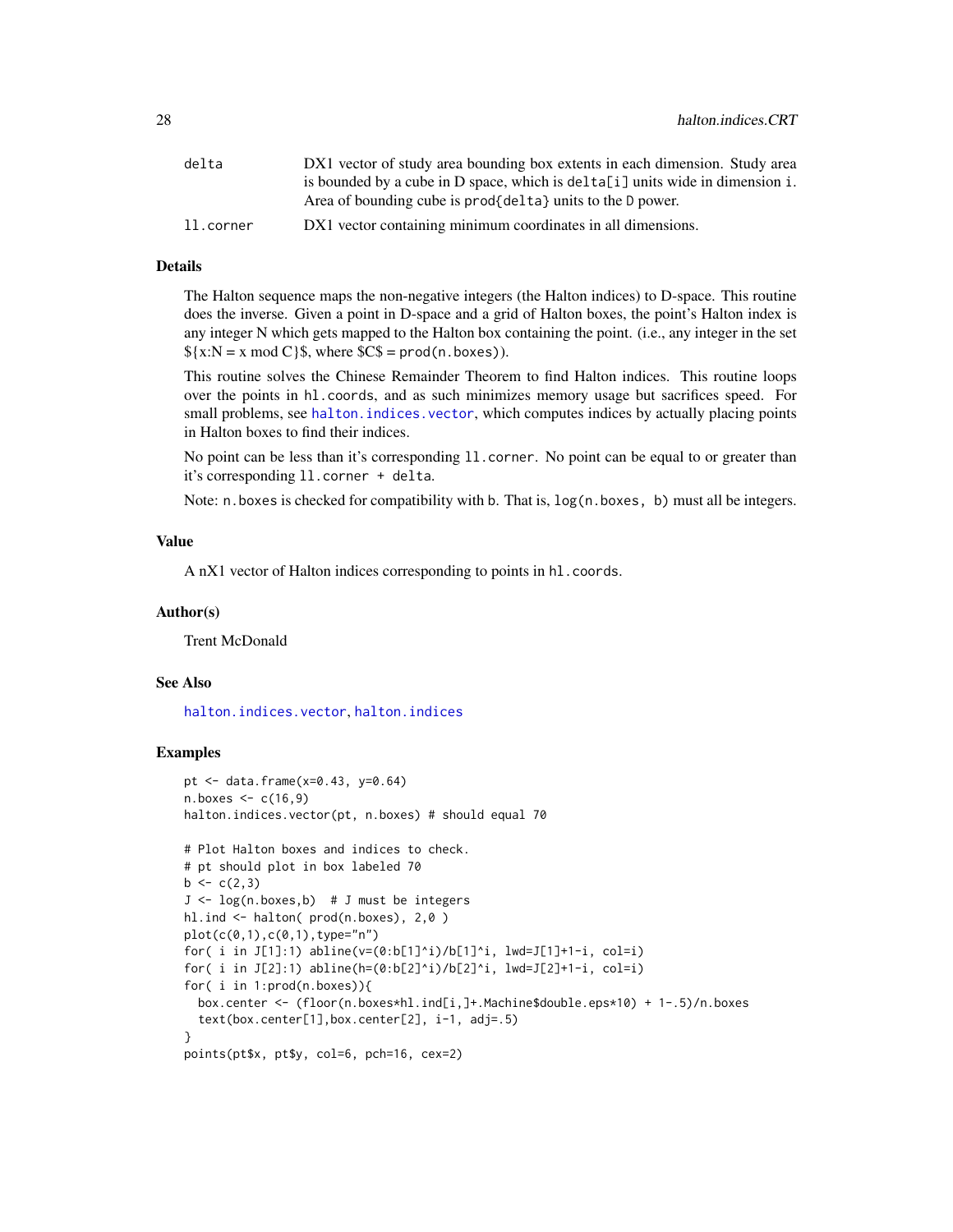| | |
|---|---|
| `delta` | DX1 vector of study area bounding box extents in each dimension. Study area is bounded by a cube in D space, which is `delta[i]` units wide in dimension `i`. Area of bounding cube is `prod{delta}` units to the `D` power. |
| `ll.corner` | DX1 vector containing minimum coordinates in all dimensions. |

## Details

The Halton sequence maps the non-negative integers (the Halton indices) to D-space. This routine does the inverse. Given a point in D-space and a grid of Halton boxes, the point's Halton index is any integer N which gets mapped to the Halton box containing the point. (i.e., any integer in the set ${x:N = x mod C}$, where $C$ = `prod(n.boxes)`).

This routine solves the Chinese Remainder Theorem to find Halton indices. This routine loops over the points in `hl.coords`, and as such minimizes memory usage but sacrifices speed. For small problems, see `halton.indices.vector`, which computes indices by actually placing points in Halton boxes to find their indices.

No point can be less than it's corresponding `ll.corner`. No point can be equal to or greater than it's corresponding `ll.corner + delta`.

Note: `n.boxes` is checked for compatibility with `b`. That is, `log(n.boxes, b)` must all be integers.

## Value

A nX1 vector of Halton indices corresponding to points in `hl.coords`.

## Author(s)

Trent McDonald

## See Also

`halton.indices.vector`, `halton.indices`

## Examples

```
pt <- data.frame(x=0.43, y=0.64)
n.boxes <- c(16,9)
halton.indices.vector(pt, n.boxes) # should equal 70

# Plot Halton boxes and indices to check.
# pt should plot in box labeled 70
b <- c(2,3)
J <- log(n.boxes,b)  # J must be integers
hl.ind <- halton( prod(n.boxes), 2,0 )
plot(c(0,1),c(0,1),type="n")
for( i in J[1]:1) abline(v=(0:b[1]^i)/b[1]^i, lwd=J[1]+1-i, col=i)
for( i in J[2]:1) abline(h=(0:b[2]^i)/b[2]^i, lwd=J[2]+1-i, col=i)
for( i in 1:prod(n.boxes)){
  box.center <- (floor(n.boxes*hl.ind[i,]+.Machine$double.eps*10) + 1-.5)/n.boxes
  text(box.center[1],box.center[2], i-1, adj=.5)
}
points(pt$x, pt$y, col=6, pch=16, cex=2)
```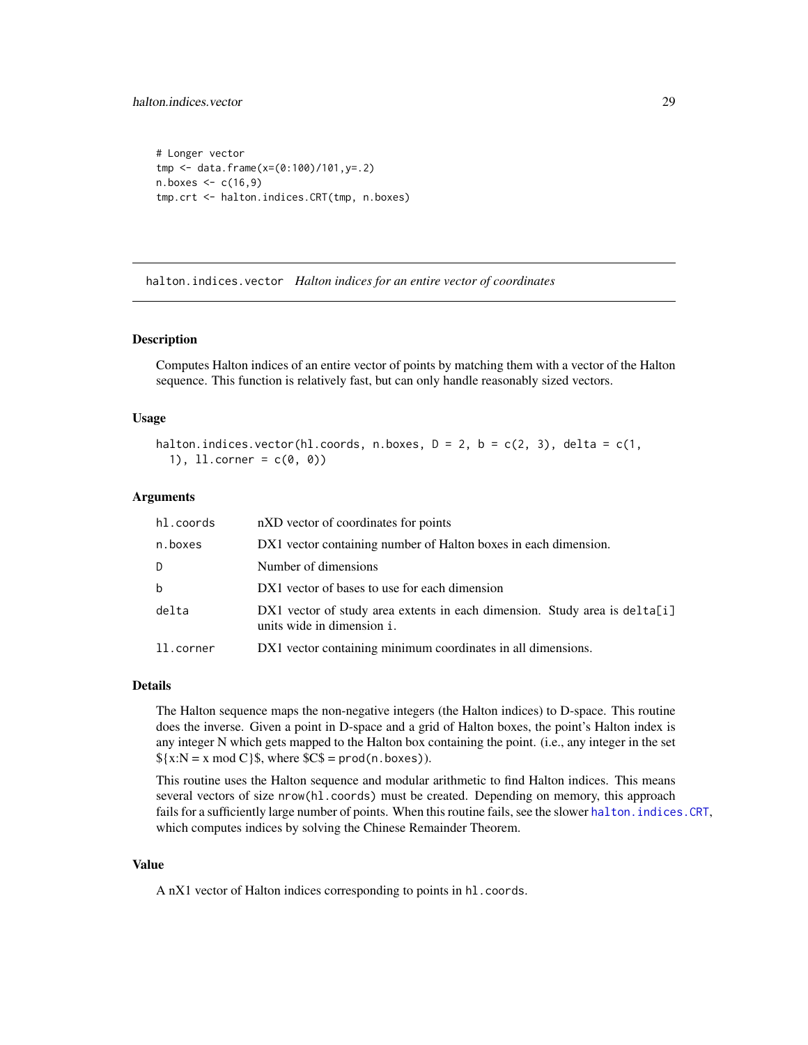```
# Longer vector
tmp <- data.frame(x=(0:100)/101,y=.2)
n.boxes <- c(16,9)
tmp.crt <- halton.indices.CRT(tmp, n.boxes)
```

## halton.indices.vector *Halton indices for an entire vector of coordinates*

### Description

Computes Halton indices of an entire vector of points by matching them with a vector of the Halton sequence. This function is relatively fast, but can only handle reasonably sized vectors.

### Usage

```
halton.indices.vector(hl.coords, n.boxes, D = 2, b = c(2, 3), delta = c(1,
  1), ll.corner = c(0, 0))
```

### Arguments

| | |
|---|---|
| hl.coords | nXD vector of coordinates for points |
| n.boxes | DX1 vector containing number of Halton boxes in each dimension. |
| D | Number of dimensions |
| b | DX1 vector of bases to use for each dimension |
| delta | DX1 vector of study area extents in each dimension. Study area is delta[i] units wide in dimension i. |
| ll.corner | DX1 vector containing minimum coordinates in all dimensions. |

### Details

The Halton sequence maps the non-negative integers (the Halton indices) to D-space. This routine does the inverse. Given a point in D-space and a grid of Halton boxes, the point's Halton index is any integer N which gets mapped to the Halton box containing the point. (i.e., any integer in the set ${x:N = x mod C}$, where $C$ = prod(n.boxes)).

This routine uses the Halton sequence and modular arithmetic to find Halton indices. This means several vectors of size nrow(hl.coords) must be created. Depending on memory, this approach fails for a sufficiently large number of points. When this routine fails, see the slower halton.indices.CRT, which computes indices by solving the Chinese Remainder Theorem.

### Value

A nX1 vector of Halton indices corresponding to points in hl.coords.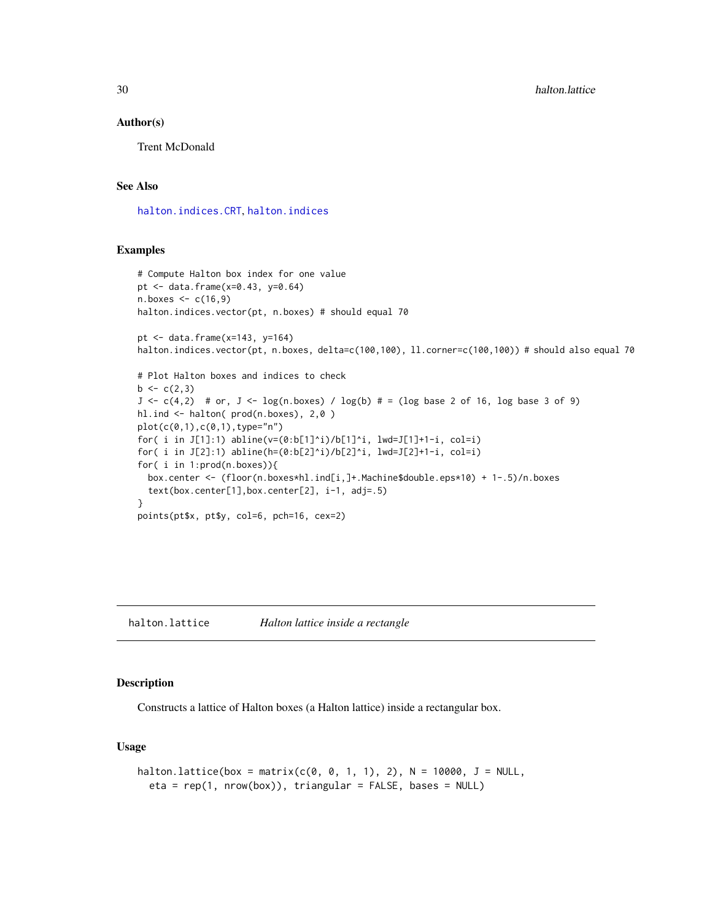### Author(s)

Trent McDonald

### See Also

halton.indices.CRT, halton.indices

### Examples

```
# Compute Halton box index for one value
pt <- data.frame(x=0.43, y=0.64)
n.boxes <- c(16,9)
halton.indices.vector(pt, n.boxes) # should equal 70

pt <- data.frame(x=143, y=164)
halton.indices.vector(pt, n.boxes, delta=c(100,100), ll.corner=c(100,100)) # should also equal 70

# Plot Halton boxes and indices to check
b <- c(2,3)
J <- c(4,2)  # or, J <- log(n.boxes) / log(b) # = (log base 2 of 16, log base 3 of 9)
hl.ind <- halton( prod(n.boxes), 2,0 )
plot(c(0,1),c(0,1),type="n")
for( i in J[1]:1) abline(v=(0:b[1]^i)/b[1]^i, lwd=J[1]+1-i, col=i)
for( i in J[2]:1) abline(h=(0:b[2]^i)/b[2]^i, lwd=J[2]+1-i, col=i)
for( i in 1:prod(n.boxes)){
  box.center <- (floor(n.boxes*hl.ind[i,]+.Machine$double.eps*10) + 1-.5)/n.boxes
  text(box.center[1],box.center[2], i-1, adj=.5)
}
points(pt$x, pt$y, col=6, pch=16, cex=2)
```

---

## halton.lattice — *Halton lattice inside a rectangle*

### Description

Constructs a lattice of Halton boxes (a Halton lattice) inside a rectangular box.

### Usage

```
halton.lattice(box = matrix(c(0, 0, 1, 1), 2), N = 10000, J = NULL,
  eta = rep(1, nrow(box)), triangular = FALSE, bases = NULL)
```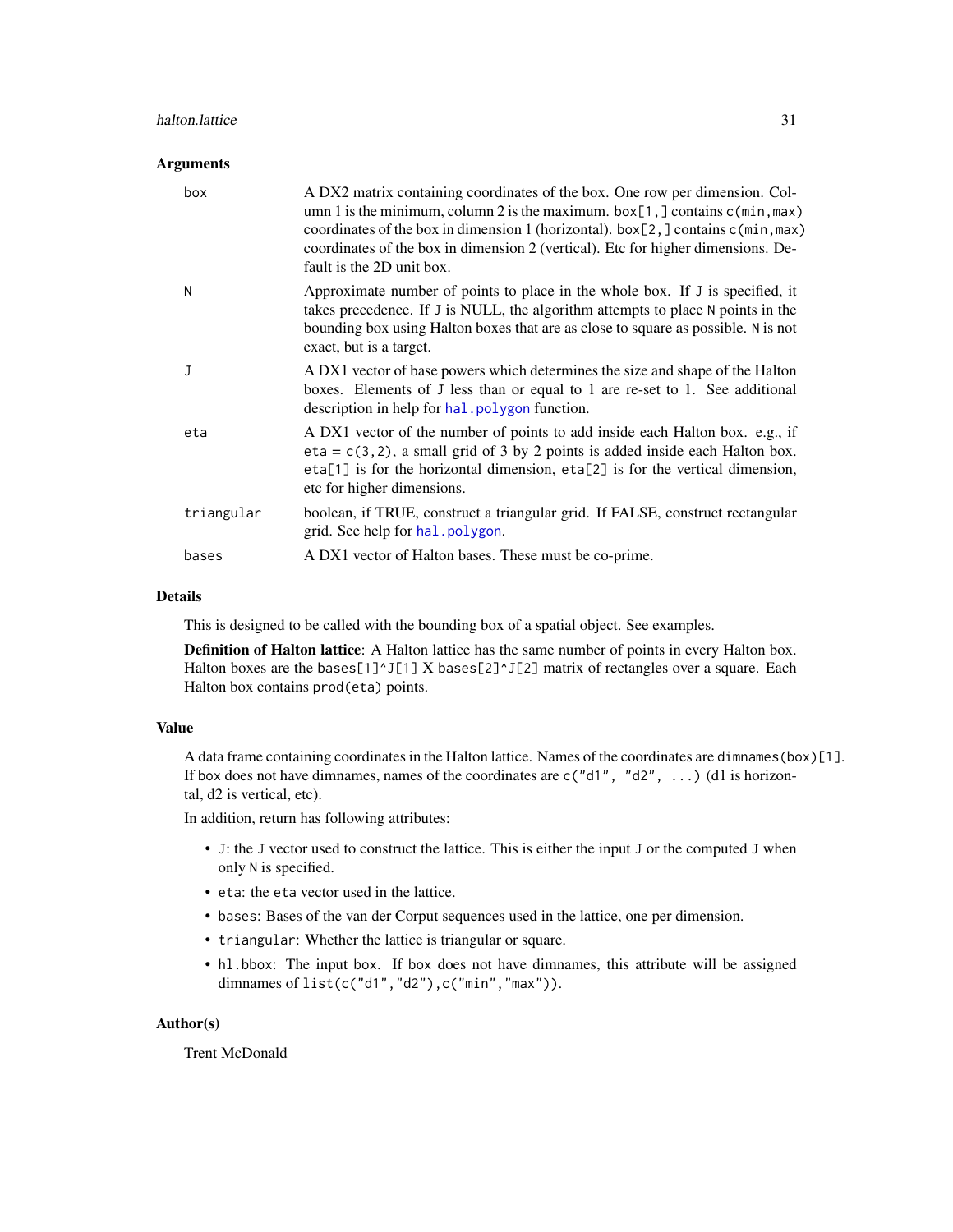### Arguments

| | |
|---|---|
| box | A DX2 matrix containing coordinates of the box. One row per dimension. Column 1 is the minimum, column 2 is the maximum. `box[1,]` contains `c(min,max)` coordinates of the box in dimension 1 (horizontal). `box[2,]` contains `c(min,max)` coordinates of the box in dimension 2 (vertical). Etc for higher dimensions. Default is the 2D unit box. |
| N | Approximate number of points to place in the whole box. If `J` is specified, it takes precedence. If `J` is NULL, the algorithm attempts to place `N` points in the bounding box using Halton boxes that are as close to square as possible. `N` is not exact, but is a target. |
| J | A DX1 vector of base powers which determines the size and shape of the Halton boxes. Elements of `J` less than or equal to 1 are re-set to 1. See additional description in help for `hal.polygon` function. |
| eta | A DX1 vector of the number of points to add inside each Halton box. e.g., if `eta = c(3,2)`, a small grid of 3 by 2 points is added inside each Halton box. `eta[1]` is for the horizontal dimension, `eta[2]` is for the vertical dimension, etc for higher dimensions. |
| triangular | boolean, if TRUE, construct a triangular grid. If FALSE, construct rectangular grid. See help for `hal.polygon`. |
| bases | A DX1 vector of Halton bases. These must be co-prime. |

### Details

This is designed to be called with the bounding box of a spatial object. See examples.

**Definition of Halton lattice**: A Halton lattice has the same number of points in every Halton box. Halton boxes are the `bases[1]^J[1]` X `bases[2]^J[2]` matrix of rectangles over a square. Each Halton box contains `prod(eta)` points.

### Value

A data frame containing coordinates in the Halton lattice. Names of the coordinates are `dimnames(box)[1]`. If box does not have dimnames, names of the coordinates are `c("d1", "d2", ...)` (d1 is horizontal, d2 is vertical, etc).

In addition, return has following attributes:

- `J`: the `J` vector used to construct the lattice. This is either the input `J` or the computed `J` when only `N` is specified.
- `eta`: the `eta` vector used in the lattice.
- `bases`: Bases of the van der Corput sequences used in the lattice, one per dimension.
- `triangular`: Whether the lattice is triangular or square.
- `hl.bbox`: The input `box`. If `box` does not have dimnames, this attribute will be assigned dimnames of `list(c("d1","d2"),c("min","max"))`.

### Author(s)

Trent McDonald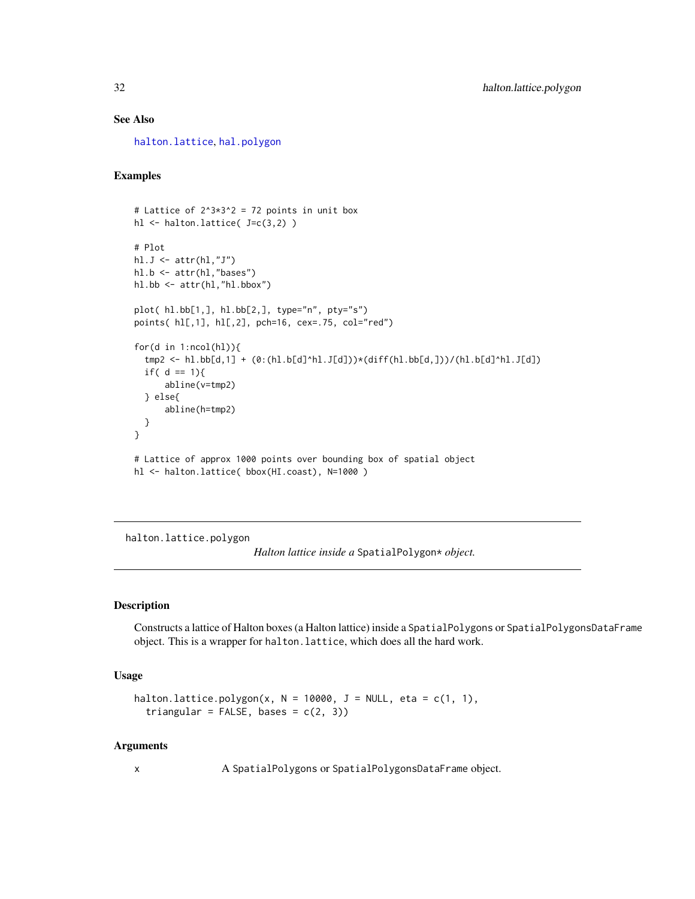## See Also

halton.lattice, hal.polygon

## Examples

```
# Lattice of 2^3*3^2 = 72 points in unit box
hl <- halton.lattice( J=c(3,2) )

# Plot
hl.J <- attr(hl,"J")
hl.b <- attr(hl,"bases")
hl.bb <- attr(hl,"hl.bbox")

plot( hl.bb[1,], hl.bb[2,], type="n", pty="s")
points( hl[,1], hl[,2], pch=16, cex=.75, col="red")

for(d in 1:ncol(hl)){
  tmp2 <- hl.bb[d,1] + (0:(hl.b[d]^hl.J[d]))*(diff(hl.bb[d,]))/(hl.b[d]^hl.J[d])
  if( d == 1){
      abline(v=tmp2)
  } else{
      abline(h=tmp2)
  }
}

# Lattice of approx 1000 points over bounding box of spatial object
hl <- halton.lattice( bbox(HI.coast), N=1000 )
```

---

# halton.lattice.polygon

*Halton lattice inside a* `SpatialPolygon*` *object.*

---

## Description

Constructs a lattice of Halton boxes (a Halton lattice) inside a `SpatialPolygons` or `SpatialPolygonsDataFrame` object. This is a wrapper for `halton.lattice`, which does all the hard work.

## Usage

```
halton.lattice.polygon(x, N = 10000, J = NULL, eta = c(1, 1),
  triangular = FALSE, bases = c(2, 3))
```

## Arguments

x	A `SpatialPolygons` or `SpatialPolygonsDataFrame` object.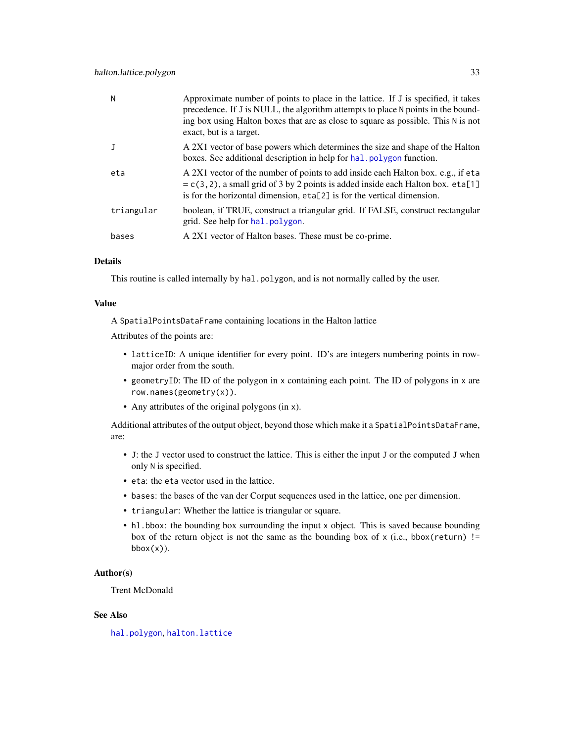| | |
|---|---|
| N | Approximate number of points to place in the lattice. If J is specified, it takes precedence. If J is NULL, the algorithm attempts to place N points in the bounding box using Halton boxes that are as close to square as possible. This N is not exact, but is a target. |
| J | A 2X1 vector of base powers which determines the size and shape of the Halton boxes. See additional description in help for `hal.polygon` function. |
| eta | A 2X1 vector of the number of points to add inside each Halton box. e.g., if `eta = c(3,2)`, a small grid of 3 by 2 points is added inside each Halton box. `eta[1]` is for the horizontal dimension, `eta[2]` is for the vertical dimension. |
| triangular | boolean, if TRUE, construct a triangular grid. If FALSE, construct rectangular grid. See help for `hal.polygon`. |
| bases | A 2X1 vector of Halton bases. These must be co-prime. |

### Details

This routine is called internally by `hal.polygon`, and is not normally called by the user.

### Value

A `SpatialPointsDataFrame` containing locations in the Halton lattice

Attributes of the points are:

- `latticeID`: A unique identifier for every point. ID's are integers numbering points in row-major order from the south.
- `geometryID`: The ID of the polygon in `x` containing each point. The ID of polygons in `x` are `row.names(geometry(x))`.
- Any attributes of the original polygons (in `x`).

Additional attributes of the output object, beyond those which make it a `SpatialPointsDataFrame`, are:

- `J`: the `J` vector used to construct the lattice. This is either the input `J` or the computed `J` when only `N` is specified.
- `eta`: the `eta` vector used in the lattice.
- `bases`: the bases of the van der Corput sequences used in the lattice, one per dimension.
- `triangular`: Whether the lattice is triangular or square.
- `hl.bbox`: the bounding box surrounding the input `x` object. This is saved because bounding box of the return object is not the same as the bounding box of `x` (i.e., `bbox(return) != bbox(x)`).

### Author(s)

Trent McDonald

### See Also

`hal.polygon`, `halton.lattice`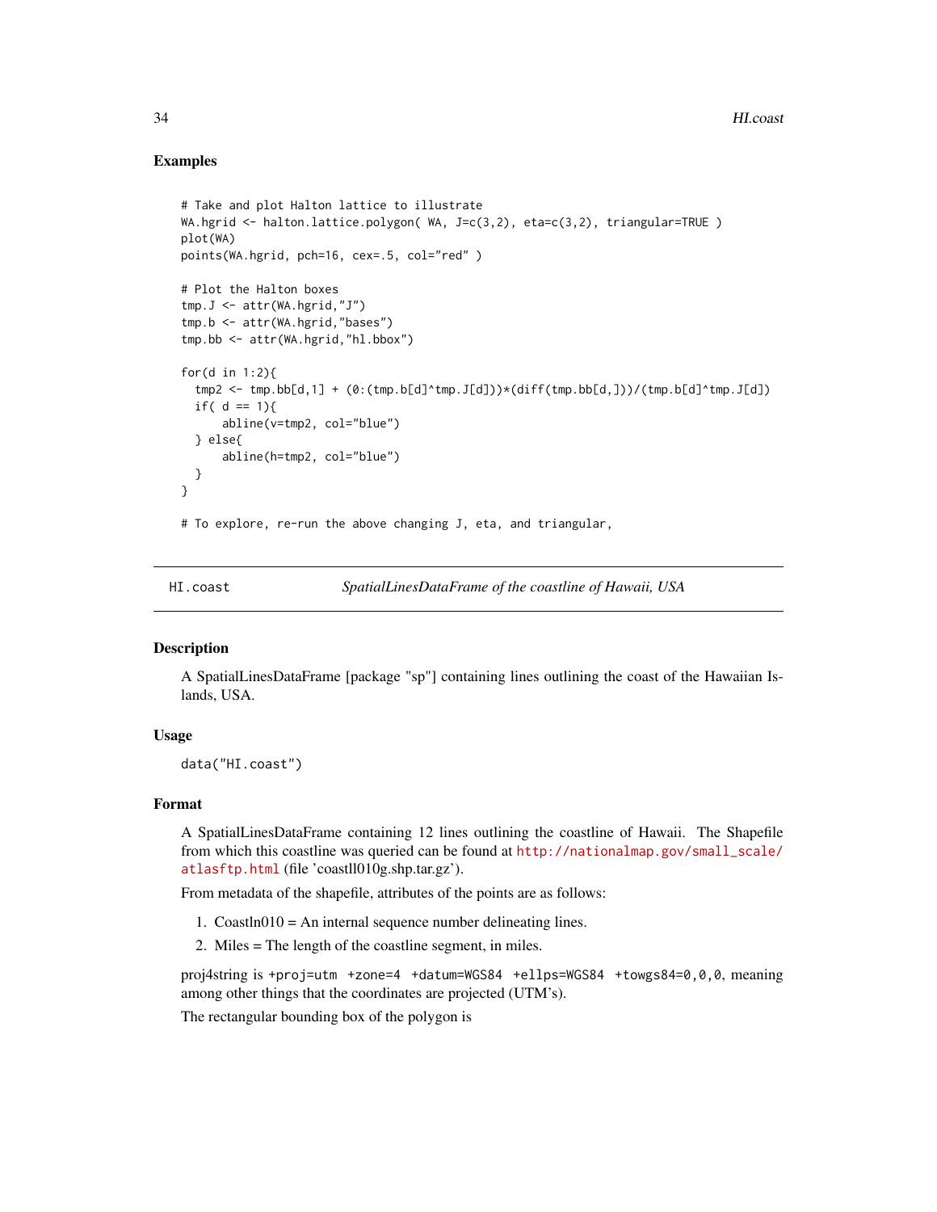## Examples

```
# Take and plot Halton lattice to illustrate
WA.hgrid <- halton.lattice.polygon( WA, J=c(3,2), eta=c(3,2), triangular=TRUE )
plot(WA)
points(WA.hgrid, pch=16, cex=.5, col="red" )

# Plot the Halton boxes
tmp.J <- attr(WA.hgrid,"J")
tmp.b <- attr(WA.hgrid,"bases")
tmp.bb <- attr(WA.hgrid,"hl.bbox")

for(d in 1:2){
  tmp2 <- tmp.bb[d,1] + (0:(tmp.b[d]^tmp.J[d]))*(diff(tmp.bb[d,]))/(tmp.b[d]^tmp.J[d])
  if( d == 1){
      abline(v=tmp2, col="blue")
  } else{
      abline(h=tmp2, col="blue")
  }
}

# To explore, re-run the above changing J, eta, and triangular,
```

---

## HI.coast — *SpatialLinesDataFrame of the coastline of Hawaii, USA*

### Description

A SpatialLinesDataFrame [package "sp"] containing lines outlining the coast of the Hawaiian Islands, USA.

### Usage

```
data("HI.coast")
```

### Format

A SpatialLinesDataFrame containing 12 lines outlining the coastline of Hawaii. The Shapefile from which this coastline was queried can be found at http://nationalmap.gov/small_scale/atlasftp.html (file 'coastll010g.shp.tar.gz').

From metadata of the shapefile, attributes of the points are as follows:

1. Coastln010 = An internal sequence number delineating lines.
2. Miles = The length of the coastline segment, in miles.

proj4string is `+proj=utm +zone=4 +datum=WGS84 +ellps=WGS84 +towgs84=0,0,0`, meaning among other things that the coordinates are projected (UTM's).

The rectangular bounding box of the polygon is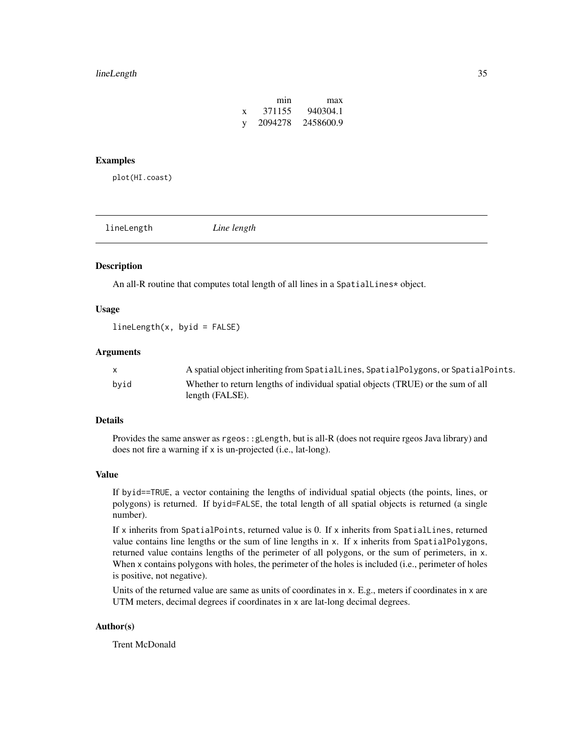|   | min | max |
|---|---|---|
| x | 371155 | 940304.1 |
| y | 2094278 | 2458600.9 |

### Examples

```
plot(HI.coast)
```

---

## lineLength *Line length*

---

### Description

An all-R routine that computes total length of all lines in a SpatialLines* object.

### Usage

```
lineLength(x, byid = FALSE)
```

### Arguments

| | |
|---|---|
| x | A spatial object inheriting from SpatialLines, SpatialPolygons, or SpatialPoints. |
| byid | Whether to return lengths of individual spatial objects (TRUE) or the sum of all length (FALSE). |

### Details

Provides the same answer as rgeos::gLength, but is all-R (does not require rgeos Java library) and does not fire a warning if x is un-projected (i.e., lat-long).

### Value

If byid==TRUE, a vector containing the lengths of individual spatial objects (the points, lines, or polygons) is returned. If byid=FALSE, the total length of all spatial objects is returned (a single number).

If x inherits from SpatialPoints, returned value is 0. If x inherits from SpatialLines, returned value contains line lengths or the sum of line lengths in x. If x inherits from SpatialPolygons, returned value contains lengths of the perimeter of all polygons, or the sum of perimeters, in x. When x contains polygons with holes, the perimeter of the holes is included (i.e., perimeter of holes is positive, not negative).

Units of the returned value are same as units of coordinates in x. E.g., meters if coordinates in x are UTM meters, decimal degrees if coordinates in x are lat-long decimal degrees.

### Author(s)

Trent McDonald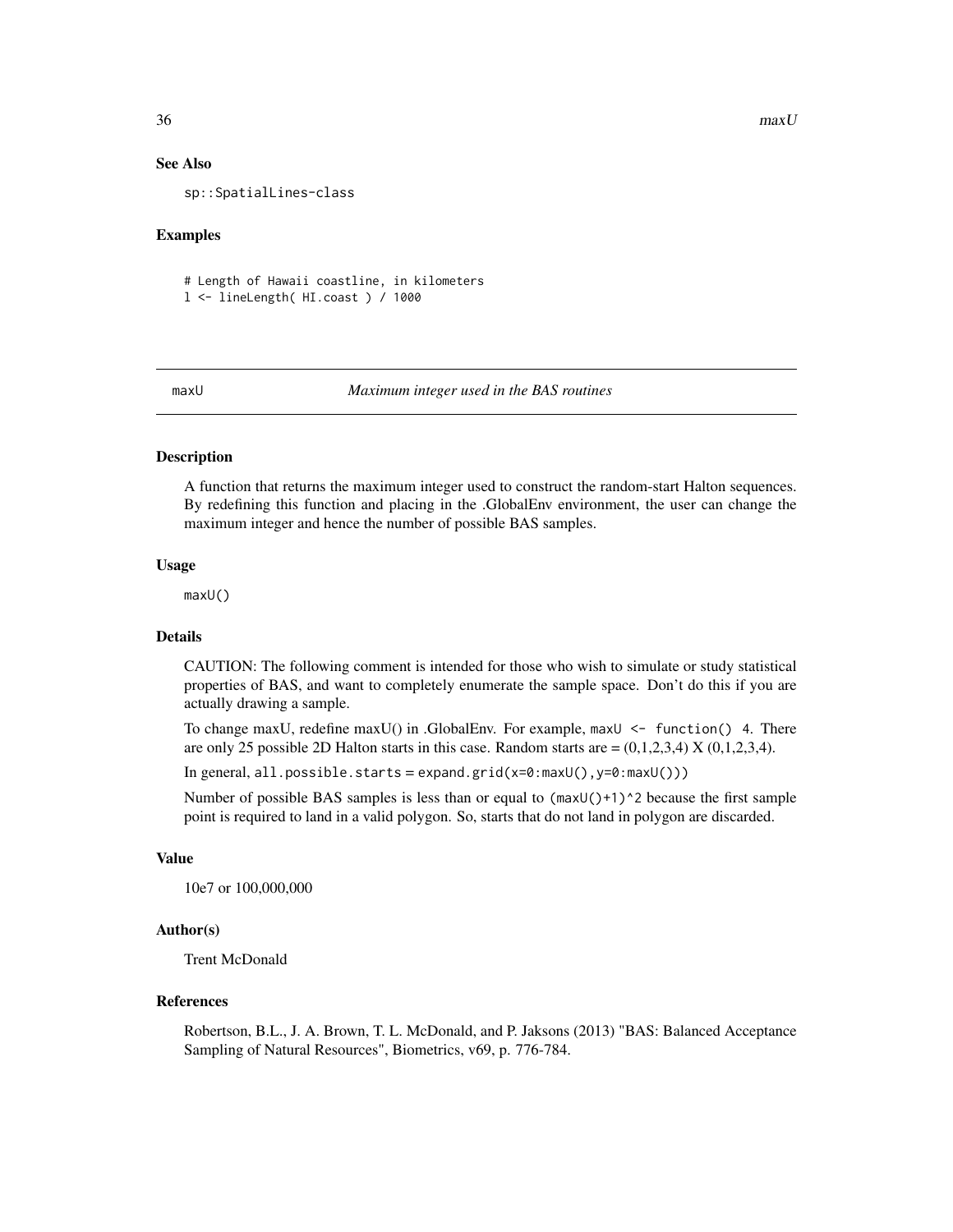## See Also

`sp::SpatialLines-class`

## Examples

```
# Length of Hawaii coastline, in kilometers
l <- lineLength( HI.coast ) / 1000
```

---

# maxU — *Maximum integer used in the BAS routines*

---

## Description

A function that returns the maximum integer used to construct the random-start Halton sequences. By redefining this function and placing in the .GlobalEnv environment, the user can change the maximum integer and hence the number of possible BAS samples.

## Usage

```
maxU()
```

## Details

CAUTION: The following comment is intended for those who wish to simulate or study statistical properties of BAS, and want to completely enumerate the sample space. Don't do this if you are actually drawing a sample.

To change maxU, redefine maxU() in .GlobalEnv. For example, `maxU <- function() 4`. There are only 25 possible 2D Halton starts in this case. Random starts are = (0,1,2,3,4) X (0,1,2,3,4).

In general, `all.possible.starts = expand.grid(x=0:maxU(),y=0:maxU())`

Number of possible BAS samples is less than or equal to `(maxU()+1)^2` because the first sample point is required to land in a valid polygon. So, starts that do not land in polygon are discarded.

## Value

10e7 or 100,000,000

## Author(s)

Trent McDonald

## References

Robertson, B.L., J. A. Brown, T. L. McDonald, and P. Jaksons (2013) "BAS: Balanced Acceptance Sampling of Natural Resources", Biometrics, v69, p. 776-784.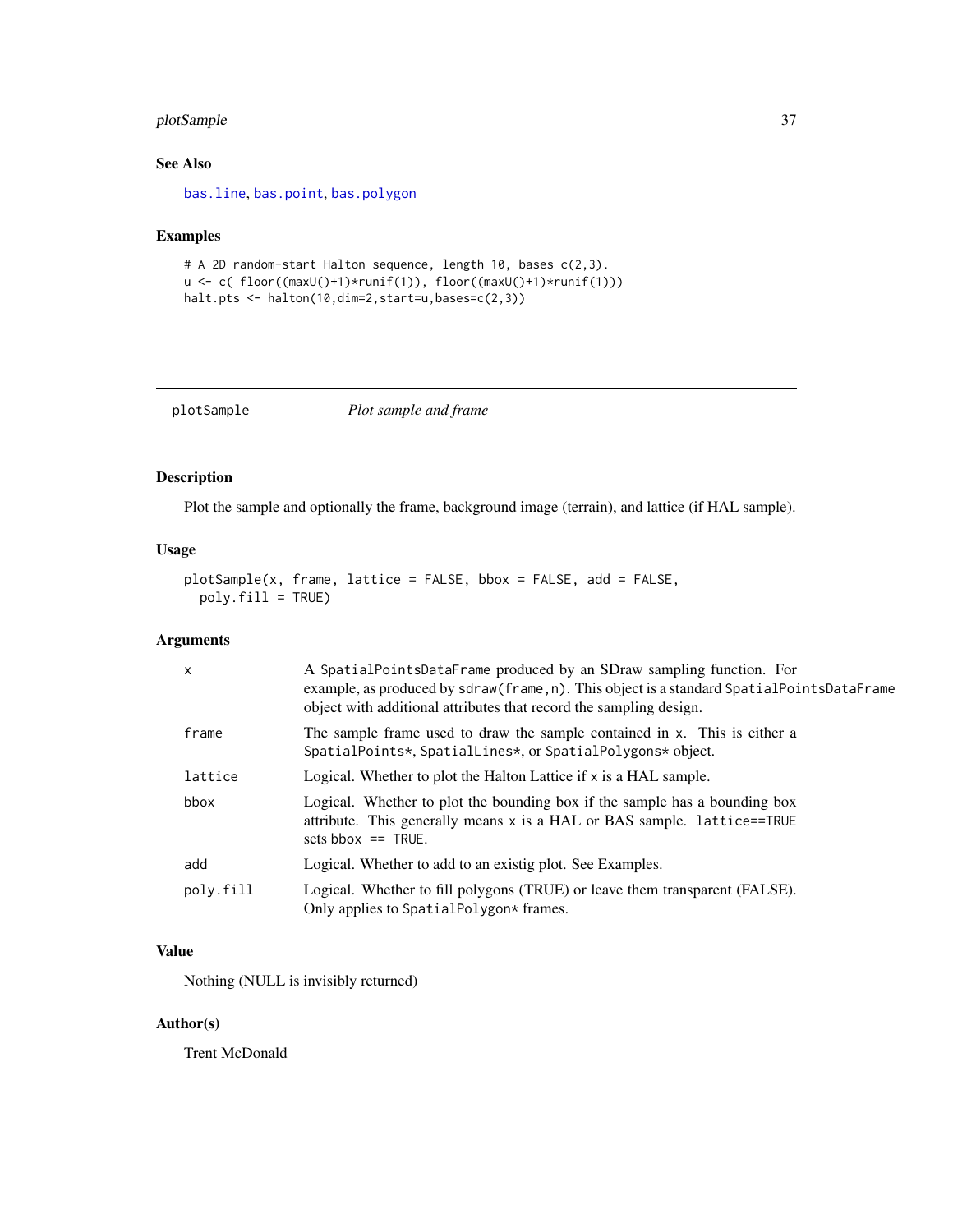### See Also

bas.line, bas.point, bas.polygon

### Examples

```
# A 2D random-start Halton sequence, length 10, bases c(2,3).
u <- c( floor((maxU()+1)*runif(1)), floor((maxU()+1)*runif(1)))
halt.pts <- halton(10,dim=2,start=u,bases=c(2,3))
```

---

## plotSample *Plot sample and frame*

---

### Description

Plot the sample and optionally the frame, background image (terrain), and lattice (if HAL sample).

### Usage

```
plotSample(x, frame, lattice = FALSE, bbox = FALSE, add = FALSE,
  poly.fill = TRUE)
```

### Arguments

| | |
|---|---|
| x | A SpatialPointsDataFrame produced by an SDraw sampling function. For example, as produced by sdraw(frame,n). This object is a standard SpatialPointsDataFrame object with additional attributes that record the sampling design. |
| frame | The sample frame used to draw the sample contained in x. This is either a SpatialPoints*, SpatialLines*, or SpatialPolygons* object. |
| lattice | Logical. Whether to plot the Halton Lattice if x is a HAL sample. |
| bbox | Logical. Whether to plot the bounding box if the sample has a bounding box attribute. This generally means x is a HAL or BAS sample. lattice==TRUE sets bbox == TRUE. |
| add | Logical. Whether to add to an existig plot. See Examples. |
| poly.fill | Logical. Whether to fill polygons (TRUE) or leave them transparent (FALSE). Only applies to SpatialPolygon* frames. |

### Value

Nothing (NULL is invisibly returned)

### Author(s)

Trent McDonald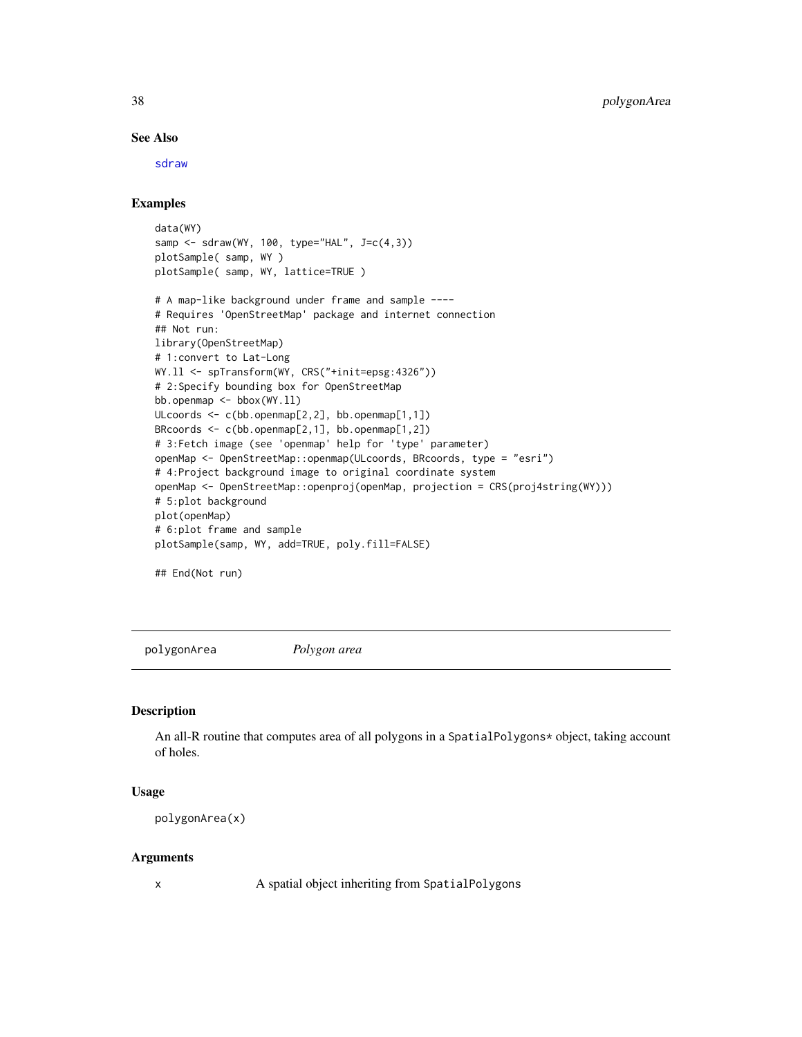## See Also

sdraw

## Examples

```
data(WY)
samp <- sdraw(WY, 100, type="HAL", J=c(4,3))
plotSample( samp, WY )
plotSample( samp, WY, lattice=TRUE )

# A map-like background under frame and sample ----
# Requires 'OpenStreetMap' package and internet connection
## Not run:
library(OpenStreetMap)
# 1:convert to Lat-Long
WY.ll <- spTransform(WY, CRS("+init=epsg:4326"))
# 2:Specify bounding box for OpenStreetMap
bb.openmap <- bbox(WY.ll)
ULcoords <- c(bb.openmap[2,2], bb.openmap[1,1])
BRcoords <- c(bb.openmap[2,1], bb.openmap[1,2])
# 3:Fetch image (see 'openmap' help for 'type' parameter)
openMap <- OpenStreetMap::openmap(ULcoords, BRcoords, type = "esri")
# 4:Project background image to original coordinate system
openMap <- OpenStreetMap::openproj(openMap, projection = CRS(proj4string(WY)))
# 5:plot background
plot(openMap)
# 6:plot frame and sample
plotSample(samp, WY, add=TRUE, poly.fill=FALSE)

## End(Not run)
```

---

# polygonArea &nbsp;&nbsp;&nbsp;&nbsp; *Polygon area*

## Description

An all-R routine that computes area of all polygons in a SpatialPolygons* object, taking account of holes.

## Usage

```
polygonArea(x)
```

## Arguments

| | |
|---|---|
| x | A spatial object inheriting from SpatialPolygons |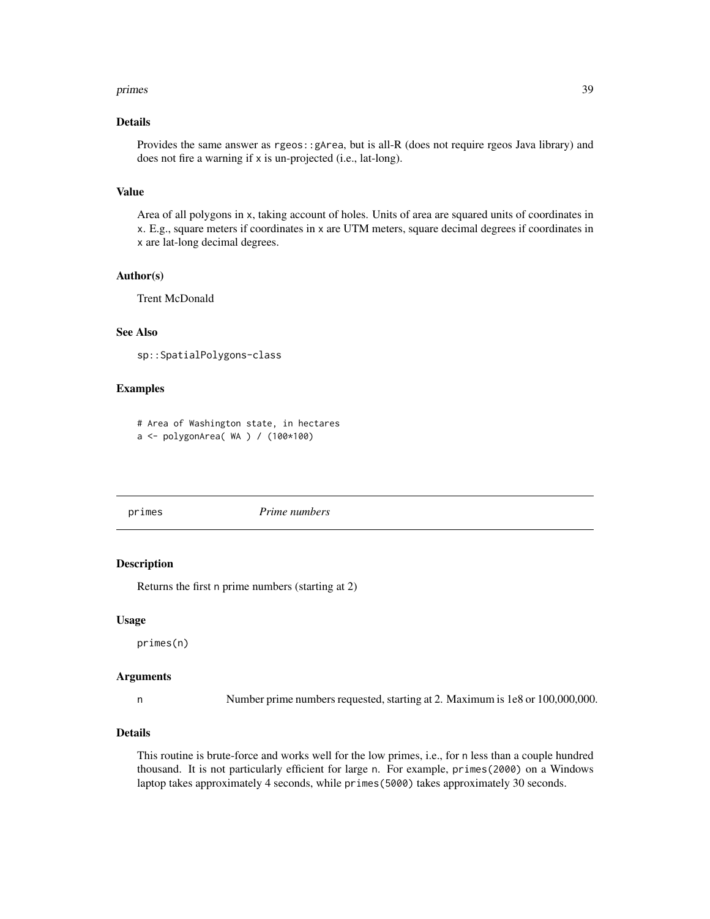### Details

Provides the same answer as `rgeos::gArea`, but is all-R (does not require rgeos Java library) and does not fire a warning if `x` is un-projected (i.e., lat-long).

### Value

Area of all polygons in `x`, taking account of holes. Units of area are squared units of coordinates in `x`. E.g., square meters if coordinates in `x` are UTM meters, square decimal degrees if coordinates in `x` are lat-long decimal degrees.

### Author(s)

Trent McDonald

### See Also

`sp::SpatialPolygons-class`

### Examples

```
# Area of Washington state, in hectares
a <- polygonArea( WA ) / (100*100)
```

---

## primes *Prime numbers*

---

### Description

Returns the first `n` prime numbers (starting at 2)

### Usage

```
primes(n)
```

### Arguments

| | |
|---|---|
| `n` | Number prime numbers requested, starting at 2. Maximum is 1e8 or 100,000,000. |

### Details

This routine is brute-force and works well for the low primes, i.e., for `n` less than a couple hundred thousand. It is not particularly efficient for large `n`. For example, `primes(2000)` on a Windows laptop takes approximately 4 seconds, while `primes(5000)` takes approximately 30 seconds.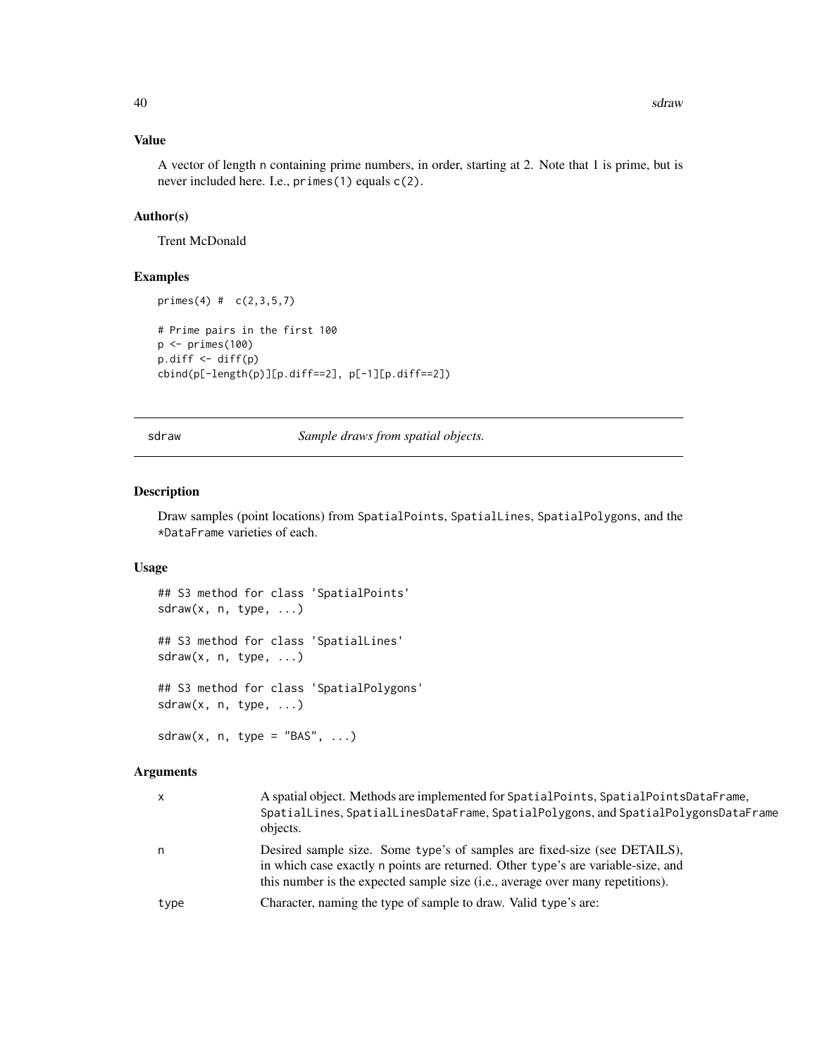## Value

A vector of length n containing prime numbers, in order, starting at 2. Note that 1 is prime, but is never included here. I.e., primes(1) equals c(2).

## Author(s)

Trent McDonald

## Examples

```
primes(4) #  c(2,3,5,7)

# Prime pairs in the first 100
p <- primes(100)
p.diff <- diff(p)
cbind(p[-length(p)][p.diff==2], p[-1][p.diff==2])
```

---

# sdraw    *Sample draws from spatial objects.*

---

## Description

Draw samples (point locations) from SpatialPoints, SpatialLines, SpatialPolygons, and the *DataFrame varieties of each.

## Usage

```
## S3 method for class 'SpatialPoints'
sdraw(x, n, type, ...)

## S3 method for class 'SpatialLines'
sdraw(x, n, type, ...)

## S3 method for class 'SpatialPolygons'
sdraw(x, n, type, ...)

sdraw(x, n, type = "BAS", ...)
```

## Arguments

| | |
|---|---|
| x | A spatial object. Methods are implemented for SpatialPoints, SpatialPointsDataFrame, SpatialLines, SpatialLinesDataFrame, SpatialPolygons, and SpatialPolygonsDataFrame objects. |
| n | Desired sample size. Some type's of samples are fixed-size (see DETAILS), in which case exactly n points are returned. Other type's are variable-size, and this number is the expected sample size (i.e., average over many repetitions). |
| type | Character, naming the type of sample to draw. Valid type's are: |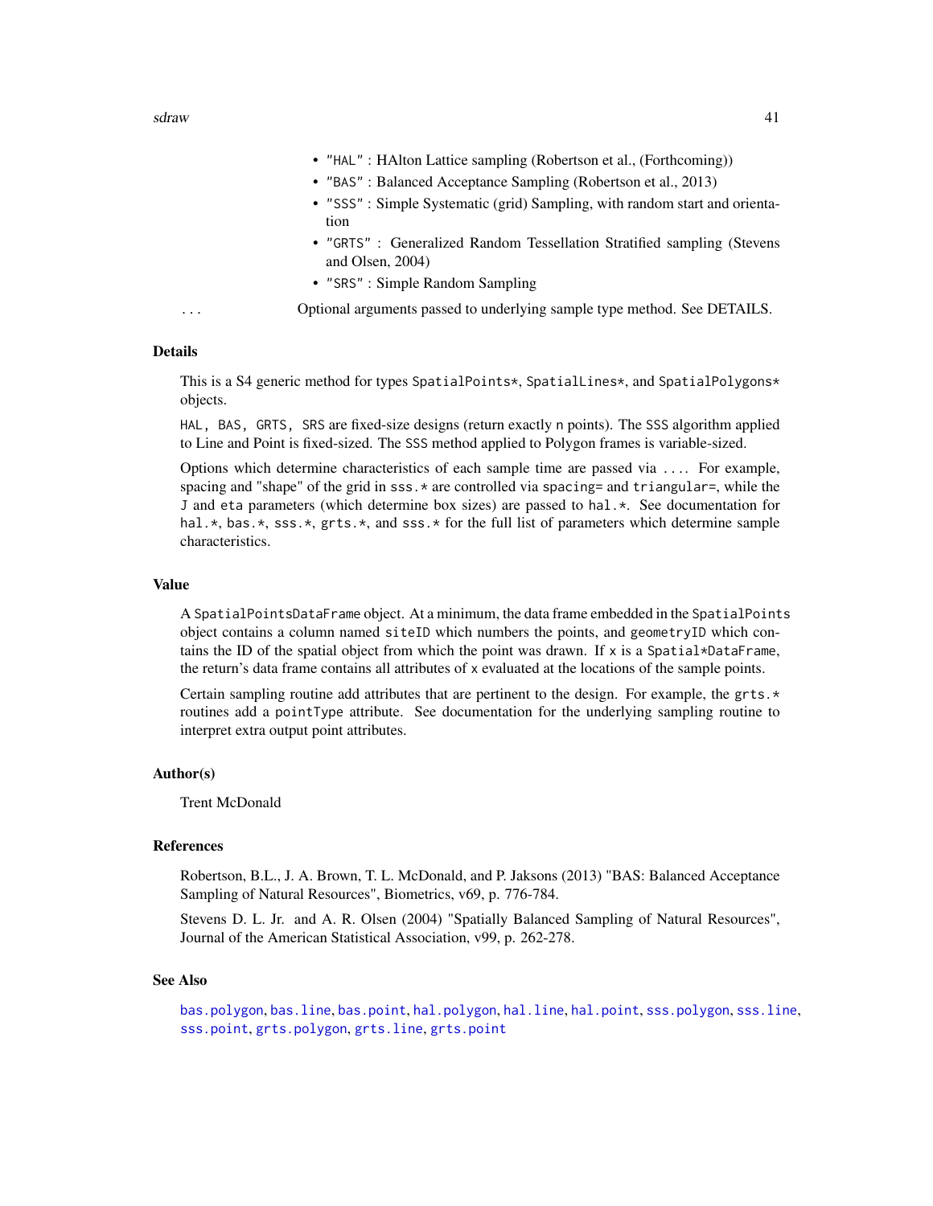- "HAL" : HAlton Lattice sampling (Robertson et al., (Forthcoming))
- "BAS" : Balanced Acceptance Sampling (Robertson et al., 2013)
- "SSS" : Simple Systematic (grid) Sampling, with random start and orientation
- "GRTS" : Generalized Random Tessellation Stratified sampling (Stevens and Olsen, 2004)
- "SRS" : Simple Random Sampling

... Optional arguments passed to underlying sample type method. See DETAILS.

## Details

This is a S4 generic method for types SpatialPoints*, SpatialLines*, and SpatialPolygons* objects.

HAL, BAS, GRTS, SRS are fixed-size designs (return exactly n points). The SSS algorithm applied to Line and Point is fixed-sized. The SSS method applied to Polygon frames is variable-sized.

Options which determine characteristics of each sample time are passed via .... For example, spacing and "shape" of the grid in sss.* are controlled via spacing= and triangular=, while the J and eta parameters (which determine box sizes) are passed to hal.*. See documentation for hal.*, bas.*, sss.*, grts.*, and sss.* for the full list of parameters which determine sample characteristics.

## Value

A SpatialPointsDataFrame object. At a minimum, the data frame embedded in the SpatialPoints object contains a column named siteID which numbers the points, and geometryID which contains the ID of the spatial object from which the point was drawn. If x is a Spatial*DataFrame, the return's data frame contains all attributes of x evaluated at the locations of the sample points.

Certain sampling routine add attributes that are pertinent to the design. For example, the grts.* routines add a pointType attribute. See documentation for the underlying sampling routine to interpret extra output point attributes.

## Author(s)

Trent McDonald

## References

Robertson, B.L., J. A. Brown, T. L. McDonald, and P. Jaksons (2013) "BAS: Balanced Acceptance Sampling of Natural Resources", Biometrics, v69, p. 776-784.

Stevens D. L. Jr. and A. R. Olsen (2004) "Spatially Balanced Sampling of Natural Resources", Journal of the American Statistical Association, v99, p. 262-278.

## See Also

bas.polygon, bas.line, bas.point, hal.polygon, hal.line, hal.point, sss.polygon, sss.line, sss.point, grts.polygon, grts.line, grts.point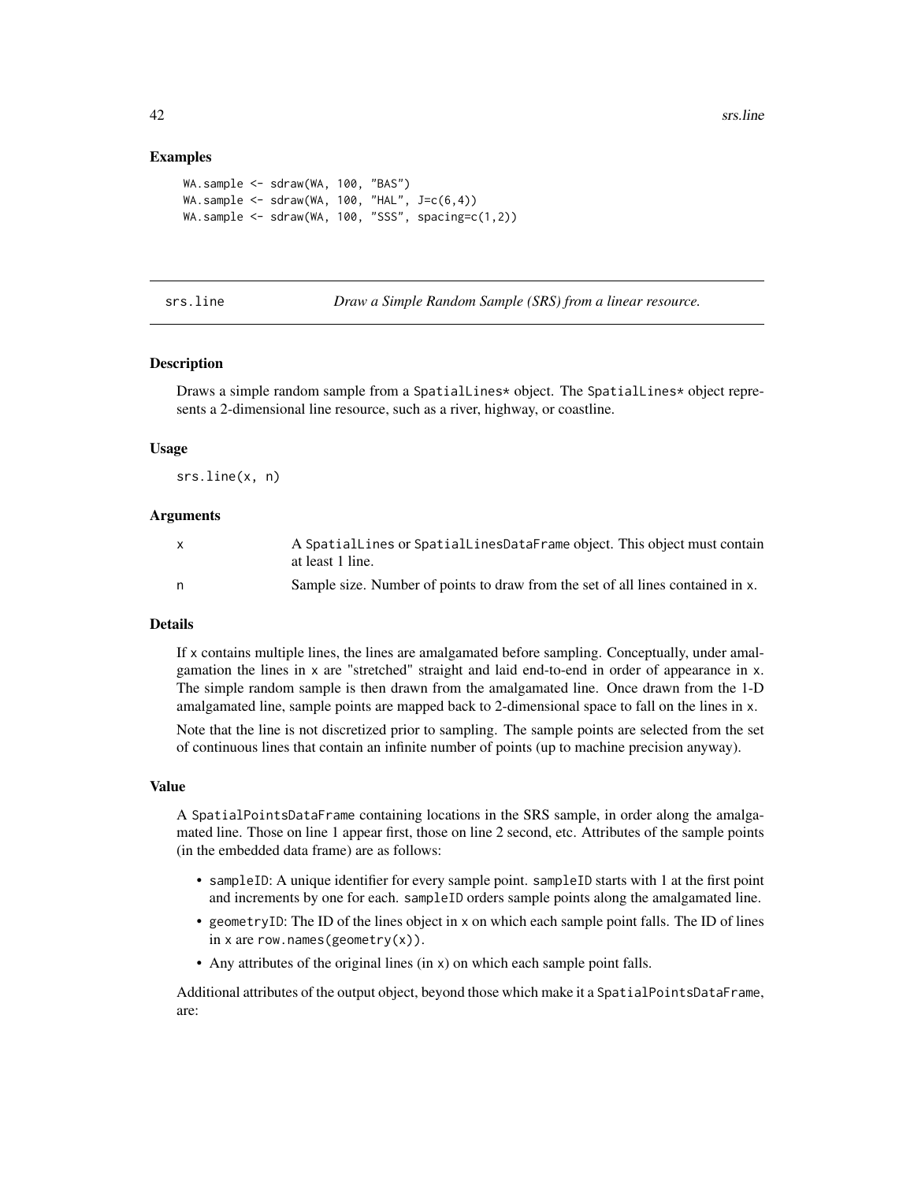## Examples

```
WA.sample <- sdraw(WA, 100, "BAS")
WA.sample <- sdraw(WA, 100, "HAL", J=c(6,4))
WA.sample <- sdraw(WA, 100, "SSS", spacing=c(1,2))
```

---

# srs.line — *Draw a Simple Random Sample (SRS) from a linear resource.*

---

## Description

Draws a simple random sample from a `SpatialLines*` object. The `SpatialLines*` object represents a 2-dimensional line resource, such as a river, highway, or coastline.

## Usage

```
srs.line(x, n)
```

## Arguments

| | |
|---|---|
| x | A `SpatialLines` or `SpatialLinesDataFrame` object. This object must contain at least 1 line. |
| n | Sample size. Number of points to draw from the set of all lines contained in x. |

## Details

If x contains multiple lines, the lines are amalgamated before sampling. Conceptually, under amalgamation the lines in x are "stretched" straight and laid end-to-end in order of appearance in x. The simple random sample is then drawn from the amalgamated line. Once drawn from the 1-D amalgamated line, sample points are mapped back to 2-dimensional space to fall on the lines in x.

Note that the line is not discretized prior to sampling. The sample points are selected from the set of continuous lines that contain an infinite number of points (up to machine precision anyway).

## Value

A `SpatialPointsDataFrame` containing locations in the SRS sample, in order along the amalgamated line. Those on line 1 appear first, those on line 2 second, etc. Attributes of the sample points (in the embedded data frame) are as follows:

- `sampleID`: A unique identifier for every sample point. `sampleID` starts with 1 at the first point and increments by one for each. `sampleID` orders sample points along the amalgamated line.
- `geometryID`: The ID of the lines object in x on which each sample point falls. The ID of lines in x are `row.names(geometry(x))`.
- Any attributes of the original lines (in x) on which each sample point falls.

Additional attributes of the output object, beyond those which make it a `SpatialPointsDataFrame`, are: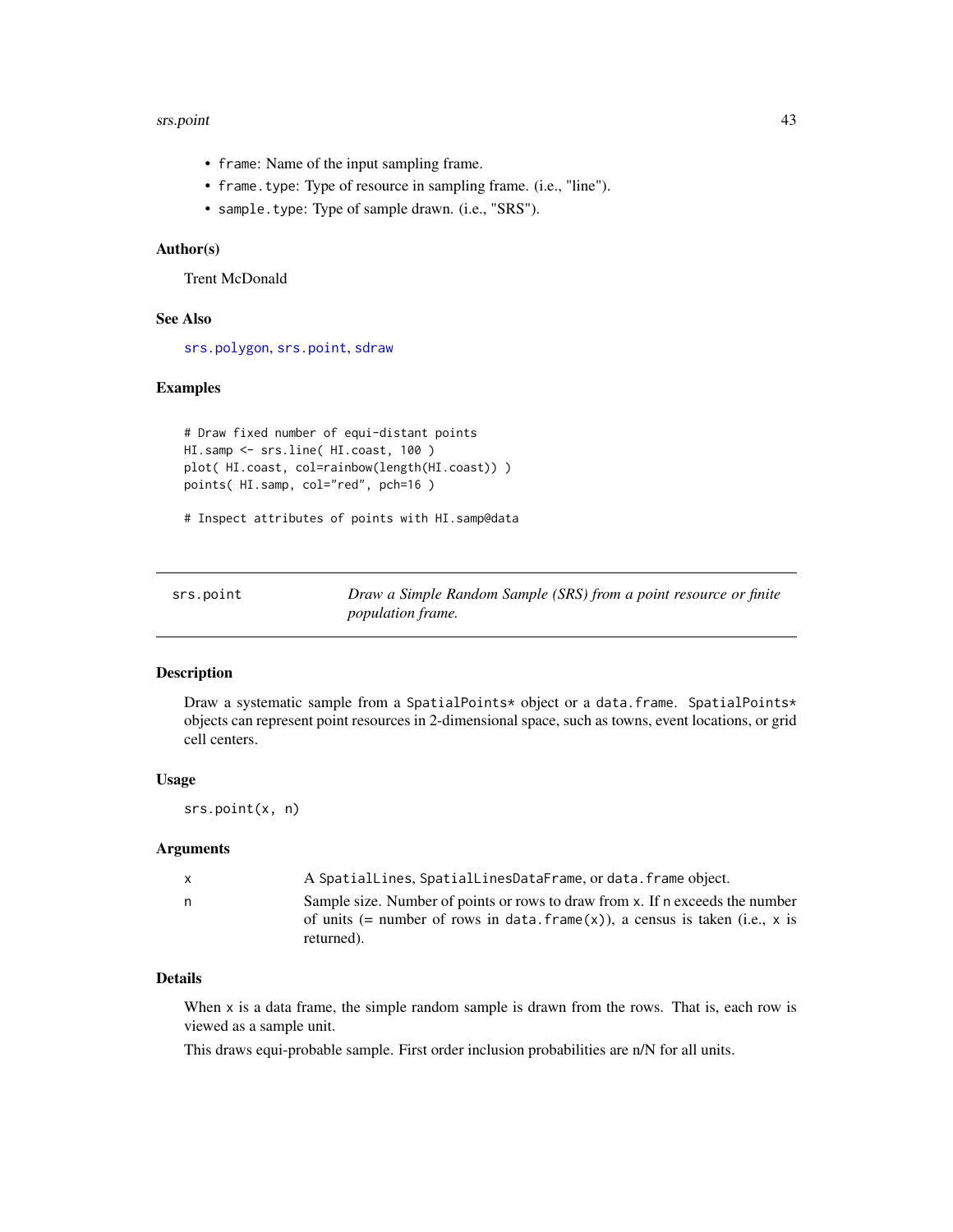- `frame`: Name of the input sampling frame.
- `frame.type`: Type of resource in sampling frame. (i.e., "line").
- `sample.type`: Type of sample drawn. (i.e., "SRS").

### Author(s)

Trent McDonald

### See Also

`srs.polygon`, `srs.point`, `sdraw`

### Examples

```
# Draw fixed number of equi-distant points
HI.samp <- srs.line( HI.coast, 100 )
plot( HI.coast, col=rainbow(length(HI.coast)) )
points( HI.samp, col="red", pch=16 )

# Inspect attributes of points with HI.samp@data
```

---

## srs.point — *Draw a Simple Random Sample (SRS) from a point resource or finite population frame.*

---

### Description

Draw a systematic sample from a `SpatialPoints*` object or a `data.frame`. `SpatialPoints*` objects can represent point resources in 2-dimensional space, such as towns, event locations, or grid cell centers.

### Usage

```
srs.point(x, n)
```

### Arguments

| | |
|---|---|
| `x` | A `SpatialLines`, `SpatialLinesDataFrame`, or `data.frame` object. |
| `n` | Sample size. Number of points or rows to draw from `x`. If `n` exceeds the number of units (= number of rows in `data.frame(x)`), a census is taken (i.e., `x` is returned). |

### Details

When `x` is a data frame, the simple random sample is drawn from the rows. That is, each row is viewed as a sample unit.

This draws equi-probable sample. First order inclusion probabilities are n/N for all units.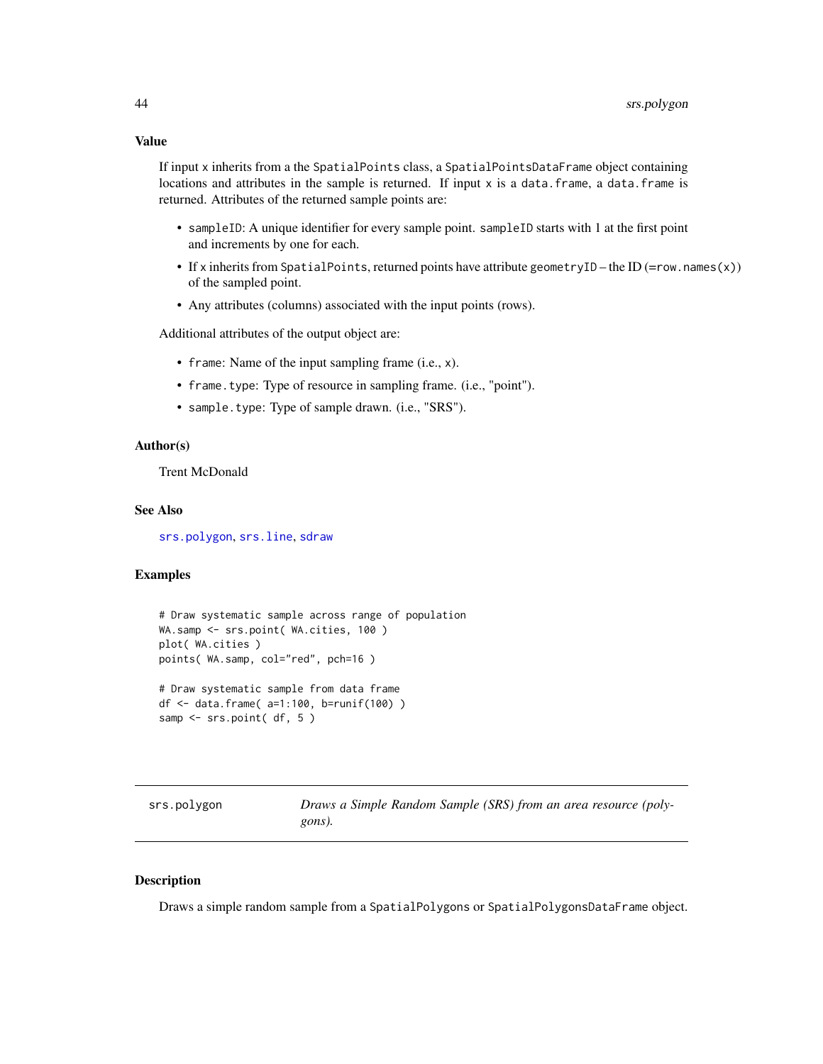### Value

If input x inherits from a the SpatialPoints class, a SpatialPointsDataFrame object containing locations and attributes in the sample is returned. If input x is a data.frame, a data.frame is returned. Attributes of the returned sample points are:

- sampleID: A unique identifier for every sample point. sampleID starts with 1 at the first point and increments by one for each.
- If x inherits from SpatialPoints, returned points have attribute geometryID – the ID (=row.names(x)) of the sampled point.
- Any attributes (columns) associated with the input points (rows).

Additional attributes of the output object are:

- frame: Name of the input sampling frame (i.e., x).
- frame.type: Type of resource in sampling frame. (i.e., "point").
- sample.type: Type of sample drawn. (i.e., "SRS").

### Author(s)

Trent McDonald

### See Also

srs.polygon, srs.line, sdraw

### Examples

```
# Draw systematic sample across range of population
WA.samp <- srs.point( WA.cities, 100 )
plot( WA.cities )
points( WA.samp, col="red", pch=16 )

# Draw systematic sample from data frame
df <- data.frame( a=1:100, b=runif(100) )
samp <- srs.point( df, 5 )
```

---

## srs.polygon — *Draws a Simple Random Sample (SRS) from an area resource (polygons).*

### Description

Draws a simple random sample from a SpatialPolygons or SpatialPolygonsDataFrame object.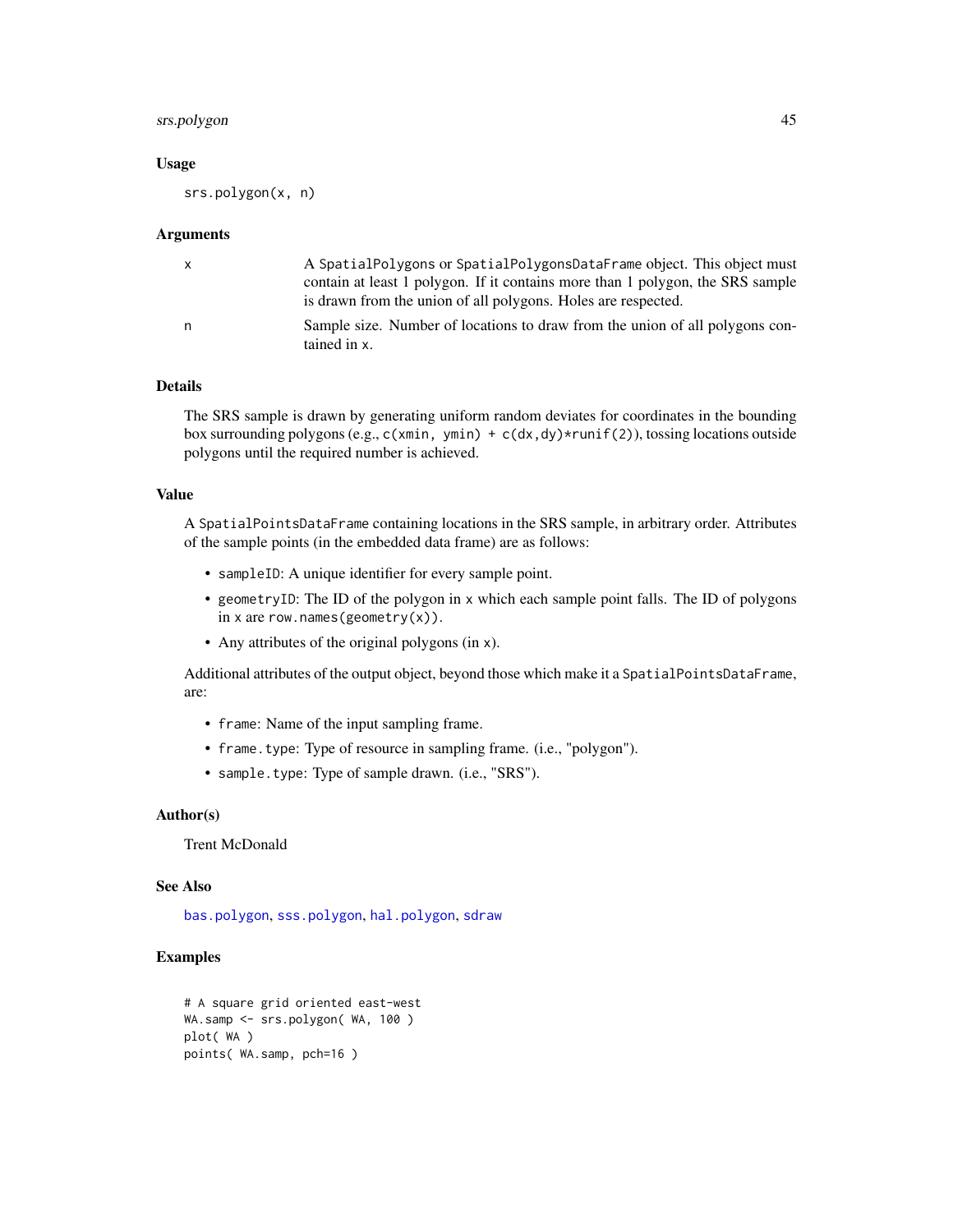### Usage

```
srs.polygon(x, n)
```

### Arguments

| | |
|---|---|
| x | A SpatialPolygons or SpatialPolygonsDataFrame object. This object must contain at least 1 polygon. If it contains more than 1 polygon, the SRS sample is drawn from the union of all polygons. Holes are respected. |
| n | Sample size. Number of locations to draw from the union of all polygons contained in x. |

### Details

The SRS sample is drawn by generating uniform random deviates for coordinates in the bounding box surrounding polygons (e.g., `c(xmin, ymin) + c(dx,dy)*runif(2)`), tossing locations outside polygons until the required number is achieved.

### Value

A `SpatialPointsDataFrame` containing locations in the SRS sample, in arbitrary order. Attributes of the sample points (in the embedded data frame) are as follows:

- `sampleID`: A unique identifier for every sample point.
- `geometryID`: The ID of the polygon in x which each sample point falls. The ID of polygons in x are `row.names(geometry(x))`.
- Any attributes of the original polygons (in x).

Additional attributes of the output object, beyond those which make it a `SpatialPointsDataFrame`, are:

- `frame`: Name of the input sampling frame.
- `frame.type`: Type of resource in sampling frame. (i.e., "polygon").
- `sample.type`: Type of sample drawn. (i.e., "SRS").

### Author(s)

Trent McDonald

### See Also

bas.polygon, sss.polygon, hal.polygon, sdraw

### Examples

```
# A square grid oriented east-west
WA.samp <- srs.polygon( WA, 100 )
plot( WA )
points( WA.samp, pch=16 )
```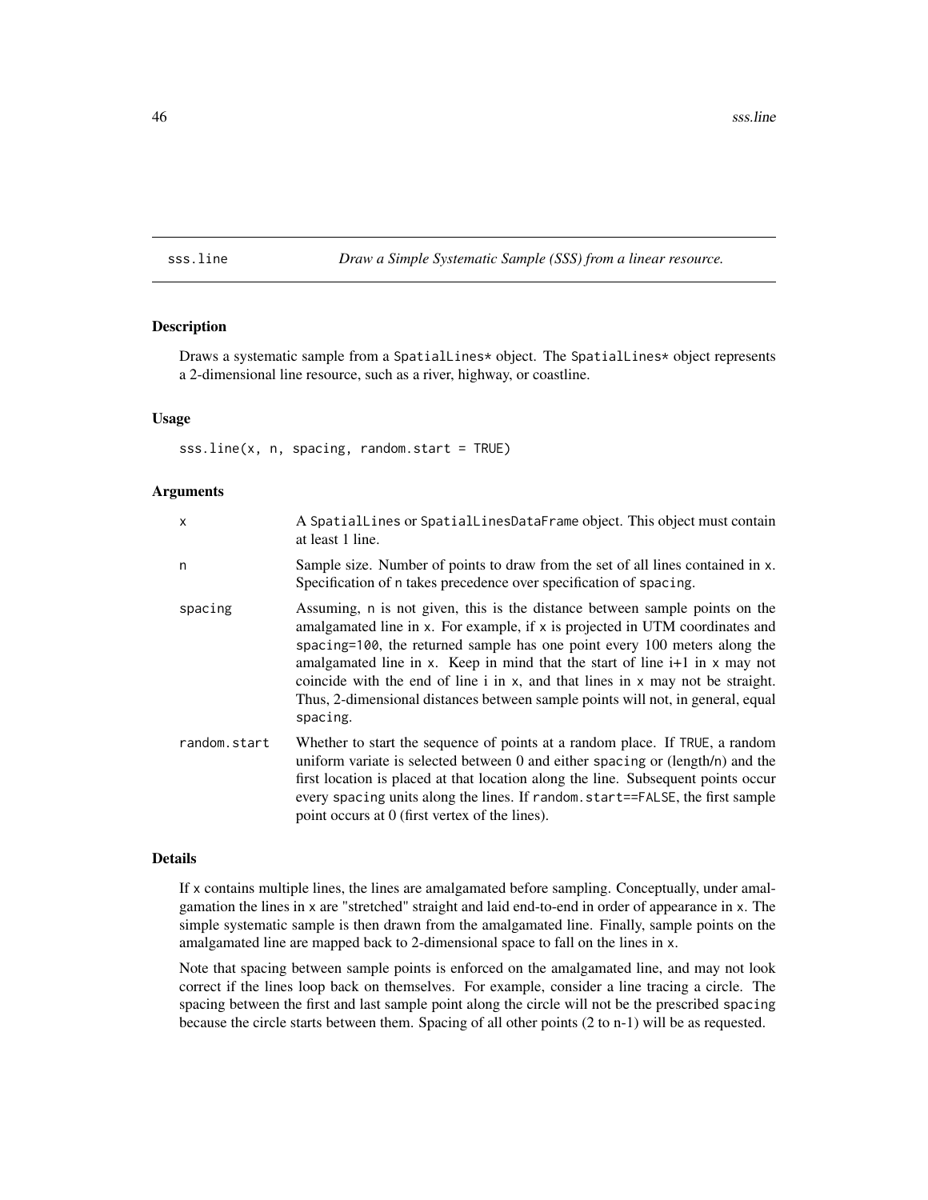## sss.line — *Draw a Simple Systematic Sample (SSS) from a linear resource.*

### Description

Draws a systematic sample from a SpatialLines* object. The SpatialLines* object represents a 2-dimensional line resource, such as a river, highway, or coastline.

### Usage

```
sss.line(x, n, spacing, random.start = TRUE)
```

### Arguments

| | |
|---|---|
| x | A SpatialLines or SpatialLinesDataFrame object. This object must contain at least 1 line. |
| n | Sample size. Number of points to draw from the set of all lines contained in x. Specification of n takes precedence over specification of spacing. |
| spacing | Assuming, n is not given, this is the distance between sample points on the amalgamated line in x. For example, if x is projected in UTM coordinates and spacing=100, the returned sample has one point every 100 meters along the amalgamated line in x. Keep in mind that the start of line i+1 in x may not coincide with the end of line i in x, and that lines in x may not be straight. Thus, 2-dimensional distances between sample points will not, in general, equal spacing. |
| random.start | Whether to start the sequence of points at a random place. If TRUE, a random uniform variate is selected between 0 and either spacing or (length/n) and the first location is placed at that location along the line. Subsequent points occur every spacing units along the lines. If random.start==FALSE, the first sample point occurs at 0 (first vertex of the lines). |

### Details

If x contains multiple lines, the lines are amalgamated before sampling. Conceptually, under amalgamation the lines in x are "stretched" straight and laid end-to-end in order of appearance in x. The simple systematic sample is then drawn from the amalgamated line. Finally, sample points on the amalgamated line are mapped back to 2-dimensional space to fall on the lines in x.

Note that spacing between sample points is enforced on the amalgamated line, and may not look correct if the lines loop back on themselves. For example, consider a line tracing a circle. The spacing between the first and last sample point along the circle will not be the prescribed spacing because the circle starts between them. Spacing of all other points (2 to n-1) will be as requested.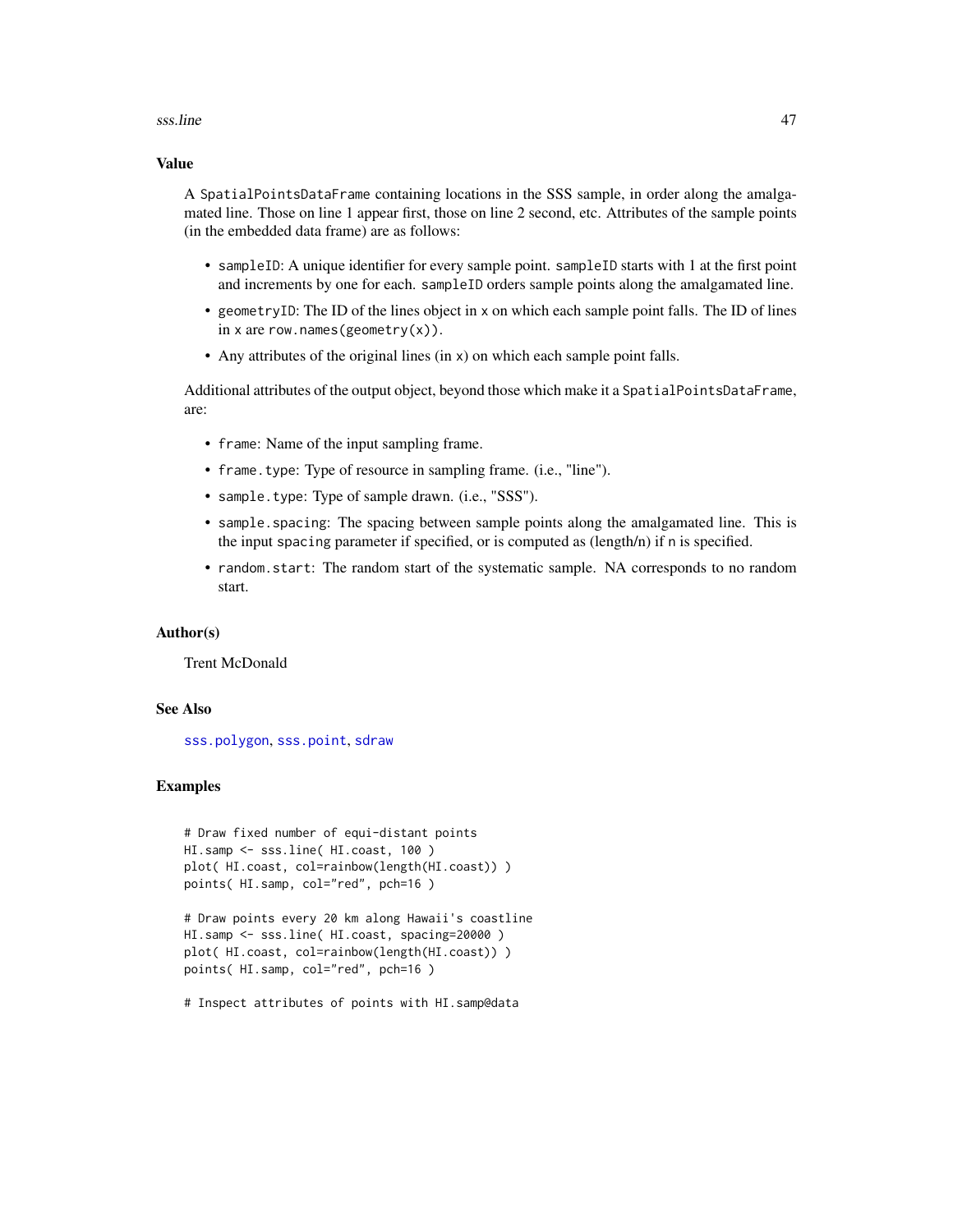## Value

A `SpatialPointsDataFrame` containing locations in the SSS sample, in order along the amalgamated line. Those on line 1 appear first, those on line 2 second, etc. Attributes of the sample points (in the embedded data frame) are as follows:

- `sampleID`: A unique identifier for every sample point. `sampleID` starts with 1 at the first point and increments by one for each. `sampleID` orders sample points along the amalgamated line.
- `geometryID`: The ID of the lines object in `x` on which each sample point falls. The ID of lines in `x` are `row.names(geometry(x))`.
- Any attributes of the original lines (in `x`) on which each sample point falls.

Additional attributes of the output object, beyond those which make it a `SpatialPointsDataFrame`, are:

- `frame`: Name of the input sampling frame.
- `frame.type`: Type of resource in sampling frame. (i.e., "line").
- `sample.type`: Type of sample drawn. (i.e., "SSS").
- `sample.spacing`: The spacing between sample points along the amalgamated line. This is the input `spacing` parameter if specified, or is computed as (length/n) if `n` is specified.
- `random.start`: The random start of the systematic sample. NA corresponds to no random start.

## Author(s)

Trent McDonald

## See Also

`sss.polygon`, `sss.point`, `sdraw`

## Examples

```
# Draw fixed number of equi-distant points
HI.samp <- sss.line( HI.coast, 100 )
plot( HI.coast, col=rainbow(length(HI.coast)) )
points( HI.samp, col="red", pch=16 )

# Draw points every 20 km along Hawaii's coastline
HI.samp <- sss.line( HI.coast, spacing=20000 )
plot( HI.coast, col=rainbow(length(HI.coast)) )
points( HI.samp, col="red", pch=16 )

# Inspect attributes of points with HI.samp@data
```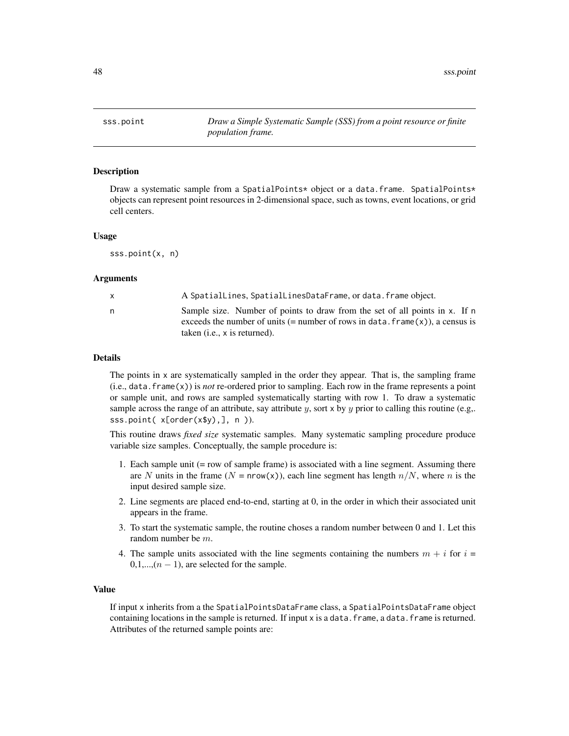## sss.point — *Draw a Simple Systematic Sample (SSS) from a point resource or finite population frame.*

### Description

Draw a systematic sample from a SpatialPoints* object or a data.frame. SpatialPoints* objects can represent point resources in 2-dimensional space, such as towns, event locations, or grid cell centers.

### Usage

```
sss.point(x, n)
```

### Arguments

| | |
|---|---|
| x | A SpatialLines, SpatialLinesDataFrame, or data.frame object. |
| n | Sample size. Number of points to draw from the set of all points in x. If n exceeds the number of units (= number of rows in data.frame(x)), a census is taken (i.e., x is returned). |

### Details

The points in x are systematically sampled in the order they appear. That is, the sampling frame (i.e., data.frame(x)) is *not* re-ordered prior to sampling. Each row in the frame represents a point or sample unit, and rows are sampled systematically starting with row 1. To draw a systematic sample across the range of an attribute, say attribute $y$, sort x by $y$ prior to calling this routine (e.g,. sss.point( x[order(x$y),], n )).

This routine draws *fixed size* systematic samples. Many systematic sampling procedure produce variable size samples. Conceptually, the sample procedure is:

1. Each sample unit (= row of sample frame) is associated with a line segment. Assuming there are $N$ units in the frame ($N$ = nrow(x)), each line segment has length $n/N$, where $n$ is the input desired sample size.
2. Line segments are placed end-to-end, starting at 0, in the order in which their associated unit appears in the frame.
3. To start the systematic sample, the routine choses a random number between 0 and 1. Let this random number be $m$.
4. The sample units associated with the line segments containing the numbers $m + i$ for $i$ = 0,1,...,($n - 1$), are selected for the sample.

### Value

If input x inherits from a the SpatialPointsDataFrame class, a SpatialPointsDataFrame object containing locations in the sample is returned. If input x is a data.frame, a data.frame is returned. Attributes of the returned sample points are: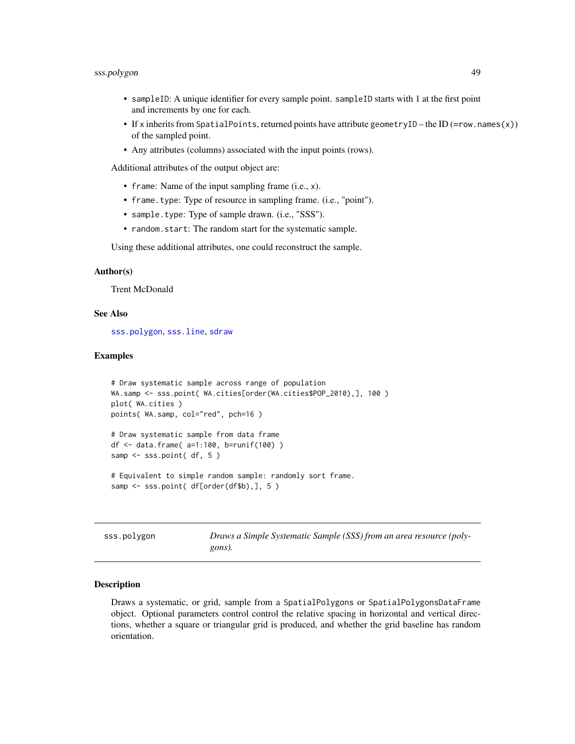- sampleID: A unique identifier for every sample point. sampleID starts with 1 at the first point and increments by one for each.
- If x inherits from SpatialPoints, returned points have attribute geometryID – the ID (=row.names(x)) of the sampled point.
- Any attributes (columns) associated with the input points (rows).

Additional attributes of the output object are:

- frame: Name of the input sampling frame (i.e., x).
- frame.type: Type of resource in sampling frame. (i.e., "point").
- sample.type: Type of sample drawn. (i.e., "SSS").
- random.start: The random start for the systematic sample.

Using these additional attributes, one could reconstruct the sample.

### Author(s)

Trent McDonald

### See Also

sss.polygon, sss.line, sdraw

### Examples

```
# Draw systematic sample across range of population
WA.samp <- sss.point( WA.cities[order(WA.cities$POP_2010),], 100 )
plot( WA.cities )
points( WA.samp, col="red", pch=16 )

# Draw systematic sample from data frame
df <- data.frame( a=1:100, b=runif(100) )
samp <- sss.point( df, 5 )

# Equivalent to simple random sample: randomly sort frame.
samp <- sss.point( df[order(df$b),], 5 )
```

---

## sss.polygon — *Draws a Simple Systematic Sample (SSS) from an area resource (polygons).*

### Description

Draws a systematic, or grid, sample from a SpatialPolygons or SpatialPolygonsDataFrame object. Optional parameters control control the relative spacing in horizontal and vertical directions, whether a square or triangular grid is produced, and whether the grid baseline has random orientation.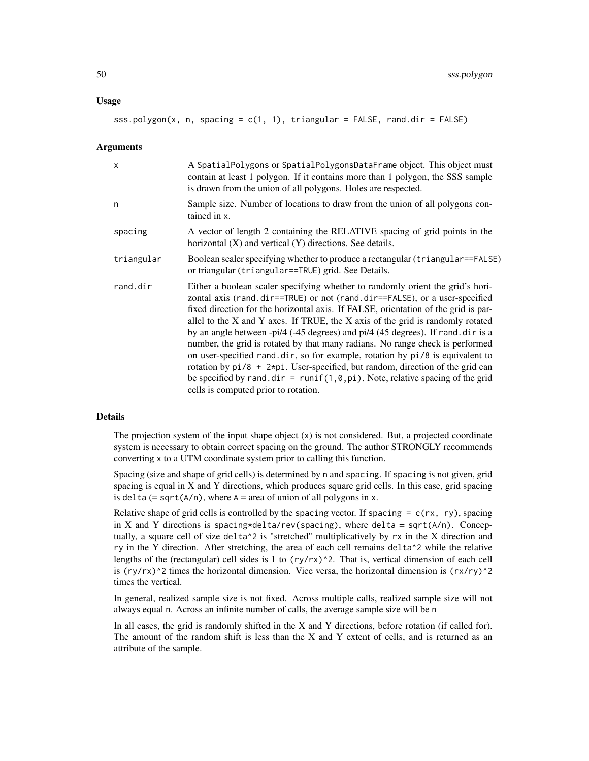### Usage

```
sss.polygon(x, n, spacing = c(1, 1), triangular = FALSE, rand.dir = FALSE)
```

### Arguments

| | |
|---|---|
| x | A SpatialPolygons or SpatialPolygonsDataFrame object. This object must contain at least 1 polygon. If it contains more than 1 polygon, the SSS sample is drawn from the union of all polygons. Holes are respected. |
| n | Sample size. Number of locations to draw from the union of all polygons contained in x. |
| spacing | A vector of length 2 containing the RELATIVE spacing of grid points in the horizontal (X) and vertical (Y) directions. See details. |
| triangular | Boolean scaler specifying whether to produce a rectangular (triangular==FALSE) or triangular (triangular==TRUE) grid. See Details. |
| rand.dir | Either a boolean scaler specifying whether to randomly orient the grid's horizontal axis (rand.dir==TRUE) or not (rand.dir==FALSE), or a user-specified fixed direction for the horizontal axis. If FALSE, orientation of the grid is parallel to the X and Y axes. If TRUE, the X axis of the grid is randomly rotated by an angle between -pi/4 (-45 degrees) and pi/4 (45 degrees). If rand.dir is a number, the grid is rotated by that many radians. No range check is performed on user-specified rand.dir, so for example, rotation by pi/8 is equivalent to rotation by pi/8 + 2*pi. User-specified, but random, direction of the grid can be specified by rand.dir = runif(1,0,pi). Note, relative spacing of the grid cells is computed prior to rotation. |

### Details

The projection system of the input shape object (x) is not considered. But, a projected coordinate system is necessary to obtain correct spacing on the ground. The author STRONGLY recommends converting x to a UTM coordinate system prior to calling this function.

Spacing (size and shape of grid cells) is determined by n and spacing. If spacing is not given, grid spacing is equal in X and Y directions, which produces square grid cells. In this case, grid spacing is delta (= sqrt(A/n), where A = area of union of all polygons in x.

Relative shape of grid cells is controlled by the spacing vector. If spacing = c(rx, ry), spacing in X and Y directions is spacing*delta/rev(spacing), where delta = sqrt(A/n). Conceptually, a square cell of size delta^2 is "stretched" multiplicatively by rx in the X direction and ry in the Y direction. After stretching, the area of each cell remains delta^2 while the relative lengths of the (rectangular) cell sides is 1 to (ry/rx)^2. That is, vertical dimension of each cell is (ry/rx)^2 times the horizontal dimension. Vice versa, the horizontal dimension is (rx/ry)^2 times the vertical.

In general, realized sample size is not fixed. Across multiple calls, realized sample size will not always equal n. Across an infinite number of calls, the average sample size will be n

In all cases, the grid is randomly shifted in the X and Y directions, before rotation (if called for). The amount of the random shift is less than the X and Y extent of cells, and is returned as an attribute of the sample.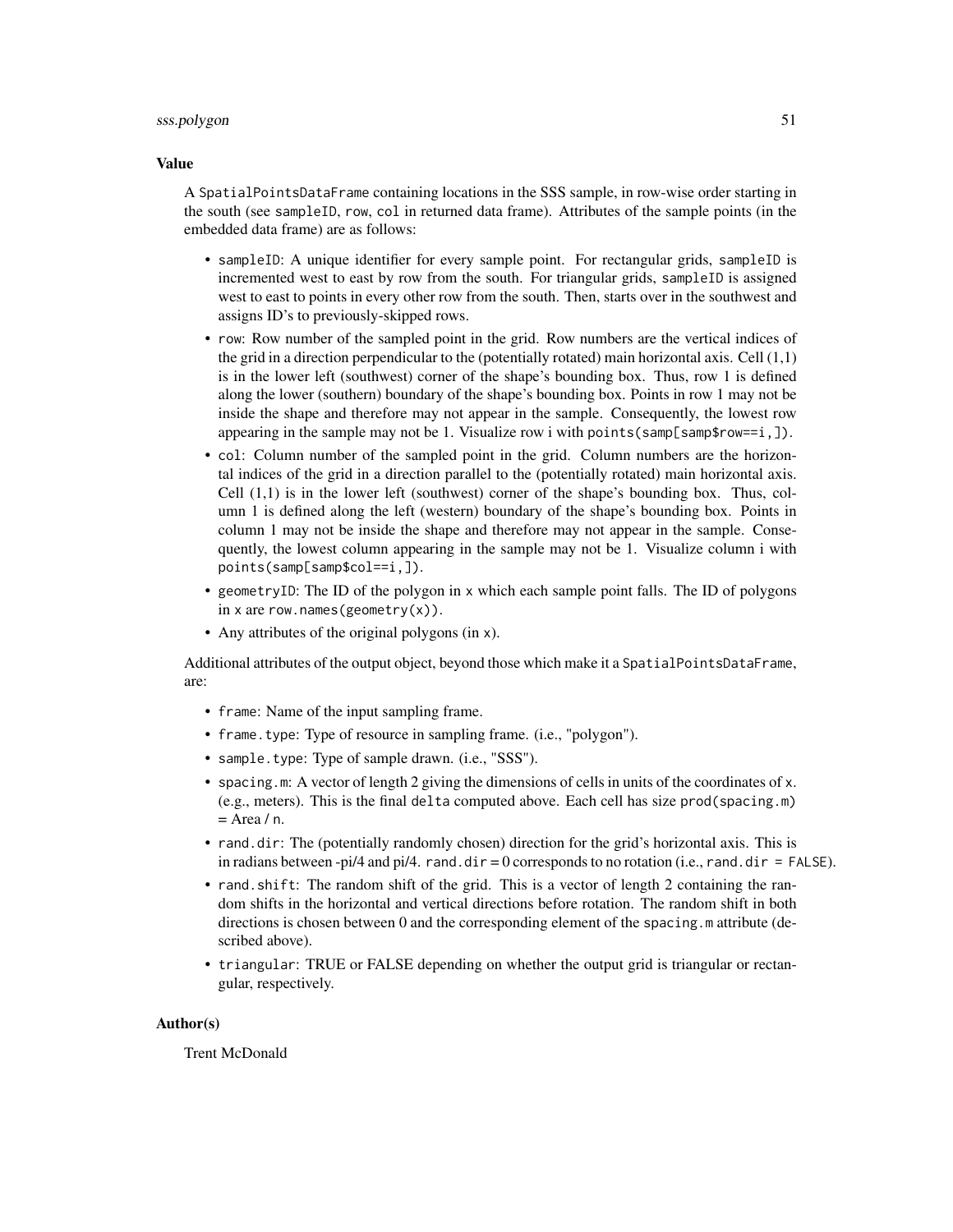## Value

A `SpatialPointsDataFrame` containing locations in the SSS sample, in row-wise order starting in the south (see `sampleID`, `row`, `col` in returned data frame). Attributes of the sample points (in the embedded data frame) are as follows:

- `sampleID`: A unique identifier for every sample point. For rectangular grids, `sampleID` is incremented west to east by row from the south. For triangular grids, `sampleID` is assigned west to east to points in every other row from the south. Then, starts over in the southwest and assigns ID's to previously-skipped rows.
- `row`: Row number of the sampled point in the grid. Row numbers are the vertical indices of the grid in a direction perpendicular to the (potentially rotated) main horizontal axis. Cell (1,1) is in the lower left (southwest) corner of the shape's bounding box. Thus, row 1 is defined along the lower (southern) boundary of the shape's bounding box. Points in row 1 may not be inside the shape and therefore may not appear in the sample. Consequently, the lowest row appearing in the sample may not be 1. Visualize row i with `points(samp[samp$row==i,])`.
- `col`: Column number of the sampled point in the grid. Column numbers are the horizontal indices of the grid in a direction parallel to the (potentially rotated) main horizontal axis. Cell (1,1) is in the lower left (southwest) corner of the shape's bounding box. Thus, column 1 is defined along the left (western) boundary of the shape's bounding box. Points in column 1 may not be inside the shape and therefore may not appear in the sample. Consequently, the lowest column appearing in the sample may not be 1. Visualize column i with `points(samp[samp$col==i,])`.
- `geometryID`: The ID of the polygon in `x` which each sample point falls. The ID of polygons in `x` are `row.names(geometry(x))`.
- Any attributes of the original polygons (in `x`).

Additional attributes of the output object, beyond those which make it a `SpatialPointsDataFrame`, are:

- `frame`: Name of the input sampling frame.
- `frame.type`: Type of resource in sampling frame. (i.e., "polygon").
- `sample.type`: Type of sample drawn. (i.e., "SSS").
- `spacing.m`: A vector of length 2 giving the dimensions of cells in units of the coordinates of `x`. (e.g., meters). This is the final `delta` computed above. Each cell has size `prod(spacing.m)` = Area / `n`.
- `rand.dir`: The (potentially randomly chosen) direction for the grid's horizontal axis. This is in radians between -pi/4 and pi/4. `rand.dir` = 0 corresponds to no rotation (i.e., `rand.dir = FALSE`).
- `rand.shift`: The random shift of the grid. This is a vector of length 2 containing the random shifts in the horizontal and vertical directions before rotation. The random shift in both directions is chosen between 0 and the corresponding element of the `spacing.m` attribute (described above).
- `triangular`: TRUE or FALSE depending on whether the output grid is triangular or rectangular, respectively.

## Author(s)

Trent McDonald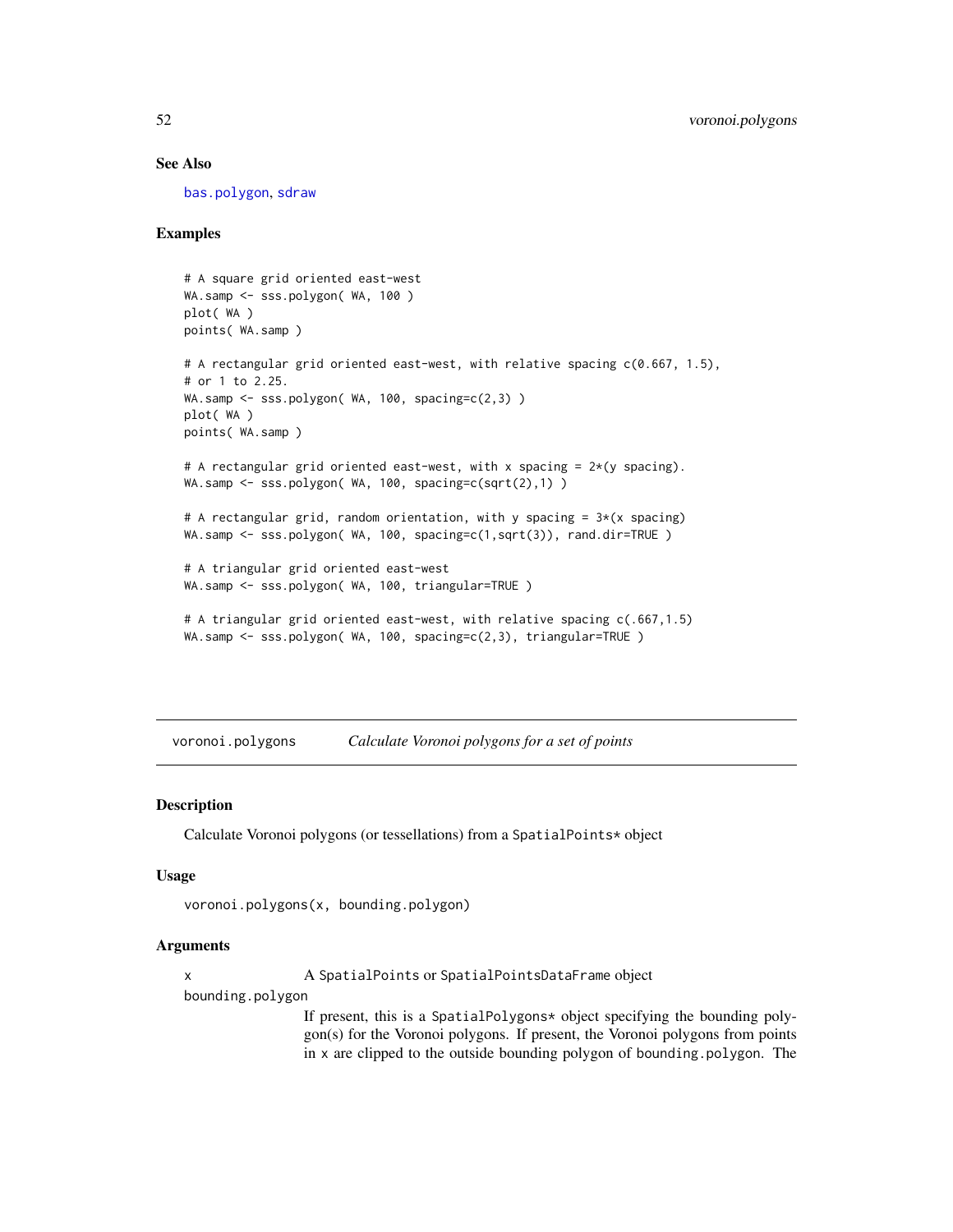## See Also

bas.polygon, sdraw

## Examples

```
# A square grid oriented east-west
WA.samp <- sss.polygon( WA, 100 )
plot( WA )
points( WA.samp )

# A rectangular grid oriented east-west, with relative spacing c(0.667, 1.5),
# or 1 to 2.25.
WA.samp <- sss.polygon( WA, 100, spacing=c(2,3) )
plot( WA )
points( WA.samp )

# A rectangular grid oriented east-west, with x spacing = 2*(y spacing).
WA.samp <- sss.polygon( WA, 100, spacing=c(sqrt(2),1) )

# A rectangular grid, random orientation, with y spacing = 3*(x spacing)
WA.samp <- sss.polygon( WA, 100, spacing=c(1,sqrt(3)), rand.dir=TRUE )

# A triangular grid oriented east-west
WA.samp <- sss.polygon( WA, 100, triangular=TRUE )

# A triangular grid oriented east-west, with relative spacing c(.667,1.5)
WA.samp <- sss.polygon( WA, 100, spacing=c(2,3), triangular=TRUE )
```

---

# voronoi.polygons — *Calculate Voronoi polygons for a set of points*

## Description

Calculate Voronoi polygons (or tessellations) from a SpatialPoints* object

## Usage

```
voronoi.polygons(x, bounding.polygon)
```

## Arguments

x — A SpatialPoints or SpatialPointsDataFrame object

bounding.polygon — If present, this is a SpatialPolygons* object specifying the bounding polygon(s) for the Voronoi polygons. If present, the Voronoi polygons from points in x are clipped to the outside bounding polygon of bounding.polygon. The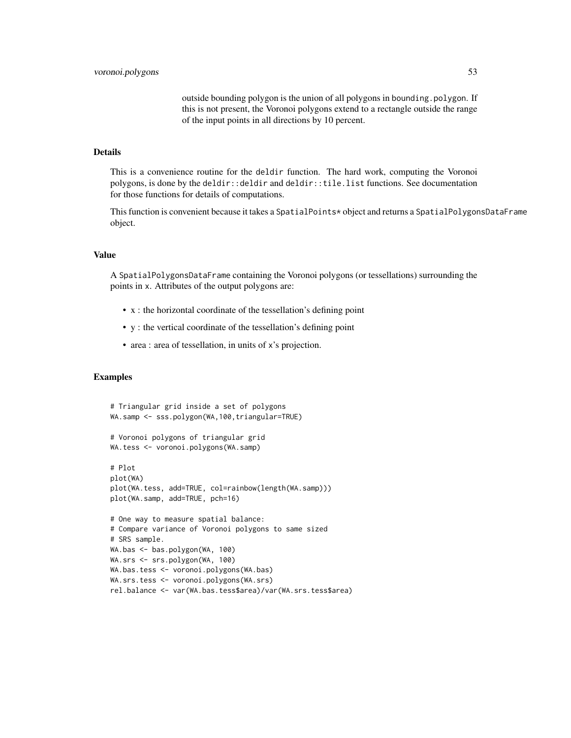outside bounding polygon is the union of all polygons in bounding.polygon. If this is not present, the Voronoi polygons extend to a rectangle outside the range of the input points in all directions by 10 percent.

## Details

This is a convenience routine for the deldir function. The hard work, computing the Voronoi polygons, is done by the deldir::deldir and deldir::tile.list functions. See documentation for those functions for details of computations.

This function is convenient because it takes a SpatialPoints* object and returns a SpatialPolygonsDataFrame object.

## Value

A SpatialPolygonsDataFrame containing the Voronoi polygons (or tessellations) surrounding the points in x. Attributes of the output polygons are:

- x : the horizontal coordinate of the tessellation's defining point
- y : the vertical coordinate of the tessellation's defining point
- area : area of tessellation, in units of x's projection.

## Examples

```
# Triangular grid inside a set of polygons
WA.samp <- sss.polygon(WA,100,triangular=TRUE)

# Voronoi polygons of triangular grid
WA.tess <- voronoi.polygons(WA.samp)

# Plot
plot(WA)
plot(WA.tess, add=TRUE, col=rainbow(length(WA.samp)))
plot(WA.samp, add=TRUE, pch=16)

# One way to measure spatial balance:
# Compare variance of Voronoi polygons to same sized
# SRS sample.
WA.bas <- bas.polygon(WA, 100)
WA.srs <- srs.polygon(WA, 100)
WA.bas.tess <- voronoi.polygons(WA.bas)
WA.srs.tess <- voronoi.polygons(WA.srs)
rel.balance <- var(WA.bas.tess$area)/var(WA.srs.tess$area)
```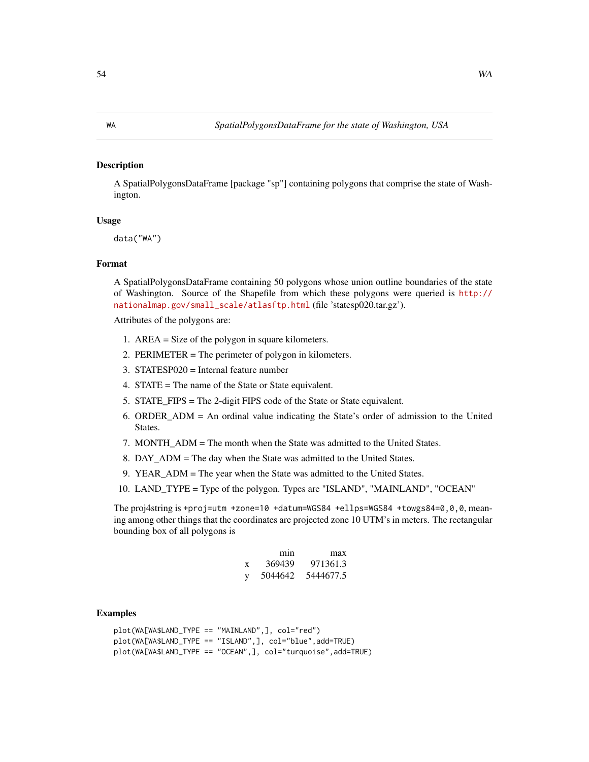WA — *SpatialPolygonsDataFrame for the state of Washington, USA*

### Description

A SpatialPolygonsDataFrame [package "sp"] containing polygons that comprise the state of Washington.

### Usage

```
data("WA")
```

### Format

A SpatialPolygonsDataFrame containing 50 polygons whose union outline boundaries of the state of Washington. Source of the Shapefile from which these polygons were queried is http://nationalmap.gov/small_scale/atlasftp.html (file 'statesp020.tar.gz').

Attributes of the polygons are:

1. AREA = Size of the polygon in square kilometers.
2. PERIMETER = The perimeter of polygon in kilometers.
3. STATESP020 = Internal feature number
4. STATE = The name of the State or State equivalent.
5. STATE_FIPS = The 2-digit FIPS code of the State or State equivalent.
6. ORDER_ADM = An ordinal value indicating the State's order of admission to the United States.
7. MONTH_ADM = The month when the State was admitted to the United States.
8. DAY_ADM = The day when the State was admitted to the United States.
9. YEAR_ADM = The year when the State was admitted to the United States.
10. LAND_TYPE = Type of the polygon. Types are "ISLAND", "MAINLAND", "OCEAN"

The proj4string is `+proj=utm +zone=10 +datum=WGS84 +ellps=WGS84 +towgs84=0,0,0`, meaning among other things that the coordinates are projected zone 10 UTM's in meters. The rectangular bounding box of all polygons is

| | min | max |
|---|---|---|
| x | 369439 | 971361.3 |
| y | 5044642 | 5444677.5 |

### Examples

```
plot(WA[WA$LAND_TYPE == "MAINLAND",], col="red")
plot(WA[WA$LAND_TYPE == "ISLAND",], col="blue",add=TRUE)
plot(WA[WA$LAND_TYPE == "OCEAN",], col="turquoise",add=TRUE)
```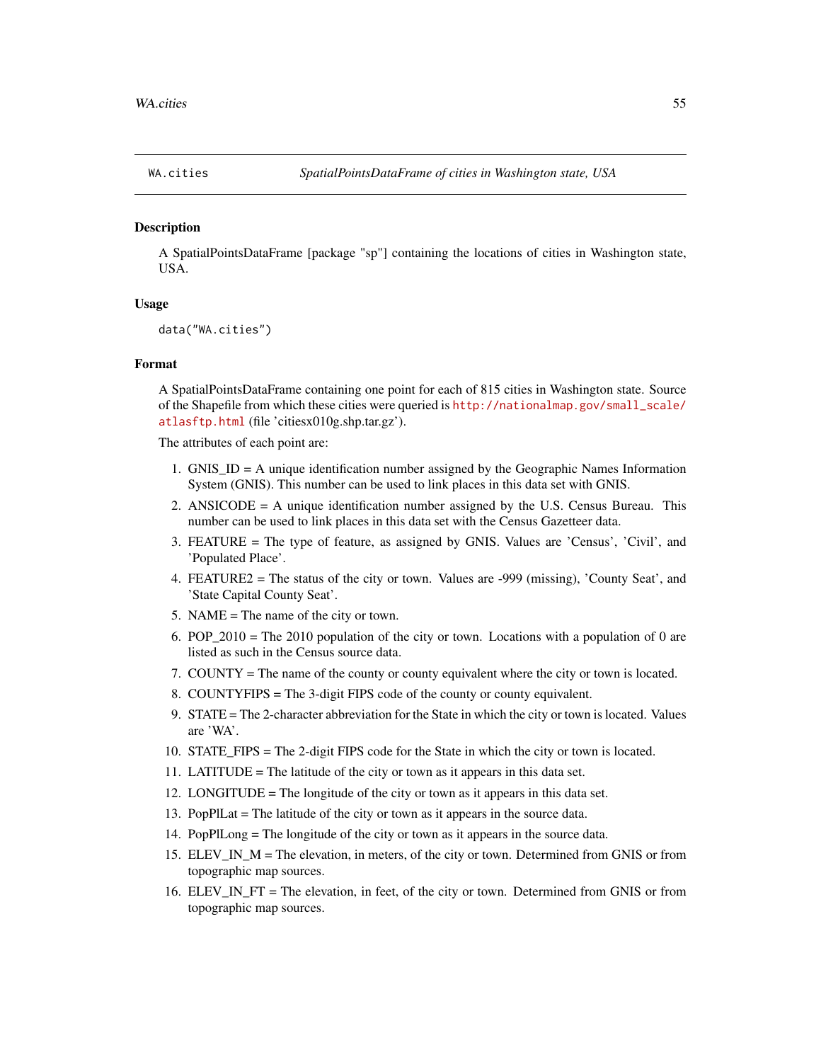WA.cities — *SpatialPointsDataFrame of cities in Washington state, USA*

## Description

A SpatialPointsDataFrame [package "sp"] containing the locations of cities in Washington state, USA.

## Usage

```
data("WA.cities")
```

## Format

A SpatialPointsDataFrame containing one point for each of 815 cities in Washington state. Source of the Shapefile from which these cities were queried is http://nationalmap.gov/small_scale/atlasftp.html (file 'citiesx010g.shp.tar.gz').

The attributes of each point are:

1. GNIS_ID = A unique identification number assigned by the Geographic Names Information System (GNIS). This number can be used to link places in this data set with GNIS.
2. ANSICODE = A unique identification number assigned by the U.S. Census Bureau. This number can be used to link places in this data set with the Census Gazetteer data.
3. FEATURE = The type of feature, as assigned by GNIS. Values are 'Census', 'Civil', and 'Populated Place'.
4. FEATURE2 = The status of the city or town. Values are -999 (missing), 'County Seat', and 'State Capital County Seat'.
5. NAME = The name of the city or town.
6. POP_2010 = The 2010 population of the city or town. Locations with a population of 0 are listed as such in the Census source data.
7. COUNTY = The name of the county or county equivalent where the city or town is located.
8. COUNTYFIPS = The 3-digit FIPS code of the county or county equivalent.
9. STATE = The 2-character abbreviation for the State in which the city or town is located. Values are 'WA'.
10. STATE_FIPS = The 2-digit FIPS code for the State in which the city or town is located.
11. LATITUDE = The latitude of the city or town as it appears in this data set.
12. LONGITUDE = The longitude of the city or town as it appears in this data set.
13. PopPlLat = The latitude of the city or town as it appears in the source data.
14. PopPlLong = The longitude of the city or town as it appears in the source data.
15. ELEV_IN_M = The elevation, in meters, of the city or town. Determined from GNIS or from topographic map sources.
16. ELEV_IN_FT = The elevation, in feet, of the city or town. Determined from GNIS or from topographic map sources.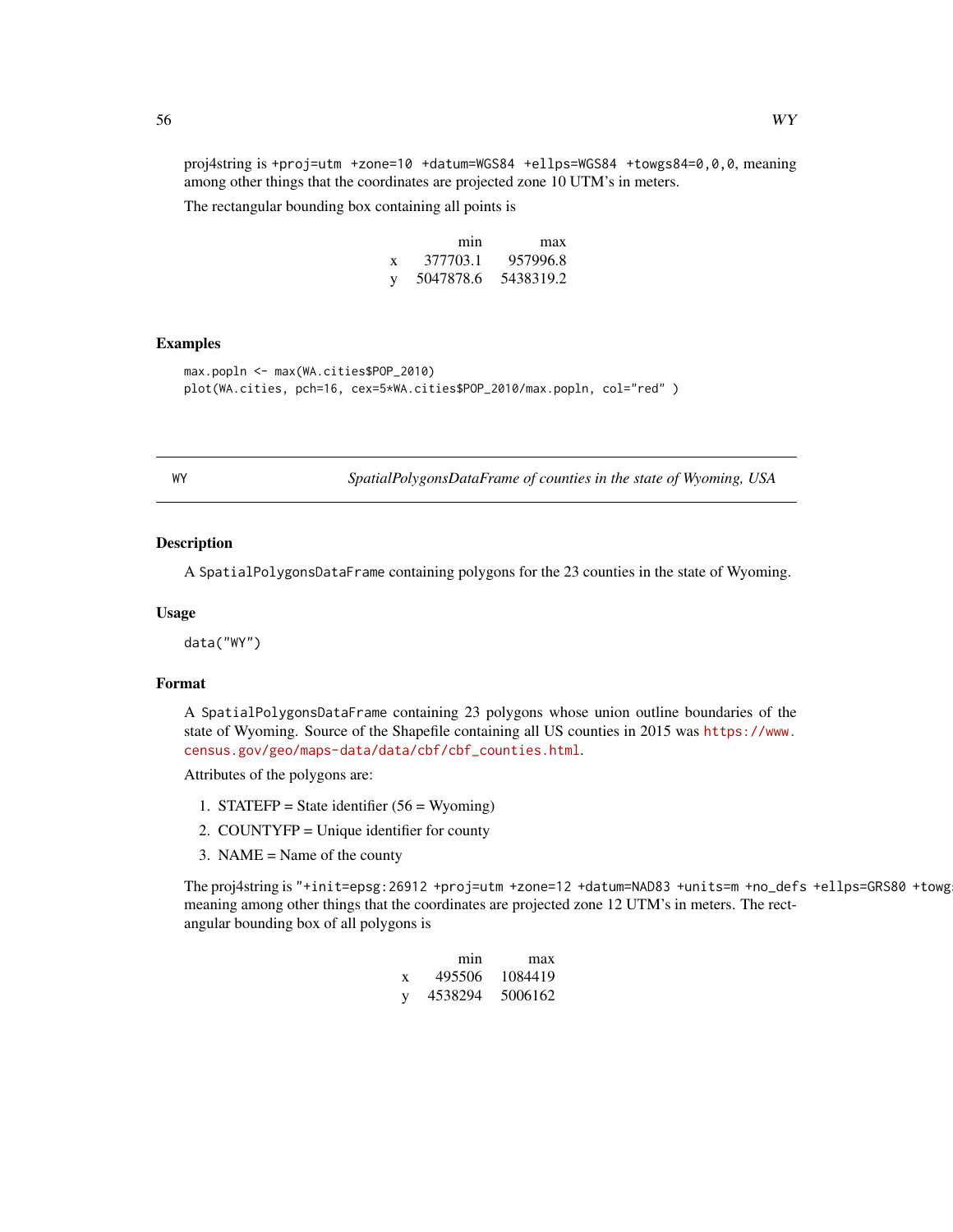proj4string is `+proj=utm +zone=10 +datum=WGS84 +ellps=WGS84 +towgs84=0,0,0`, meaning among other things that the coordinates are projected zone 10 UTM's in meters.

The rectangular bounding box containing all points is

| | min | max |
|---|---|---|
| x | 377703.1 | 957996.8 |
| y | 5047878.6 | 5438319.2 |

## Examples

```
max.popln <- max(WA.cities$POP_2010)
plot(WA.cities, pch=16, cex=5*WA.cities$POP_2010/max.popln, col="red" )
```

---

# WY — *SpatialPolygonsDataFrame of counties in the state of Wyoming, USA*

## Description

A `SpatialPolygonsDataFrame` containing polygons for the 23 counties in the state of Wyoming.

## Usage

```
data("WY")
```

## Format

A `SpatialPolygonsDataFrame` containing 23 polygons whose union outline boundaries of the state of Wyoming. Source of the Shapefile containing all US counties in 2015 was https://www.census.gov/geo/maps-data/data/cbf/cbf_counties.html.

Attributes of the polygons are:

1. STATEFP = State identifier (56 = Wyoming)
2. COUNTYFP = Unique identifier for county
3. NAME = Name of the county

The proj4string is `"+init=epsg:26912 +proj=utm +zone=12 +datum=NAD83 +units=m +no_defs +ellps=GRS80 +towg` meaning among other things that the coordinates are projected zone 12 UTM's in meters. The rectangular bounding box of all polygons is

| | min | max |
|---|---|---|
| x | 495506 | 1084419 |
| y | 4538294 | 5006162 |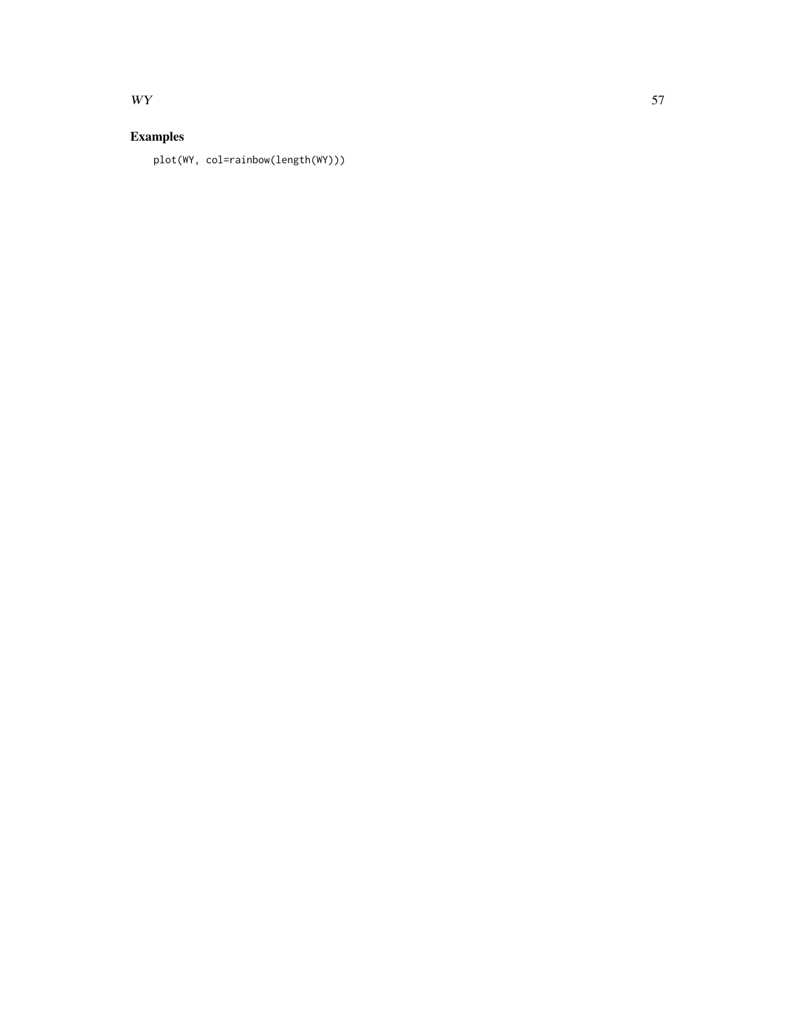## Examples

```
plot(WY, col=rainbow(length(WY)))
```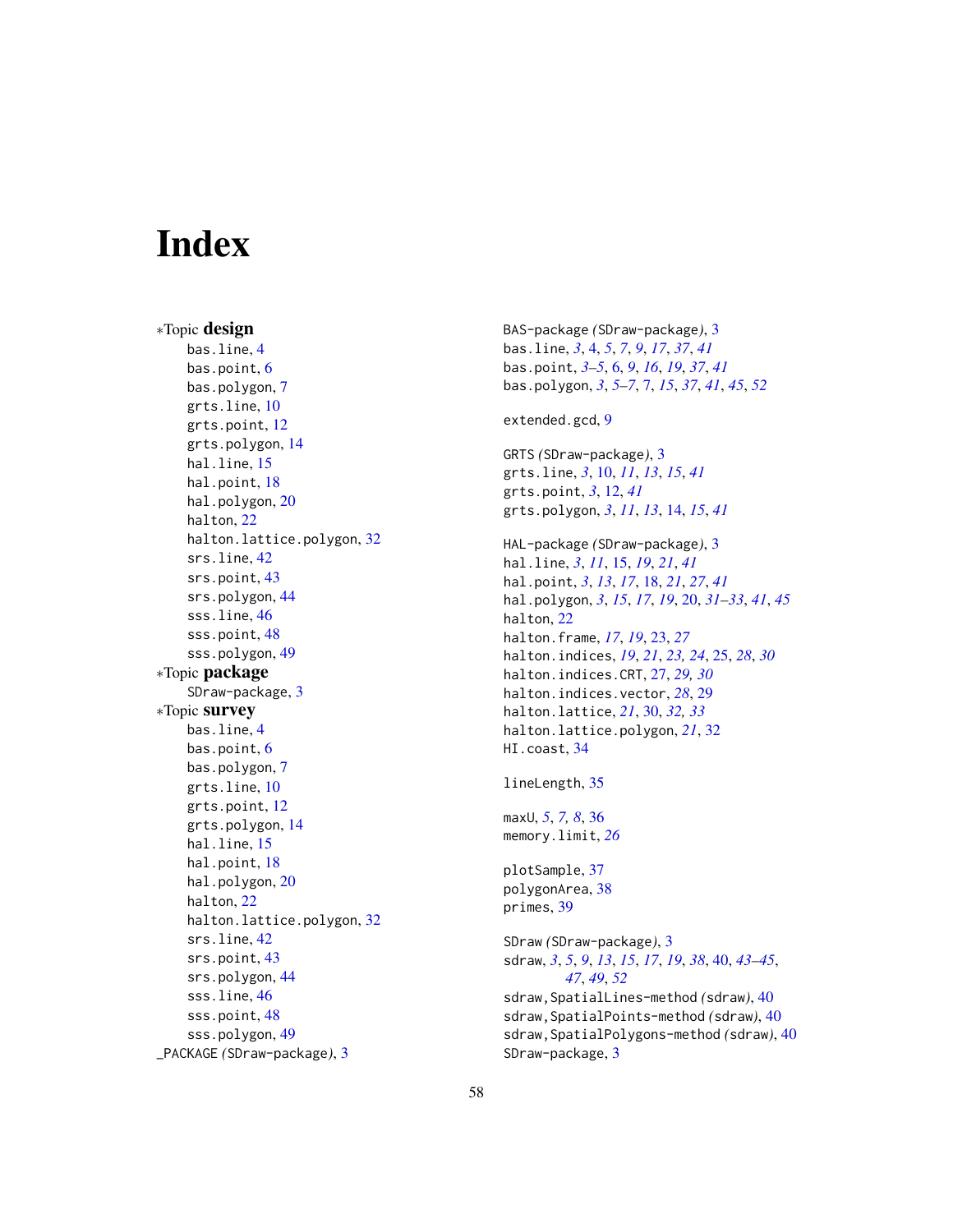# Index

*Topic **design**
- bas.line, 4
- bas.point, 6
- bas.polygon, 7
- grts.line, 10
- grts.point, 12
- grts.polygon, 14
- hal.line, 15
- hal.point, 18
- hal.polygon, 20
- halton, 22
- halton.lattice.polygon, 32
- srs.line, 42
- srs.point, 43
- srs.polygon, 44
- sss.line, 46
- sss.point, 48
- sss.polygon, 49

*Topic **package**
- SDraw-package, 3

*Topic **survey**
- bas.line, 4
- bas.point, 6
- bas.polygon, 7
- grts.line, 10
- grts.point, 12
- grts.polygon, 14
- hal.line, 15
- hal.point, 18
- hal.polygon, 20
- halton, 22
- halton.lattice.polygon, 32
- srs.line, 42
- srs.point, 43
- srs.polygon, 44
- sss.line, 46
- sss.point, 48
- sss.polygon, 49

_PACKAGE *(SDraw-package)*, 3

BAS-package *(SDraw-package)*, 3
bas.line, *3*, 4, *5*, *7*, *9*, *17*, *37*, *41*
bas.point, *3–5*, 6, *9*, *16*, *19*, *37*, *41*
bas.polygon, *3*, *5–7*, 7, *15*, *37*, *41*, *45*, *52*

extended.gcd, 9

GRTS *(SDraw-package)*, 3
grts.line, *3*, 10, *11*, *13*, *15*, *41*
grts.point, *3*, 12, *41*
grts.polygon, *3*, *11*, *13*, 14, *15*, *41*

HAL-package *(SDraw-package)*, 3
hal.line, *3*, *11*, 15, *19*, *21*, *41*
hal.point, *3*, *13*, *17*, 18, *21*, *27*, *41*
hal.polygon, *3*, *15*, *17*, *19*, 20, *31–33*, *41*, *45*
halton, 22
halton.frame, *17*, *19*, 23, *27*
halton.indices, *19*, *21*, *23, 24*, 25, *28*, *30*
halton.indices.CRT, 27, *29, 30*
halton.indices.vector, *28*, 29
halton.lattice, *21*, 30, *32, 33*
halton.lattice.polygon, *21*, 32
HI.coast, 34

lineLength, 35

maxU, *5*, *7, 8*, 36
memory.limit, *26*

plotSample, 37
polygonArea, 38
primes, 39

SDraw *(SDraw-package)*, 3
sdraw, *3*, *5*, *9*, *13*, *15*, *17*, *19*, *38*, 40, *43–45*, *47*, *49*, *52*
sdraw,SpatialLines-method *(sdraw)*, 40
sdraw,SpatialPoints-method *(sdraw)*, 40
sdraw,SpatialPolygons-method *(sdraw)*, 40
SDraw-package, 3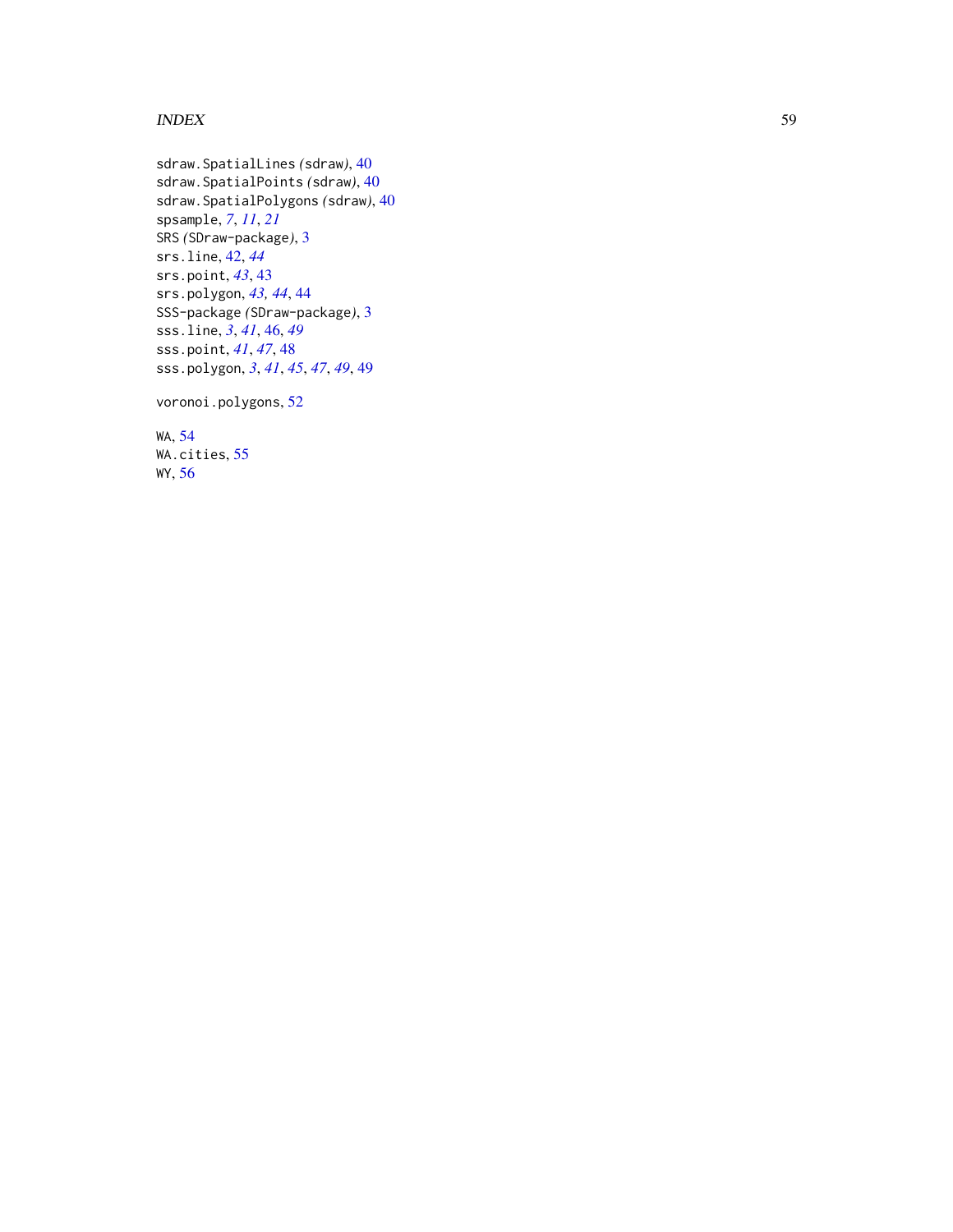sdraw.SpatialLines *(*sdraw*)*, 40
sdraw.SpatialPoints *(*sdraw*)*, 40
sdraw.SpatialPolygons *(*sdraw*)*, 40
spsample, *7*, *11*, *21*
SRS *(*SDraw-package*)*, 3
srs.line, 42, *44*
srs.point, *43*, 43
srs.polygon, *43, 44*, 44
SSS-package *(*SDraw-package*)*, 3
sss.line, *3*, *41*, 46, *49*
sss.point, *41*, *47*, 48
sss.polygon, *3*, *41*, *45*, *47*, *49*, 49

voronoi.polygons, 52

WA, 54
WA.cities, 55
WY, 56